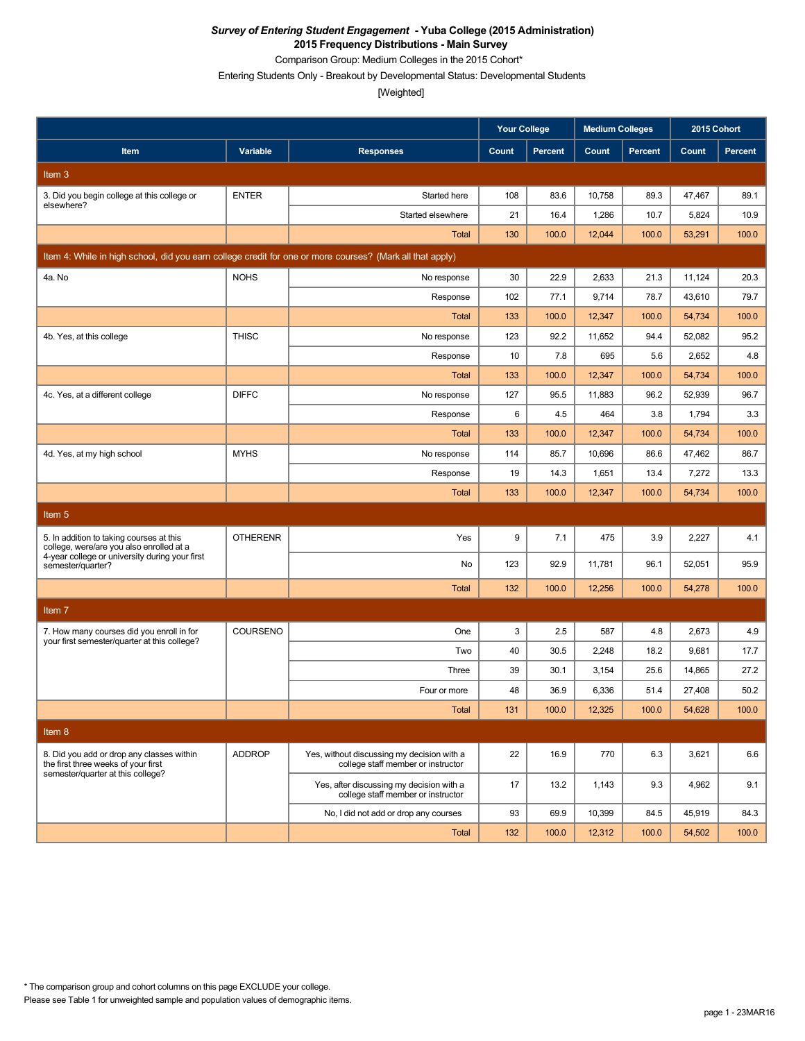***Survey of Entering Student Engagement* - Yuba College (2015 Administration)**
**2015 Frequency Distributions - Main Survey**
Comparison Group: Medium Colleges in the 2015 Cohort*
Entering Students Only - Breakout by Developmental Status: Developmental Students
[Weighted]

| | | | Your College | | Medium Colleges | | 2015 Cohort | |
|---|---|---|---|---|---|---|---|---|
| **Item** | **Variable** | **Responses** | **Count** | **Percent** | **Count** | **Percent** | **Count** | **Percent** |
| **Item 3** | | | | | | | | |
| 3. Did you begin college at this college or elsewhere? | ENTER | Started here | 108 | 83.6 | 10,758 | 89.3 | 47,467 | 89.1 |
| | | Started elsewhere | 21 | 16.4 | 1,286 | 10.7 | 5,824 | 10.9 |
| | | Total | 130 | 100.0 | 12,044 | 100.0 | 53,291 | 100.0 |
| **Item 4: While in high school, did you earn college credit for one or more courses? (Mark all that apply)** | | | | | | | | |
| 4a. No | NOHS | No response | 30 | 22.9 | 2,633 | 21.3 | 11,124 | 20.3 |
| | | Response | 102 | 77.1 | 9,714 | 78.7 | 43,610 | 79.7 |
| | | Total | 133 | 100.0 | 12,347 | 100.0 | 54,734 | 100.0 |
| 4b. Yes, at this college | THISC | No response | 123 | 92.2 | 11,652 | 94.4 | 52,082 | 95.2 |
| | | Response | 10 | 7.8 | 695 | 5.6 | 2,652 | 4.8 |
| | | Total | 133 | 100.0 | 12,347 | 100.0 | 54,734 | 100.0 |
| 4c. Yes, at a different college | DIFFC | No response | 127 | 95.5 | 11,883 | 96.2 | 52,939 | 96.7 |
| | | Response | 6 | 4.5 | 464 | 3.8 | 1,794 | 3.3 |
| | | Total | 133 | 100.0 | 12,347 | 100.0 | 54,734 | 100.0 |
| 4d. Yes, at my high school | MYHS | No response | 114 | 85.7 | 10,696 | 86.6 | 47,462 | 86.7 |
| | | Response | 19 | 14.3 | 1,651 | 13.4 | 7,272 | 13.3 |
| | | Total | 133 | 100.0 | 12,347 | 100.0 | 54,734 | 100.0 |
| **Item 5** | | | | | | | | |
| 5. In addition to taking courses at this college, were/are you also enrolled at a 4-year college or university during your first semester/quarter? | OTHERENR | Yes | 9 | 7.1 | 475 | 3.9 | 2,227 | 4.1 |
| | | No | 123 | 92.9 | 11,781 | 96.1 | 52,051 | 95.9 |
| | | Total | 132 | 100.0 | 12,256 | 100.0 | 54,278 | 100.0 |
| **Item 7** | | | | | | | | |
| 7. How many courses did you enroll in for your first semester/quarter at this college? | COURSENO | One | 3 | 2.5 | 587 | 4.8 | 2,673 | 4.9 |
| | | Two | 40 | 30.5 | 2,248 | 18.2 | 9,681 | 17.7 |
| | | Three | 39 | 30.1 | 3,154 | 25.6 | 14,865 | 27.2 |
| | | Four or more | 48 | 36.9 | 6,336 | 51.4 | 27,408 | 50.2 |
| | | Total | 131 | 100.0 | 12,325 | 100.0 | 54,628 | 100.0 |
| **Item 8** | | | | | | | | |
| 8. Did you add or drop any classes within the first three weeks of your first semester/quarter at this college? | ADDROP | Yes, without discussing my decision with a college staff member or instructor | 22 | 16.9 | 770 | 6.3 | 3,621 | 6.6 |
| | | Yes, after discussing my decision with a college staff member or instructor | 17 | 13.2 | 1,143 | 9.3 | 4,962 | 9.1 |
| | | No, I did not add or drop any courses | 93 | 69.9 | 10,399 | 84.5 | 45,919 | 84.3 |
| | | Total | 132 | 100.0 | 12,312 | 100.0 | 54,502 | 100.0 |

* The comparison group and cohort columns on this page EXCLUDE your college.
Please see Table 1 for unweighted sample and population values of demographic items.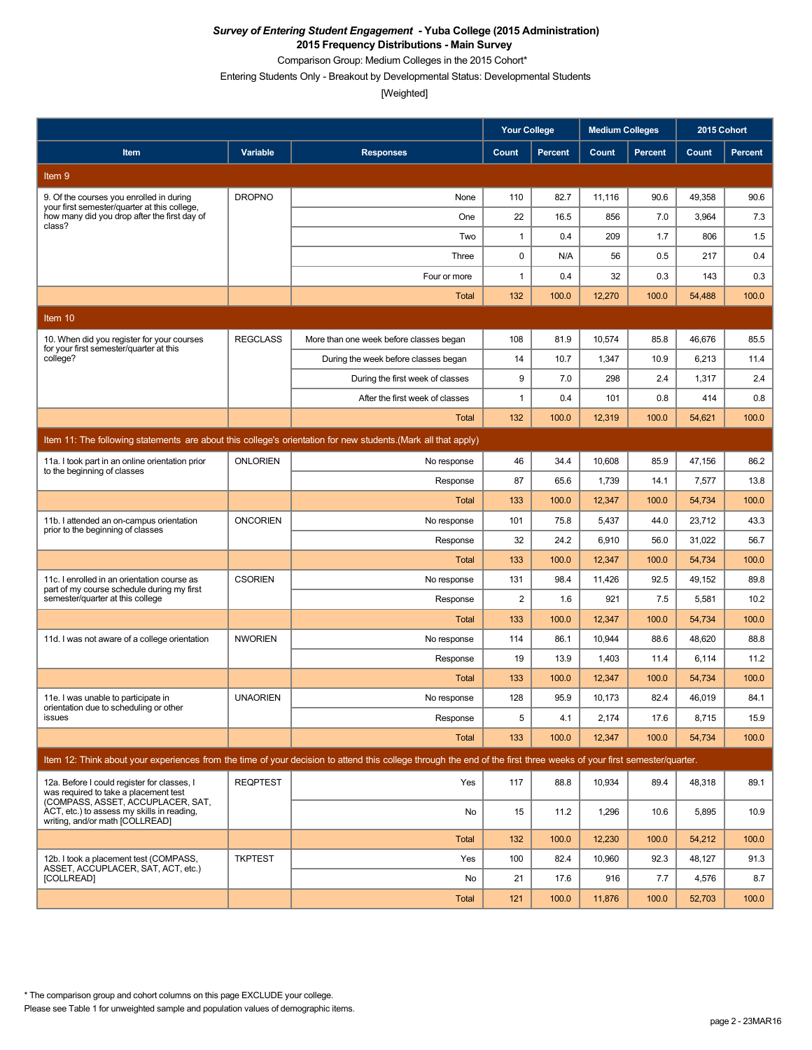***Survey of Entering Student Engagement* - Yuba College (2015 Administration)**

**2015 Frequency Distributions - Main Survey**

Comparison Group: Medium Colleges in the 2015 Cohort*

Entering Students Only - Breakout by Developmental Status: Developmental Students

[Weighted]

| Item | Variable | Responses | Your College Count | Your College Percent | Medium Colleges Count | Medium Colleges Percent | 2015 Cohort Count | 2015 Cohort Percent |
|---|---|---|---|---|---|---|---|---|
| **Item 9** | | | | | | | | |
| 9. Of the courses you enrolled in during your first semester/quarter at this college, how many did you drop after the first day of class? | DROPNO | None | 110 | 82.7 | 11,116 | 90.6 | 49,358 | 90.6 |
| | | One | 22 | 16.5 | 856 | 7.0 | 3,964 | 7.3 |
| | | Two | 1 | 0.4 | 209 | 1.7 | 806 | 1.5 |
| | | Three | 0 | N/A | 56 | 0.5 | 217 | 0.4 |
| | | Four or more | 1 | 0.4 | 32 | 0.3 | 143 | 0.3 |
| | | Total | 132 | 100.0 | 12,270 | 100.0 | 54,488 | 100.0 |
| **Item 10** | | | | | | | | |
| 10. When did you register for your courses for your first semester/quarter at this college? | REGCLASS | More than one week before classes began | 108 | 81.9 | 10,574 | 85.8 | 46,676 | 85.5 |
| | | During the week before classes began | 14 | 10.7 | 1,347 | 10.9 | 6,213 | 11.4 |
| | | During the first week of classes | 9 | 7.0 | 298 | 2.4 | 1,317 | 2.4 |
| | | After the first week of classes | 1 | 0.4 | 101 | 0.8 | 414 | 0.8 |
| | | Total | 132 | 100.0 | 12,319 | 100.0 | 54,621 | 100.0 |
| **Item 11: The following statements are about this college's orientation for new students.(Mark all that apply)** | | | | | | | | |
| 11a. I took part in an online orientation prior to the beginning of classes | ONLORIEN | No response | 46 | 34.4 | 10,608 | 85.9 | 47,156 | 86.2 |
| | | Response | 87 | 65.6 | 1,739 | 14.1 | 7,577 | 13.8 |
| | | Total | 133 | 100.0 | 12,347 | 100.0 | 54,734 | 100.0 |
| 11b. I attended an on-campus orientation prior to the beginning of classes | ONCORIEN | No response | 101 | 75.8 | 5,437 | 44.0 | 23,712 | 43.3 |
| | | Response | 32 | 24.2 | 6,910 | 56.0 | 31,022 | 56.7 |
| | | Total | 133 | 100.0 | 12,347 | 100.0 | 54,734 | 100.0 |
| 11c. I enrolled in an orientation course as part of my course schedule during my first semester/quarter at this college | CSORIEN | No response | 131 | 98.4 | 11,426 | 92.5 | 49,152 | 89.8 |
| | | Response | 2 | 1.6 | 921 | 7.5 | 5,581 | 10.2 |
| | | Total | 133 | 100.0 | 12,347 | 100.0 | 54,734 | 100.0 |
| 11d. I was not aware of a college orientation | NWORIEN | No response | 114 | 86.1 | 10,944 | 88.6 | 48,620 | 88.8 |
| | | Response | 19 | 13.9 | 1,403 | 11.4 | 6,114 | 11.2 |
| | | Total | 133 | 100.0 | 12,347 | 100.0 | 54,734 | 100.0 |
| 11e. I was unable to participate in orientation due to scheduling or other issues | UNAORIEN | No response | 128 | 95.9 | 10,173 | 82.4 | 46,019 | 84.1 |
| | | Response | 5 | 4.1 | 2,174 | 17.6 | 8,715 | 15.9 |
| | | Total | 133 | 100.0 | 12,347 | 100.0 | 54,734 | 100.0 |
| **Item 12: Think about your experiences from the time of your decision to attend this college through the end of the first three weeks of your first semester/quarter.** | | | | | | | | |
| 12a. Before I could register for classes, I was required to take a placement test (COMPASS, ASSET, ACCUPLACER, SAT, ACT, etc.) to assess my skills in reading, writing, and/or math [COLLREAD] | REQPTEST | Yes | 117 | 88.8 | 10,934 | 89.4 | 48,318 | 89.1 |
| | | No | 15 | 11.2 | 1,296 | 10.6 | 5,895 | 10.9 |
| | | Total | 132 | 100.0 | 12,230 | 100.0 | 54,212 | 100.0 |
| 12b. I took a placement test (COMPASS, ASSET, ACCUPLACER, SAT, ACT, etc.) [COLLREAD] | TKPTEST | Yes | 100 | 82.4 | 10,960 | 92.3 | 48,127 | 91.3 |
| | | No | 21 | 17.6 | 916 | 7.7 | 4,576 | 8.7 |
| | | Total | 121 | 100.0 | 11,876 | 100.0 | 52,703 | 100.0 |

* The comparison group and cohort columns on this page EXCLUDE your college.

Please see Table 1 for unweighted sample and population values of demographic items.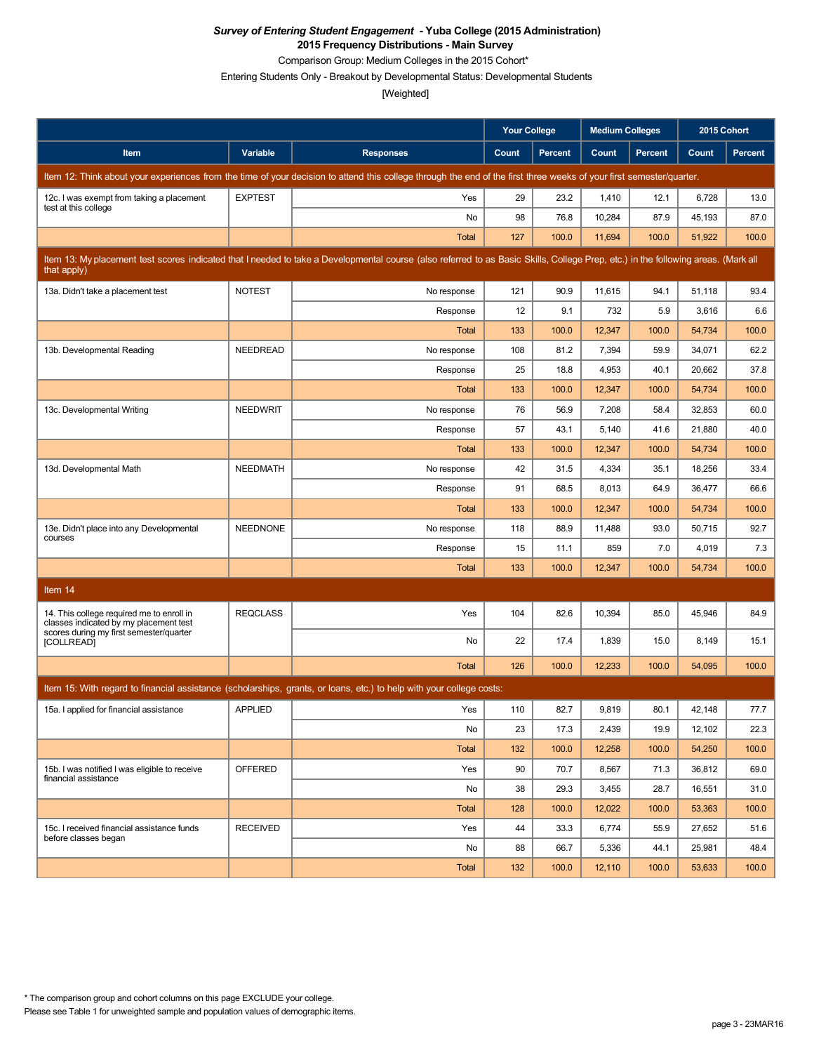***Survey of Entering Student Engagement* - Yuba College (2015 Administration)**
**2015 Frequency Distributions - Main Survey**
Comparison Group: Medium Colleges in the 2015 Cohort*
Entering Students Only - Breakout by Developmental Status: Developmental Students
[Weighted]

| Item | Variable | Responses | Your College Count | Your College Percent | Medium Colleges Count | Medium Colleges Percent | 2015 Cohort Count | 2015 Cohort Percent |
|---|---|---|---|---|---|---|---|---|
| **Item 12: Think about your experiences from the time of your decision to attend this college through the end of the first three weeks of your first semester/quarter.** | | | | | | | | |
| 12c. I was exempt from taking a placement test at this college | EXPTEST | Yes | 29 | 23.2 | 1,410 | 12.1 | 6,728 | 13.0 |
| | | No | 98 | 76.8 | 10,284 | 87.9 | 45,193 | 87.0 |
| | | Total | 127 | 100.0 | 11,694 | 100.0 | 51,922 | 100.0 |
| **Item 13: My placement test scores indicated that I needed to take a Developmental course (also referred to as Basic Skills, College Prep, etc.) in the following areas. (Mark all that apply)** | | | | | | | | |
| 13a. Didn't take a placement test | NOTEST | No response | 121 | 90.9 | 11,615 | 94.1 | 51,118 | 93.4 |
| | | Response | 12 | 9.1 | 732 | 5.9 | 3,616 | 6.6 |
| | | Total | 133 | 100.0 | 12,347 | 100.0 | 54,734 | 100.0 |
| 13b. Developmental Reading | NEEDREAD | No response | 108 | 81.2 | 7,394 | 59.9 | 34,071 | 62.2 |
| | | Response | 25 | 18.8 | 4,953 | 40.1 | 20,662 | 37.8 |
| | | Total | 133 | 100.0 | 12,347 | 100.0 | 54,734 | 100.0 |
| 13c. Developmental Writing | NEEDWRIT | No response | 76 | 56.9 | 7,208 | 58.4 | 32,853 | 60.0 |
| | | Response | 57 | 43.1 | 5,140 | 41.6 | 21,880 | 40.0 |
| | | Total | 133 | 100.0 | 12,347 | 100.0 | 54,734 | 100.0 |
| 13d. Developmental Math | NEEDMATH | No response | 42 | 31.5 | 4,334 | 35.1 | 18,256 | 33.4 |
| | | Response | 91 | 68.5 | 8,013 | 64.9 | 36,477 | 66.6 |
| | | Total | 133 | 100.0 | 12,347 | 100.0 | 54,734 | 100.0 |
| 13e. Didn't place into any Developmental courses | NEEDNONE | No response | 118 | 88.9 | 11,488 | 93.0 | 50,715 | 92.7 |
| | | Response | 15 | 11.1 | 859 | 7.0 | 4,019 | 7.3 |
| | | Total | 133 | 100.0 | 12,347 | 100.0 | 54,734 | 100.0 |
| **Item 14** | | | | | | | | |
| 14. This college required me to enroll in classes indicated by my placement test scores during my first semester/quarter [COLLREAD] | REQCLASS | Yes | 104 | 82.6 | 10,394 | 85.0 | 45,946 | 84.9 |
| | | No | 22 | 17.4 | 1,839 | 15.0 | 8,149 | 15.1 |
| | | Total | 126 | 100.0 | 12,233 | 100.0 | 54,095 | 100.0 |
| **Item 15: With regard to financial assistance (scholarships, grants, or loans, etc.) to help with your college costs:** | | | | | | | | |
| 15a. I applied for financial assistance | APPLIED | Yes | 110 | 82.7 | 9,819 | 80.1 | 42,148 | 77.7 |
| | | No | 23 | 17.3 | 2,439 | 19.9 | 12,102 | 22.3 |
| | | Total | 132 | 100.0 | 12,258 | 100.0 | 54,250 | 100.0 |
| 15b. I was notified I was eligible to receive financial assistance | OFFERED | Yes | 90 | 70.7 | 8,567 | 71.3 | 36,812 | 69.0 |
| | | No | 38 | 29.3 | 3,455 | 28.7 | 16,551 | 31.0 |
| | | Total | 128 | 100.0 | 12,022 | 100.0 | 53,363 | 100.0 |
| 15c. I received financial assistance funds before classes began | RECEIVED | Yes | 44 | 33.3 | 6,774 | 55.9 | 27,652 | 51.6 |
| | | No | 88 | 66.7 | 5,336 | 44.1 | 25,981 | 48.4 |
| | | Total | 132 | 100.0 | 12,110 | 100.0 | 53,633 | 100.0 |

\* The comparison group and cohort columns on this page EXCLUDE your college.
Please see Table 1 for unweighted sample and population values of demographic items.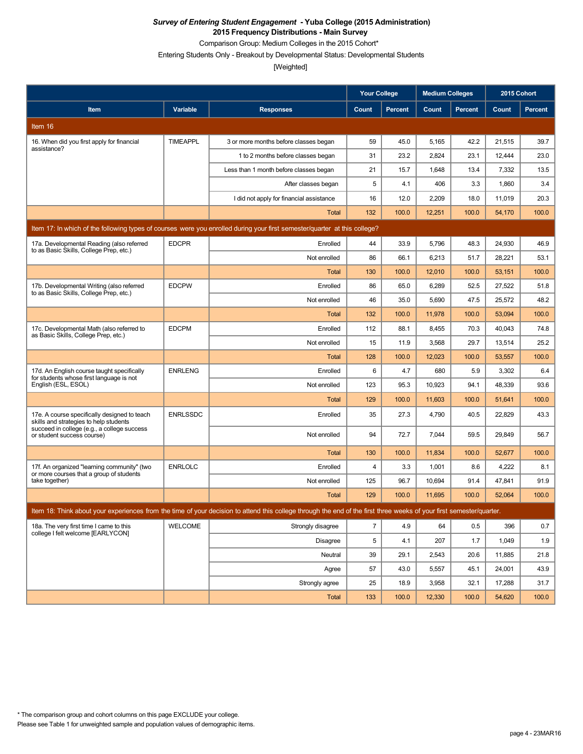***Survey of Entering Student Engagement* - Yuba College (2015 Administration)**
**2015 Frequency Distributions - Main Survey**
Comparison Group: Medium Colleges in the 2015 Cohort*
Entering Students Only - Breakout by Developmental Status: Developmental Students
[Weighted]

| Item | Variable | Responses | Your College Count | Your College Percent | Medium Colleges Count | Medium Colleges Percent | 2015 Cohort Count | 2015 Cohort Percent |
|---|---|---|---|---|---|---|---|---|
| **Item 16** | | | | | | | | |
| 16. When did you first apply for financial assistance? | TIMEAPPL | 3 or more months before classes began | 59 | 45.0 | 5,165 | 42.2 | 21,515 | 39.7 |
| | | 1 to 2 months before classes began | 31 | 23.2 | 2,824 | 23.1 | 12,444 | 23.0 |
| | | Less than 1 month before classes began | 21 | 15.7 | 1,648 | 13.4 | 7,332 | 13.5 |
| | | After classes began | 5 | 4.1 | 406 | 3.3 | 1,860 | 3.4 |
| | | I did not apply for financial assistance | 16 | 12.0 | 2,209 | 18.0 | 11,019 | 20.3 |
| | | Total | 132 | 100.0 | 12,251 | 100.0 | 54,170 | 100.0 |
| **Item 17: In which of the following types of courses were you enrolled during your first semester/quarter at this college?** | | | | | | | | |
| 17a. Developmental Reading (also referred to as Basic Skills, College Prep, etc.) | EDCPR | Enrolled | 44 | 33.9 | 5,796 | 48.3 | 24,930 | 46.9 |
| | | Not enrolled | 86 | 66.1 | 6,213 | 51.7 | 28,221 | 53.1 |
| | | Total | 130 | 100.0 | 12,010 | 100.0 | 53,151 | 100.0 |
| 17b. Developmental Writing (also referred to as Basic Skills, College Prep, etc.) | EDCPW | Enrolled | 86 | 65.0 | 6,289 | 52.5 | 27,522 | 51.8 |
| | | Not enrolled | 46 | 35.0 | 5,690 | 47.5 | 25,572 | 48.2 |
| | | Total | 132 | 100.0 | 11,978 | 100.0 | 53,094 | 100.0 |
| 17c. Developmental Math (also referred to as Basic Skills, College Prep, etc.) | EDCPM | Enrolled | 112 | 88.1 | 8,455 | 70.3 | 40,043 | 74.8 |
| | | Not enrolled | 15 | 11.9 | 3,568 | 29.7 | 13,514 | 25.2 |
| | | Total | 128 | 100.0 | 12,023 | 100.0 | 53,557 | 100.0 |
| 17d. An English course taught specifically for students whose first language is not English (ESL, ESOL) | ENRLENG | Enrolled | 6 | 4.7 | 680 | 5.9 | 3,302 | 6.4 |
| | | Not enrolled | 123 | 95.3 | 10,923 | 94.1 | 48,339 | 93.6 |
| | | Total | 129 | 100.0 | 11,603 | 100.0 | 51,641 | 100.0 |
| 17e. A course specifically designed to teach skills and strategies to help students succeed in college (e.g., a college success or student success course) | ENRLSSDC | Enrolled | 35 | 27.3 | 4,790 | 40.5 | 22,829 | 43.3 |
| | | Not enrolled | 94 | 72.7 | 7,044 | 59.5 | 29,849 | 56.7 |
| | | Total | 130 | 100.0 | 11,834 | 100.0 | 52,677 | 100.0 |
| 17f. An organized "learning community" (two or more courses that a group of students take together) | ENRLOLC | Enrolled | 4 | 3.3 | 1,001 | 8.6 | 4,222 | 8.1 |
| | | Not enrolled | 125 | 96.7 | 10,694 | 91.4 | 47,841 | 91.9 |
| | | Total | 129 | 100.0 | 11,695 | 100.0 | 52,064 | 100.0 |
| **Item 18: Think about your experiences from the time of your decision to attend this college through the end of the first three weeks of your first semester/quarter.** | | | | | | | | |
| 18a. The very first time I came to this college I felt welcome [EARLYCON] | WELCOME | Strongly disagree | 7 | 4.9 | 64 | 0.5 | 396 | 0.7 |
| | | Disagree | 5 | 4.1 | 207 | 1.7 | 1,049 | 1.9 |
| | | Neutral | 39 | 29.1 | 2,543 | 20.6 | 11,885 | 21.8 |
| | | Agree | 57 | 43.0 | 5,557 | 45.1 | 24,001 | 43.9 |
| | | Strongly agree | 25 | 18.9 | 3,958 | 32.1 | 17,288 | 31.7 |
| | | Total | 133 | 100.0 | 12,330 | 100.0 | 54,620 | 100.0 |

* The comparison group and cohort columns on this page EXCLUDE your college.
Please see Table 1 for unweighted sample and population values of demographic items.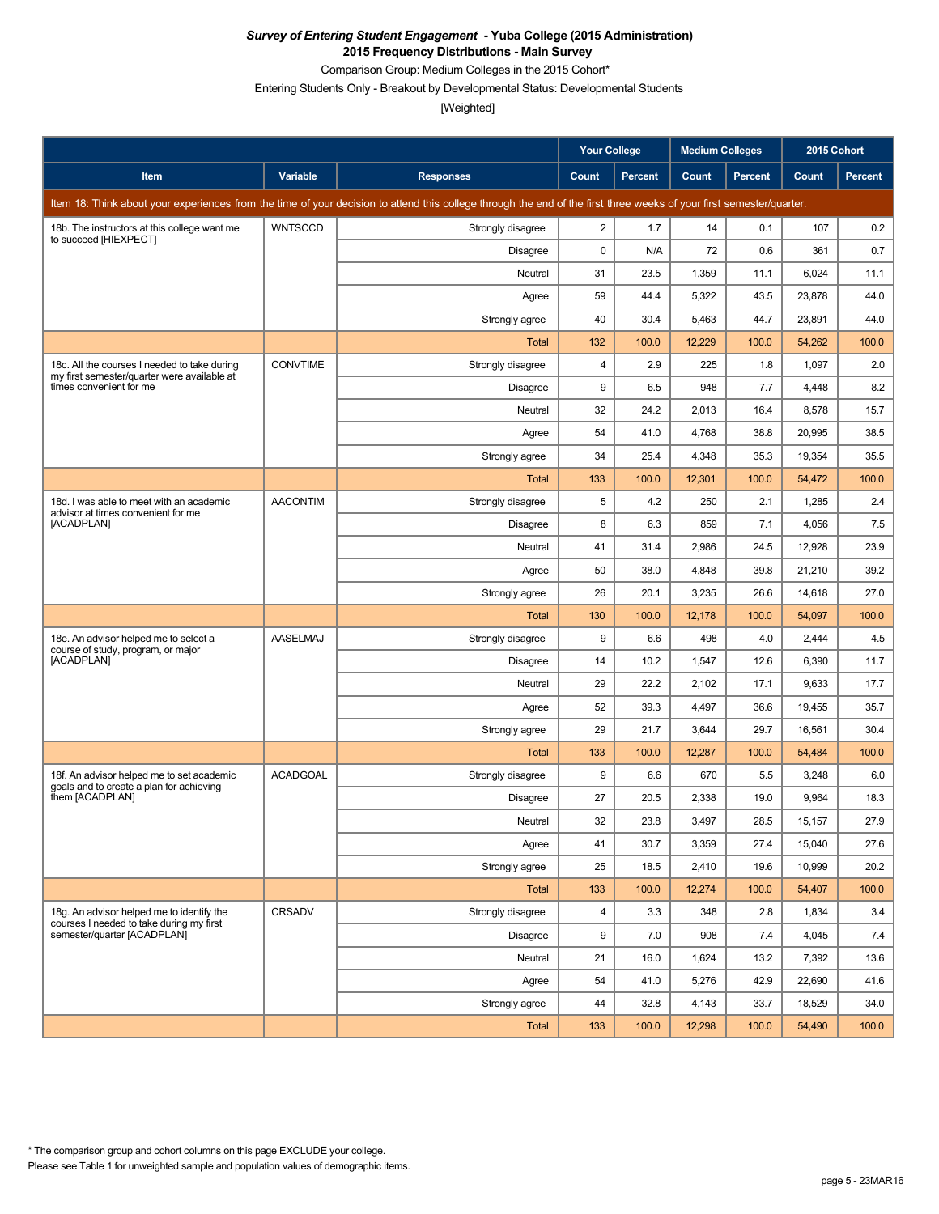***Survey of Entering Student Engagement* - Yuba College (2015 Administration)**
**2015 Frequency Distributions - Main Survey**
Comparison Group: Medium Colleges in the 2015 Cohort*
Entering Students Only - Breakout by Developmental Status: Developmental Students
[Weighted]

| | | | Your College | | Medium Colleges | | 2015 Cohort | |
|---|---|---|---|---|---|---|---|---|
| **Item** | **Variable** | **Responses** | **Count** | **Percent** | **Count** | **Percent** | **Count** | **Percent** |
| Item 18: Think about your experiences from the time of your decision to attend this college through the end of the first three weeks of your first semester/quarter. | | | | | | | | |
| 18b. The instructors at this college want me to succeed [HIEXPECT] | WNTSCCD | Strongly disagree | 2 | 1.7 | 14 | 0.1 | 107 | 0.2 |
| | | Disagree | 0 | N/A | 72 | 0.6 | 361 | 0.7 |
| | | Neutral | 31 | 23.5 | 1,359 | 11.1 | 6,024 | 11.1 |
| | | Agree | 59 | 44.4 | 5,322 | 43.5 | 23,878 | 44.0 |
| | | Strongly agree | 40 | 30.4 | 5,463 | 44.7 | 23,891 | 44.0 |
| | | Total | 132 | 100.0 | 12,229 | 100.0 | 54,262 | 100.0 |
| 18c. All the courses I needed to take during my first semester/quarter were available at times convenient for me | CONVTIME | Strongly disagree | 4 | 2.9 | 225 | 1.8 | 1,097 | 2.0 |
| | | Disagree | 9 | 6.5 | 948 | 7.7 | 4,448 | 8.2 |
| | | Neutral | 32 | 24.2 | 2,013 | 16.4 | 8,578 | 15.7 |
| | | Agree | 54 | 41.0 | 4,768 | 38.8 | 20,995 | 38.5 |
| | | Strongly agree | 34 | 25.4 | 4,348 | 35.3 | 19,354 | 35.5 |
| | | Total | 133 | 100.0 | 12,301 | 100.0 | 54,472 | 100.0 |
| 18d. I was able to meet with an academic advisor at times convenient for me [ACADPLAN] | AACONTIM | Strongly disagree | 5 | 4.2 | 250 | 2.1 | 1,285 | 2.4 |
| | | Disagree | 8 | 6.3 | 859 | 7.1 | 4,056 | 7.5 |
| | | Neutral | 41 | 31.4 | 2,986 | 24.5 | 12,928 | 23.9 |
| | | Agree | 50 | 38.0 | 4,848 | 39.8 | 21,210 | 39.2 |
| | | Strongly agree | 26 | 20.1 | 3,235 | 26.6 | 14,618 | 27.0 |
| | | Total | 130 | 100.0 | 12,178 | 100.0 | 54,097 | 100.0 |
| 18e. An advisor helped me to select a course of study, program, or major [ACADPLAN] | AASELMAJ | Strongly disagree | 9 | 6.6 | 498 | 4.0 | 2,444 | 4.5 |
| | | Disagree | 14 | 10.2 | 1,547 | 12.6 | 6,390 | 11.7 |
| | | Neutral | 29 | 22.2 | 2,102 | 17.1 | 9,633 | 17.7 |
| | | Agree | 52 | 39.3 | 4,497 | 36.6 | 19,455 | 35.7 |
| | | Strongly agree | 29 | 21.7 | 3,644 | 29.7 | 16,561 | 30.4 |
| | | Total | 133 | 100.0 | 12,287 | 100.0 | 54,484 | 100.0 |
| 18f. An advisor helped me to set academic goals and to create a plan for achieving them [ACADPLAN] | ACADGOAL | Strongly disagree | 9 | 6.6 | 670 | 5.5 | 3,248 | 6.0 |
| | | Disagree | 27 | 20.5 | 2,338 | 19.0 | 9,964 | 18.3 |
| | | Neutral | 32 | 23.8 | 3,497 | 28.5 | 15,157 | 27.9 |
| | | Agree | 41 | 30.7 | 3,359 | 27.4 | 15,040 | 27.6 |
| | | Strongly agree | 25 | 18.5 | 2,410 | 19.6 | 10,999 | 20.2 |
| | | Total | 133 | 100.0 | 12,274 | 100.0 | 54,407 | 100.0 |
| 18g. An advisor helped me to identify the courses I needed to take during my first semester/quarter [ACADPLAN] | CRSADV | Strongly disagree | 4 | 3.3 | 348 | 2.8 | 1,834 | 3.4 |
| | | Disagree | 9 | 7.0 | 908 | 7.4 | 4,045 | 7.4 |
| | | Neutral | 21 | 16.0 | 1,624 | 13.2 | 7,392 | 13.6 |
| | | Agree | 54 | 41.0 | 5,276 | 42.9 | 22,690 | 41.6 |
| | | Strongly agree | 44 | 32.8 | 4,143 | 33.7 | 18,529 | 34.0 |
| | | Total | 133 | 100.0 | 12,298 | 100.0 | 54,490 | 100.0 |

* The comparison group and cohort columns on this page EXCLUDE your college.
Please see Table 1 for unweighted sample and population values of demographic items.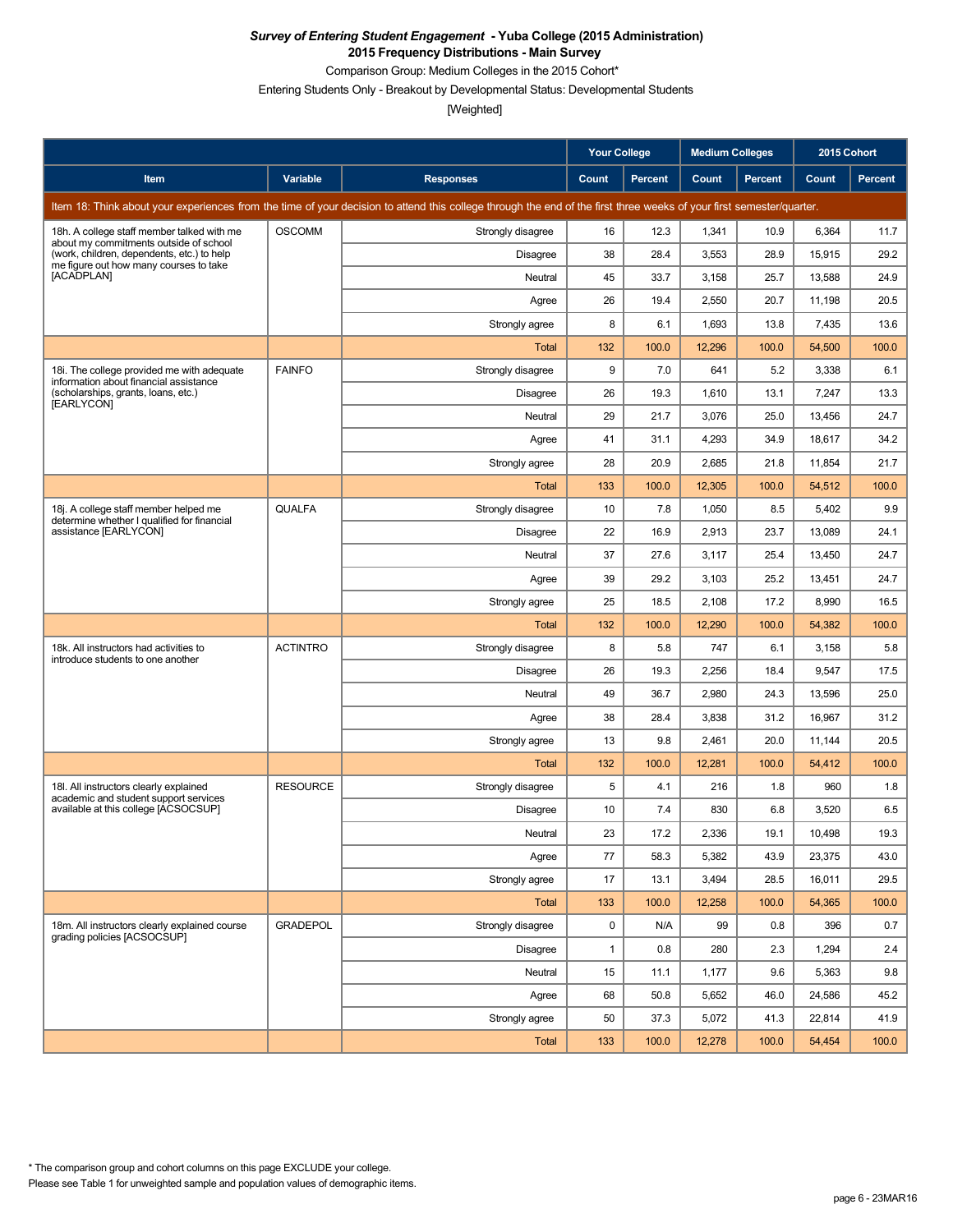***Survey of Entering Student Engagement* - Yuba College (2015 Administration)**
**2015 Frequency Distributions - Main Survey**
Comparison Group: Medium Colleges in the 2015 Cohort*
Entering Students Only - Breakout by Developmental Status: Developmental Students
[Weighted]

| Item | Variable | Responses | Your College | | Medium Colleges | | 2015 Cohort | |
|---|---|---|---|---|---|---|---|---|
| | | | Count | Percent | Count | Percent | Count | Percent |
| Item 18: Think about your experiences from the time of your decision to attend this college through the end of the first three weeks of your first semester/quarter. | | | | | | | | |
| 18h. A college staff member talked with me about my commitments outside of school (work, children, dependents, etc.) to help me figure out how many courses to take [ACADPLAN] | OSCOMM | Strongly disagree | 16 | 12.3 | 1,341 | 10.9 | 6,364 | 11.7 |
| | | Disagree | 38 | 28.4 | 3,553 | 28.9 | 15,915 | 29.2 |
| | | Neutral | 45 | 33.7 | 3,158 | 25.7 | 13,588 | 24.9 |
| | | Agree | 26 | 19.4 | 2,550 | 20.7 | 11,198 | 20.5 |
| | | Strongly agree | 8 | 6.1 | 1,693 | 13.8 | 7,435 | 13.6 |
| | | Total | 132 | 100.0 | 12,296 | 100.0 | 54,500 | 100.0 |
| 18i. The college provided me with adequate information about financial assistance (scholarships, grants, loans, etc.) [EARLYCON] | FAINFO | Strongly disagree | 9 | 7.0 | 641 | 5.2 | 3,338 | 6.1 |
| | | Disagree | 26 | 19.3 | 1,610 | 13.1 | 7,247 | 13.3 |
| | | Neutral | 29 | 21.7 | 3,076 | 25.0 | 13,456 | 24.7 |
| | | Agree | 41 | 31.1 | 4,293 | 34.9 | 18,617 | 34.2 |
| | | Strongly agree | 28 | 20.9 | 2,685 | 21.8 | 11,854 | 21.7 |
| | | Total | 133 | 100.0 | 12,305 | 100.0 | 54,512 | 100.0 |
| 18j. A college staff member helped me determine whether I qualified for financial assistance [EARLYCON] | QUALFA | Strongly disagree | 10 | 7.8 | 1,050 | 8.5 | 5,402 | 9.9 |
| | | Disagree | 22 | 16.9 | 2,913 | 23.7 | 13,089 | 24.1 |
| | | Neutral | 37 | 27.6 | 3,117 | 25.4 | 13,450 | 24.7 |
| | | Agree | 39 | 29.2 | 3,103 | 25.2 | 13,451 | 24.7 |
| | | Strongly agree | 25 | 18.5 | 2,108 | 17.2 | 8,990 | 16.5 |
| | | Total | 132 | 100.0 | 12,290 | 100.0 | 54,382 | 100.0 |
| 18k. All instructors had activities to introduce students to one another | ACTINTRO | Strongly disagree | 8 | 5.8 | 747 | 6.1 | 3,158 | 5.8 |
| | | Disagree | 26 | 19.3 | 2,256 | 18.4 | 9,547 | 17.5 |
| | | Neutral | 49 | 36.7 | 2,980 | 24.3 | 13,596 | 25.0 |
| | | Agree | 38 | 28.4 | 3,838 | 31.2 | 16,967 | 31.2 |
| | | Strongly agree | 13 | 9.8 | 2,461 | 20.0 | 11,144 | 20.5 |
| | | Total | 132 | 100.0 | 12,281 | 100.0 | 54,412 | 100.0 |
| 18l. All instructors clearly explained academic and student support services available at this college [ACSOCSUP] | RESOURCE | Strongly disagree | 5 | 4.1 | 216 | 1.8 | 960 | 1.8 |
| | | Disagree | 10 | 7.4 | 830 | 6.8 | 3,520 | 6.5 |
| | | Neutral | 23 | 17.2 | 2,336 | 19.1 | 10,498 | 19.3 |
| | | Agree | 77 | 58.3 | 5,382 | 43.9 | 23,375 | 43.0 |
| | | Strongly agree | 17 | 13.1 | 3,494 | 28.5 | 16,011 | 29.5 |
| | | Total | 133 | 100.0 | 12,258 | 100.0 | 54,365 | 100.0 |
| 18m. All instructors clearly explained course grading policies [ACSOCSUP] | GRADEPOL | Strongly disagree | 0 | N/A | 99 | 0.8 | 396 | 0.7 |
| | | Disagree | 1 | 0.8 | 280 | 2.3 | 1,294 | 2.4 |
| | | Neutral | 15 | 11.1 | 1,177 | 9.6 | 5,363 | 9.8 |
| | | Agree | 68 | 50.8 | 5,652 | 46.0 | 24,586 | 45.2 |
| | | Strongly agree | 50 | 37.3 | 5,072 | 41.3 | 22,814 | 41.9 |
| | | Total | 133 | 100.0 | 12,278 | 100.0 | 54,454 | 100.0 |

\* The comparison group and cohort columns on this page EXCLUDE your college.
Please see Table 1 for unweighted sample and population values of demographic items.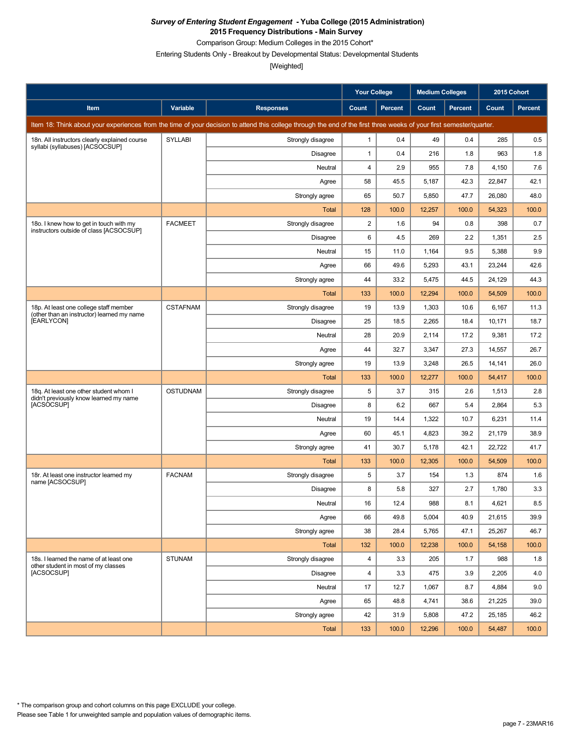***Survey of Entering Student Engagement* - Yuba College (2015 Administration)**
**2015 Frequency Distributions - Main Survey**
Comparison Group: Medium Colleges in the 2015 Cohort*
Entering Students Only - Breakout by Developmental Status: Developmental Students
[Weighted]

| | | | Your College | | Medium Colleges | | 2015 Cohort | |
|---|---|---|---|---|---|---|---|---|
| **Item** | **Variable** | **Responses** | **Count** | **Percent** | **Count** | **Percent** | **Count** | **Percent** |
| Item 18: Think about your experiences from the time of your decision to attend this college through the end of the first three weeks of your first semester/quarter. | | | | | | | | |
| 18n. All instructors clearly explained course syllabi (syllabuses) [ACSOCSUP] | SYLLABI | Strongly disagree | 1 | 0.4 | 49 | 0.4 | 285 | 0.5 |
| | | Disagree | 1 | 0.4 | 216 | 1.8 | 963 | 1.8 |
| | | Neutral | 4 | 2.9 | 955 | 7.8 | 4,150 | 7.6 |
| | | Agree | 58 | 45.5 | 5,187 | 42.3 | 22,847 | 42.1 |
| | | Strongly agree | 65 | 50.7 | 5,850 | 47.7 | 26,080 | 48.0 |
| | | Total | 128 | 100.0 | 12,257 | 100.0 | 54,323 | 100.0 |
| 18o. I knew how to get in touch with my instructors outside of class [ACSOCSUP] | FACMEET | Strongly disagree | 2 | 1.6 | 94 | 0.8 | 398 | 0.7 |
| | | Disagree | 6 | 4.5 | 269 | 2.2 | 1,351 | 2.5 |
| | | Neutral | 15 | 11.0 | 1,164 | 9.5 | 5,388 | 9.9 |
| | | Agree | 66 | 49.6 | 5,293 | 43.1 | 23,244 | 42.6 |
| | | Strongly agree | 44 | 33.2 | 5,475 | 44.5 | 24,129 | 44.3 |
| | | Total | 133 | 100.0 | 12,294 | 100.0 | 54,509 | 100.0 |
| 18p. At least one college staff member (other than an instructor) learned my name [EARLYCON] | CSTAFNAM | Strongly disagree | 19 | 13.9 | 1,303 | 10.6 | 6,167 | 11.3 |
| | | Disagree | 25 | 18.5 | 2,265 | 18.4 | 10,171 | 18.7 |
| | | Neutral | 28 | 20.9 | 2,114 | 17.2 | 9,381 | 17.2 |
| | | Agree | 44 | 32.7 | 3,347 | 27.3 | 14,557 | 26.7 |
| | | Strongly agree | 19 | 13.9 | 3,248 | 26.5 | 14,141 | 26.0 |
| | | Total | 133 | 100.0 | 12,277 | 100.0 | 54,417 | 100.0 |
| 18q. At least one other student whom I didn't previously know learned my name [ACSOCSUP] | OSTUDNAM | Strongly disagree | 5 | 3.7 | 315 | 2.6 | 1,513 | 2.8 |
| | | Disagree | 8 | 6.2 | 667 | 5.4 | 2,864 | 5.3 |
| | | Neutral | 19 | 14.4 | 1,322 | 10.7 | 6,231 | 11.4 |
| | | Agree | 60 | 45.1 | 4,823 | 39.2 | 21,179 | 38.9 |
| | | Strongly agree | 41 | 30.7 | 5,178 | 42.1 | 22,722 | 41.7 |
| | | Total | 133 | 100.0 | 12,305 | 100.0 | 54,509 | 100.0 |
| 18r. At least one instructor learned my name [ACSOCSUP] | FACNAM | Strongly disagree | 5 | 3.7 | 154 | 1.3 | 874 | 1.6 |
| | | Disagree | 8 | 5.8 | 327 | 2.7 | 1,780 | 3.3 |
| | | Neutral | 16 | 12.4 | 988 | 8.1 | 4,621 | 8.5 |
| | | Agree | 66 | 49.8 | 5,004 | 40.9 | 21,615 | 39.9 |
| | | Strongly agree | 38 | 28.4 | 5,765 | 47.1 | 25,267 | 46.7 |
| | | Total | 132 | 100.0 | 12,238 | 100.0 | 54,158 | 100.0 |
| 18s. I learned the name of at least one other student in most of my classes [ACSOCSUP] | STUNAM | Strongly disagree | 4 | 3.3 | 205 | 1.7 | 988 | 1.8 |
| | | Disagree | 4 | 3.3 | 475 | 3.9 | 2,205 | 4.0 |
| | | Neutral | 17 | 12.7 | 1,067 | 8.7 | 4,884 | 9.0 |
| | | Agree | 65 | 48.8 | 4,741 | 38.6 | 21,225 | 39.0 |
| | | Strongly agree | 42 | 31.9 | 5,808 | 47.2 | 25,185 | 46.2 |
| | | Total | 133 | 100.0 | 12,296 | 100.0 | 54,487 | 100.0 |

* The comparison group and cohort columns on this page EXCLUDE your college.
Please see Table 1 for unweighted sample and population values of demographic items.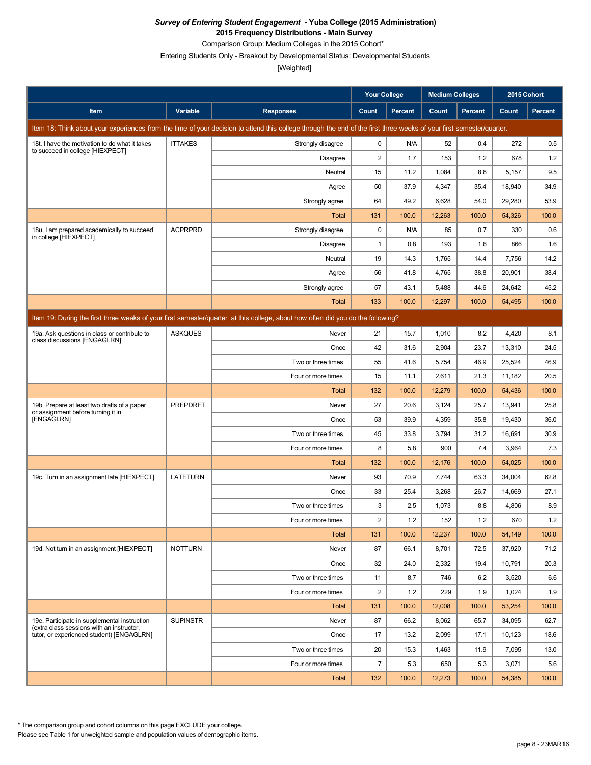***Survey of Entering Student Engagement* - Yuba College (2015 Administration)**

**2015 Frequency Distributions - Main Survey**

Comparison Group: Medium Colleges in the 2015 Cohort*

Entering Students Only - Breakout by Developmental Status: Developmental Students

[Weighted]

| Item | Variable | Responses | Your College | | Medium Colleges | | 2015 Cohort | |
|---|---|---|---|---|---|---|---|---|
| | | | Count | Percent | Count | Percent | Count | Percent |
| **Item 18: Think about your experiences from the time of your decision to attend this college through the end of the first three weeks of your first semester/quarter.** | | | | | | | | |
| 18t. I have the motivation to do what it takes to succeed in college [HIEXPECT] | ITTAKES | Strongly disagree | 0 | N/A | 52 | 0.4 | 272 | 0.5 |
| | | Disagree | 2 | 1.7 | 153 | 1.2 | 678 | 1.2 |
| | | Neutral | 15 | 11.2 | 1,084 | 8.8 | 5,157 | 9.5 |
| | | Agree | 50 | 37.9 | 4,347 | 35.4 | 18,940 | 34.9 |
| | | Strongly agree | 64 | 49.2 | 6,628 | 54.0 | 29,280 | 53.9 |
| | | Total | 131 | 100.0 | 12,263 | 100.0 | 54,326 | 100.0 |
| 18u. I am prepared academically to succeed in college [HIEXPECT] | ACPRPRD | Strongly disagree | 0 | N/A | 85 | 0.7 | 330 | 0.6 |
| | | Disagree | 1 | 0.8 | 193 | 1.6 | 866 | 1.6 |
| | | Neutral | 19 | 14.3 | 1,765 | 14.4 | 7,756 | 14.2 |
| | | Agree | 56 | 41.8 | 4,765 | 38.8 | 20,901 | 38.4 |
| | | Strongly agree | 57 | 43.1 | 5,488 | 44.6 | 24,642 | 45.2 |
| | | Total | 133 | 100.0 | 12,297 | 100.0 | 54,495 | 100.0 |
| **Item 19: During the first three weeks of your first semester/quarter at this college, about how often did you do the following?** | | | | | | | | |
| 19a. Ask questions in class or contribute to class discussions [ENGAGLRN] | ASKQUES | Never | 21 | 15.7 | 1,010 | 8.2 | 4,420 | 8.1 |
| | | Once | 42 | 31.6 | 2,904 | 23.7 | 13,310 | 24.5 |
| | | Two or three times | 55 | 41.6 | 5,754 | 46.9 | 25,524 | 46.9 |
| | | Four or more times | 15 | 11.1 | 2,611 | 21.3 | 11,182 | 20.5 |
| | | Total | 132 | 100.0 | 12,279 | 100.0 | 54,436 | 100.0 |
| 19b. Prepare at least two drafts of a paper or assignment before turning it in [ENGAGLRN] | PREPDRFT | Never | 27 | 20.6 | 3,124 | 25.7 | 13,941 | 25.8 |
| | | Once | 53 | 39.9 | 4,359 | 35.8 | 19,430 | 36.0 |
| | | Two or three times | 45 | 33.8 | 3,794 | 31.2 | 16,691 | 30.9 |
| | | Four or more times | 8 | 5.8 | 900 | 7.4 | 3,964 | 7.3 |
| | | Total | 132 | 100.0 | 12,176 | 100.0 | 54,025 | 100.0 |
| 19c. Turn in an assignment late [HIEXPECT] | LATETURN | Never | 93 | 70.9 | 7,744 | 63.3 | 34,004 | 62.8 |
| | | Once | 33 | 25.4 | 3,268 | 26.7 | 14,669 | 27.1 |
| | | Two or three times | 3 | 2.5 | 1,073 | 8.8 | 4,806 | 8.9 |
| | | Four or more times | 2 | 1.2 | 152 | 1.2 | 670 | 1.2 |
| | | Total | 131 | 100.0 | 12,237 | 100.0 | 54,149 | 100.0 |
| 19d. Not turn in an assignment [HIEXPECT] | NOTTURN | Never | 87 | 66.1 | 8,701 | 72.5 | 37,920 | 71.2 |
| | | Once | 32 | 24.0 | 2,332 | 19.4 | 10,791 | 20.3 |
| | | Two or three times | 11 | 8.7 | 746 | 6.2 | 3,520 | 6.6 |
| | | Four or more times | 2 | 1.2 | 229 | 1.9 | 1,024 | 1.9 |
| | | Total | 131 | 100.0 | 12,008 | 100.0 | 53,254 | 100.0 |
| 19e. Participate in supplemental instruction (extra class sessions with an instructor, tutor, or experienced student) [ENGAGLRN] | SUPINSTR | Never | 87 | 66.2 | 8,062 | 65.7 | 34,095 | 62.7 |
| | | Once | 17 | 13.2 | 2,099 | 17.1 | 10,123 | 18.6 |
| | | Two or three times | 20 | 15.3 | 1,463 | 11.9 | 7,095 | 13.0 |
| | | Four or more times | 7 | 5.3 | 650 | 5.3 | 3,071 | 5.6 |
| | | Total | 132 | 100.0 | 12,273 | 100.0 | 54,385 | 100.0 |

\* The comparison group and cohort columns on this page EXCLUDE your college.

Please see Table 1 for unweighted sample and population values of demographic items.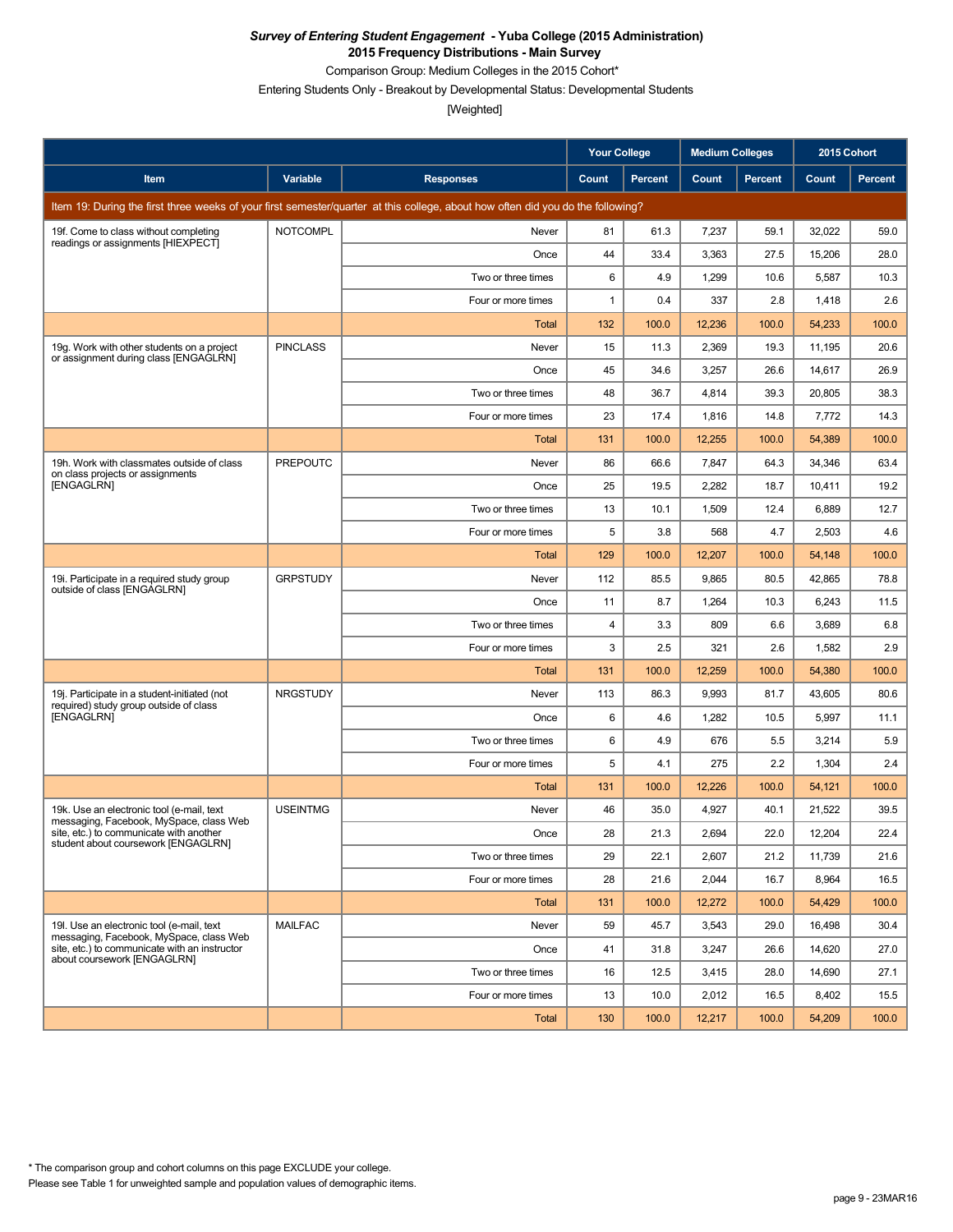***Survey of Entering Student Engagement* - Yuba College (2015 Administration)**
**2015 Frequency Distributions - Main Survey**

Comparison Group: Medium Colleges in the 2015 Cohort*

Entering Students Only - Breakout by Developmental Status: Developmental Students

[Weighted]

| Item | Variable | Responses | Your College | | Medium Colleges | | 2015 Cohort | |
|---|---|---|---|---|---|---|---|---|
| | | | Count | Percent | Count | Percent | Count | Percent |
| Item 19: During the first three weeks of your first semester/quarter at this college, about how often did you do the following? | | | | | | | | |
| 19f. Come to class without completing readings or assignments [HIEXPECT] | NOTCOMPL | Never | 81 | 61.3 | 7,237 | 59.1 | 32,022 | 59.0 |
| | | Once | 44 | 33.4 | 3,363 | 27.5 | 15,206 | 28.0 |
| | | Two or three times | 6 | 4.9 | 1,299 | 10.6 | 5,587 | 10.3 |
| | | Four or more times | 1 | 0.4 | 337 | 2.8 | 1,418 | 2.6 |
| | | Total | 132 | 100.0 | 12,236 | 100.0 | 54,233 | 100.0 |
| 19g. Work with other students on a project or assignment during class [ENGAGLRN] | PINCLASS | Never | 15 | 11.3 | 2,369 | 19.3 | 11,195 | 20.6 |
| | | Once | 45 | 34.6 | 3,257 | 26.6 | 14,617 | 26.9 |
| | | Two or three times | 48 | 36.7 | 4,814 | 39.3 | 20,805 | 38.3 |
| | | Four or more times | 23 | 17.4 | 1,816 | 14.8 | 7,772 | 14.3 |
| | | Total | 131 | 100.0 | 12,255 | 100.0 | 54,389 | 100.0 |
| 19h. Work with classmates outside of class on class projects or assignments [ENGAGLRN] | PREPOUTC | Never | 86 | 66.6 | 7,847 | 64.3 | 34,346 | 63.4 |
| | | Once | 25 | 19.5 | 2,282 | 18.7 | 10,411 | 19.2 |
| | | Two or three times | 13 | 10.1 | 1,509 | 12.4 | 6,889 | 12.7 |
| | | Four or more times | 5 | 3.8 | 568 | 4.7 | 2,503 | 4.6 |
| | | Total | 129 | 100.0 | 12,207 | 100.0 | 54,148 | 100.0 |
| 19i. Participate in a required study group outside of class [ENGAGLRN] | GRPSTUDY | Never | 112 | 85.5 | 9,865 | 80.5 | 42,865 | 78.8 |
| | | Once | 11 | 8.7 | 1,264 | 10.3 | 6,243 | 11.5 |
| | | Two or three times | 4 | 3.3 | 809 | 6.6 | 3,689 | 6.8 |
| | | Four or more times | 3 | 2.5 | 321 | 2.6 | 1,582 | 2.9 |
| | | Total | 131 | 100.0 | 12,259 | 100.0 | 54,380 | 100.0 |
| 19j. Participate in a student-initiated (not required) study group outside of class [ENGAGLRN] | NRGSTUDY | Never | 113 | 86.3 | 9,993 | 81.7 | 43,605 | 80.6 |
| | | Once | 6 | 4.6 | 1,282 | 10.5 | 5,997 | 11.1 |
| | | Two or three times | 6 | 4.9 | 676 | 5.5 | 3,214 | 5.9 |
| | | Four or more times | 5 | 4.1 | 275 | 2.2 | 1,304 | 2.4 |
| | | Total | 131 | 100.0 | 12,226 | 100.0 | 54,121 | 100.0 |
| 19k. Use an electronic tool (e-mail, text messaging, Facebook, MySpace, class Web site, etc.) to communicate with another student about coursework [ENGAGLRN] | USEINTMG | Never | 46 | 35.0 | 4,927 | 40.1 | 21,522 | 39.5 |
| | | Once | 28 | 21.3 | 2,694 | 22.0 | 12,204 | 22.4 |
| | | Two or three times | 29 | 22.1 | 2,607 | 21.2 | 11,739 | 21.6 |
| | | Four or more times | 28 | 21.6 | 2,044 | 16.7 | 8,964 | 16.5 |
| | | Total | 131 | 100.0 | 12,272 | 100.0 | 54,429 | 100.0 |
| 19l. Use an electronic tool (e-mail, text messaging, Facebook, MySpace, class Web site, etc.) to communicate with an instructor about coursework [ENGAGLRN] | MAILFAC | Never | 59 | 45.7 | 3,543 | 29.0 | 16,498 | 30.4 |
| | | Once | 41 | 31.8 | 3,247 | 26.6 | 14,620 | 27.0 |
| | | Two or three times | 16 | 12.5 | 3,415 | 28.0 | 14,690 | 27.1 |
| | | Four or more times | 13 | 10.0 | 2,012 | 16.5 | 8,402 | 15.5 |
| | | Total | 130 | 100.0 | 12,217 | 100.0 | 54,209 | 100.0 |

* The comparison group and cohort columns on this page EXCLUDE your college.

Please see Table 1 for unweighted sample and population values of demographic items.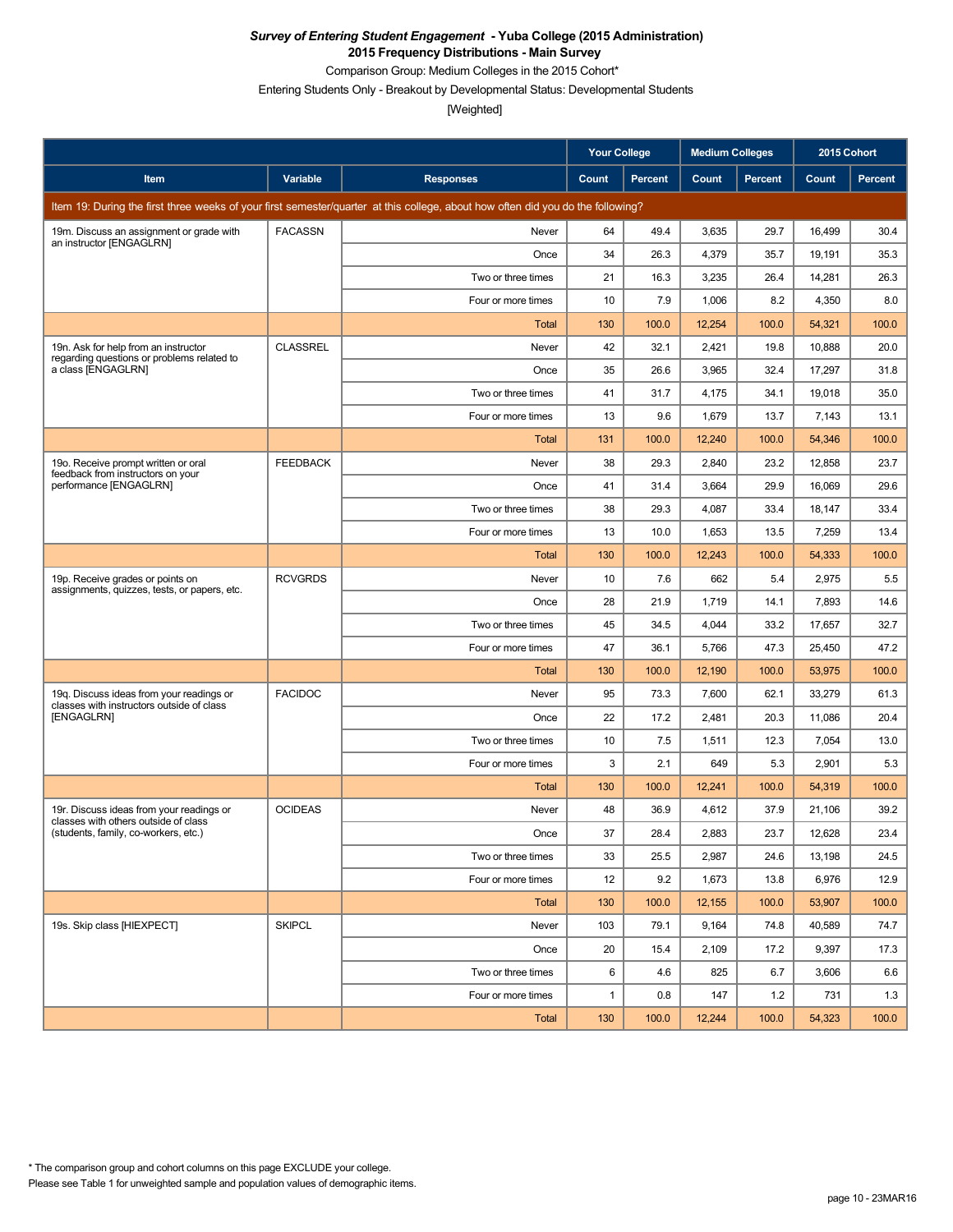***Survey of Entering Student Engagement* - Yuba College (2015 Administration)**
**2015 Frequency Distributions - Main Survey**
Comparison Group: Medium Colleges in the 2015 Cohort*
Entering Students Only - Breakout by Developmental Status: Developmental Students
[Weighted]

| | | | Your College | | Medium Colleges | | 2015 Cohort | |
|---|---|---|---|---|---|---|---|---|
| **Item** | **Variable** | **Responses** | **Count** | **Percent** | **Count** | **Percent** | **Count** | **Percent** |
| Item 19: During the first three weeks of your first semester/quarter at this college, about how often did you do the following? | | | | | | | | |
| 19m. Discuss an assignment or grade with an instructor [ENGAGLRN] | FACASSN | Never | 64 | 49.4 | 3,635 | 29.7 | 16,499 | 30.4 |
| | | Once | 34 | 26.3 | 4,379 | 35.7 | 19,191 | 35.3 |
| | | Two or three times | 21 | 16.3 | 3,235 | 26.4 | 14,281 | 26.3 |
| | | Four or more times | 10 | 7.9 | 1,006 | 8.2 | 4,350 | 8.0 |
| | | Total | 130 | 100.0 | 12,254 | 100.0 | 54,321 | 100.0 |
| 19n. Ask for help from an instructor regarding questions or problems related to a class [ENGAGLRN] | CLASSREL | Never | 42 | 32.1 | 2,421 | 19.8 | 10,888 | 20.0 |
| | | Once | 35 | 26.6 | 3,965 | 32.4 | 17,297 | 31.8 |
| | | Two or three times | 41 | 31.7 | 4,175 | 34.1 | 19,018 | 35.0 |
| | | Four or more times | 13 | 9.6 | 1,679 | 13.7 | 7,143 | 13.1 |
| | | Total | 131 | 100.0 | 12,240 | 100.0 | 54,346 | 100.0 |
| 19o. Receive prompt written or oral feedback from instructors on your performance [ENGAGLRN] | FEEDBACK | Never | 38 | 29.3 | 2,840 | 23.2 | 12,858 | 23.7 |
| | | Once | 41 | 31.4 | 3,664 | 29.9 | 16,069 | 29.6 |
| | | Two or three times | 38 | 29.3 | 4,087 | 33.4 | 18,147 | 33.4 |
| | | Four or more times | 13 | 10.0 | 1,653 | 13.5 | 7,259 | 13.4 |
| | | Total | 130 | 100.0 | 12,243 | 100.0 | 54,333 | 100.0 |
| 19p. Receive grades or points on assignments, quizzes, tests, or papers, etc. | RCVGRDS | Never | 10 | 7.6 | 662 | 5.4 | 2,975 | 5.5 |
| | | Once | 28 | 21.9 | 1,719 | 14.1 | 7,893 | 14.6 |
| | | Two or three times | 45 | 34.5 | 4,044 | 33.2 | 17,657 | 32.7 |
| | | Four or more times | 47 | 36.1 | 5,766 | 47.3 | 25,450 | 47.2 |
| | | Total | 130 | 100.0 | 12,190 | 100.0 | 53,975 | 100.0 |
| 19q. Discuss ideas from your readings or classes with instructors outside of class [ENGAGLRN] | FACIDOC | Never | 95 | 73.3 | 7,600 | 62.1 | 33,279 | 61.3 |
| | | Once | 22 | 17.2 | 2,481 | 20.3 | 11,086 | 20.4 |
| | | Two or three times | 10 | 7.5 | 1,511 | 12.3 | 7,054 | 13.0 |
| | | Four or more times | 3 | 2.1 | 649 | 5.3 | 2,901 | 5.3 |
| | | Total | 130 | 100.0 | 12,241 | 100.0 | 54,319 | 100.0 |
| 19r. Discuss ideas from your readings or classes with others outside of class (students, family, co-workers, etc.) | OCIDEAS | Never | 48 | 36.9 | 4,612 | 37.9 | 21,106 | 39.2 |
| | | Once | 37 | 28.4 | 2,883 | 23.7 | 12,628 | 23.4 |
| | | Two or three times | 33 | 25.5 | 2,987 | 24.6 | 13,198 | 24.5 |
| | | Four or more times | 12 | 9.2 | 1,673 | 13.8 | 6,976 | 12.9 |
| | | Total | 130 | 100.0 | 12,155 | 100.0 | 53,907 | 100.0 |
| 19s. Skip class [HIEXPECT] | SKIPCL | Never | 103 | 79.1 | 9,164 | 74.8 | 40,589 | 74.7 |
| | | Once | 20 | 15.4 | 2,109 | 17.2 | 9,397 | 17.3 |
| | | Two or three times | 6 | 4.6 | 825 | 6.7 | 3,606 | 6.6 |
| | | Four or more times | 1 | 0.8 | 147 | 1.2 | 731 | 1.3 |
| | | Total | 130 | 100.0 | 12,244 | 100.0 | 54,323 | 100.0 |

* The comparison group and cohort columns on this page EXCLUDE your college.
Please see Table 1 for unweighted sample and population values of demographic items.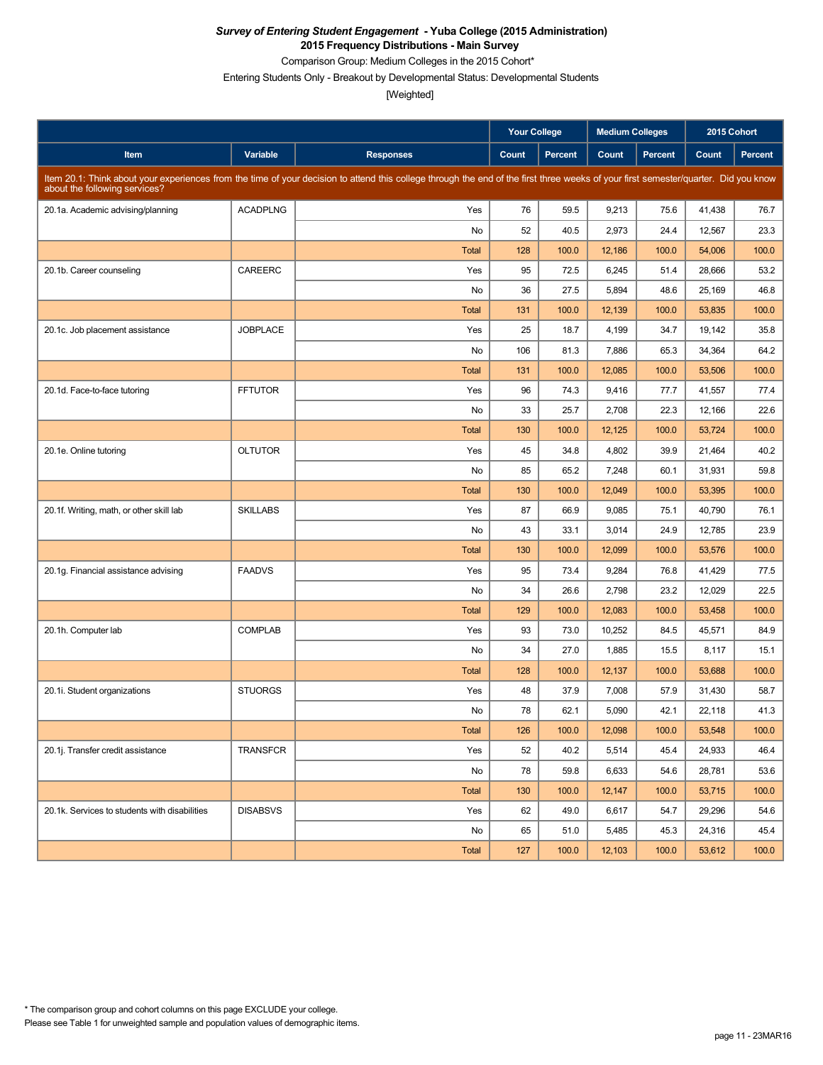***Survey of Entering Student Engagement* - Yuba College (2015 Administration)**
**2015 Frequency Distributions - Main Survey**
Comparison Group: Medium Colleges in the 2015 Cohort*
Entering Students Only - Breakout by Developmental Status: Developmental Students
[Weighted]

| Item | Variable | Responses | Your College | | Medium Colleges | | 2015 Cohort | |
|---|---|---|---|---|---|---|---|---|
| | | | Count | Percent | Count | Percent | Count | Percent |
| Item 20.1: Think about your experiences from the time of your decision to attend this college through the end of the first three weeks of your first semester/quarter. Did you know about the following services? | | | | | | | | |
| 20.1a. Academic advising/planning | ACADPLNG | Yes | 76 | 59.5 | 9,213 | 75.6 | 41,438 | 76.7 |
| | | No | 52 | 40.5 | 2,973 | 24.4 | 12,567 | 23.3 |
| | | Total | 128 | 100.0 | 12,186 | 100.0 | 54,006 | 100.0 |
| 20.1b. Career counseling | CAREERC | Yes | 95 | 72.5 | 6,245 | 51.4 | 28,666 | 53.2 |
| | | No | 36 | 27.5 | 5,894 | 48.6 | 25,169 | 46.8 |
| | | Total | 131 | 100.0 | 12,139 | 100.0 | 53,835 | 100.0 |
| 20.1c. Job placement assistance | JOBPLACE | Yes | 25 | 18.7 | 4,199 | 34.7 | 19,142 | 35.8 |
| | | No | 106 | 81.3 | 7,886 | 65.3 | 34,364 | 64.2 |
| | | Total | 131 | 100.0 | 12,085 | 100.0 | 53,506 | 100.0 |
| 20.1d. Face-to-face tutoring | FFTUTOR | Yes | 96 | 74.3 | 9,416 | 77.7 | 41,557 | 77.4 |
| | | No | 33 | 25.7 | 2,708 | 22.3 | 12,166 | 22.6 |
| | | Total | 130 | 100.0 | 12,125 | 100.0 | 53,724 | 100.0 |
| 20.1e. Online tutoring | OLTUTOR | Yes | 45 | 34.8 | 4,802 | 39.9 | 21,464 | 40.2 |
| | | No | 85 | 65.2 | 7,248 | 60.1 | 31,931 | 59.8 |
| | | Total | 130 | 100.0 | 12,049 | 100.0 | 53,395 | 100.0 |
| 20.1f. Writing, math, or other skill lab | SKILLABS | Yes | 87 | 66.9 | 9,085 | 75.1 | 40,790 | 76.1 |
| | | No | 43 | 33.1 | 3,014 | 24.9 | 12,785 | 23.9 |
| | | Total | 130 | 100.0 | 12,099 | 100.0 | 53,576 | 100.0 |
| 20.1g. Financial assistance advising | FAADVS | Yes | 95 | 73.4 | 9,284 | 76.8 | 41,429 | 77.5 |
| | | No | 34 | 26.6 | 2,798 | 23.2 | 12,029 | 22.5 |
| | | Total | 129 | 100.0 | 12,083 | 100.0 | 53,458 | 100.0 |
| 20.1h. Computer lab | COMPLAB | Yes | 93 | 73.0 | 10,252 | 84.5 | 45,571 | 84.9 |
| | | No | 34 | 27.0 | 1,885 | 15.5 | 8,117 | 15.1 |
| | | Total | 128 | 100.0 | 12,137 | 100.0 | 53,688 | 100.0 |
| 20.1i. Student organizations | STUORGS | Yes | 48 | 37.9 | 7,008 | 57.9 | 31,430 | 58.7 |
| | | No | 78 | 62.1 | 5,090 | 42.1 | 22,118 | 41.3 |
| | | Total | 126 | 100.0 | 12,098 | 100.0 | 53,548 | 100.0 |
| 20.1j. Transfer credit assistance | TRANSFCR | Yes | 52 | 40.2 | 5,514 | 45.4 | 24,933 | 46.4 |
| | | No | 78 | 59.8 | 6,633 | 54.6 | 28,781 | 53.6 |
| | | Total | 130 | 100.0 | 12,147 | 100.0 | 53,715 | 100.0 |
| 20.1k. Services to students with disabilities | DISABSVS | Yes | 62 | 49.0 | 6,617 | 54.7 | 29,296 | 54.6 |
| | | No | 65 | 51.0 | 5,485 | 45.3 | 24,316 | 45.4 |
| | | Total | 127 | 100.0 | 12,103 | 100.0 | 53,612 | 100.0 |

* The comparison group and cohort columns on this page EXCLUDE your college.
Please see Table 1 for unweighted sample and population values of demographic items.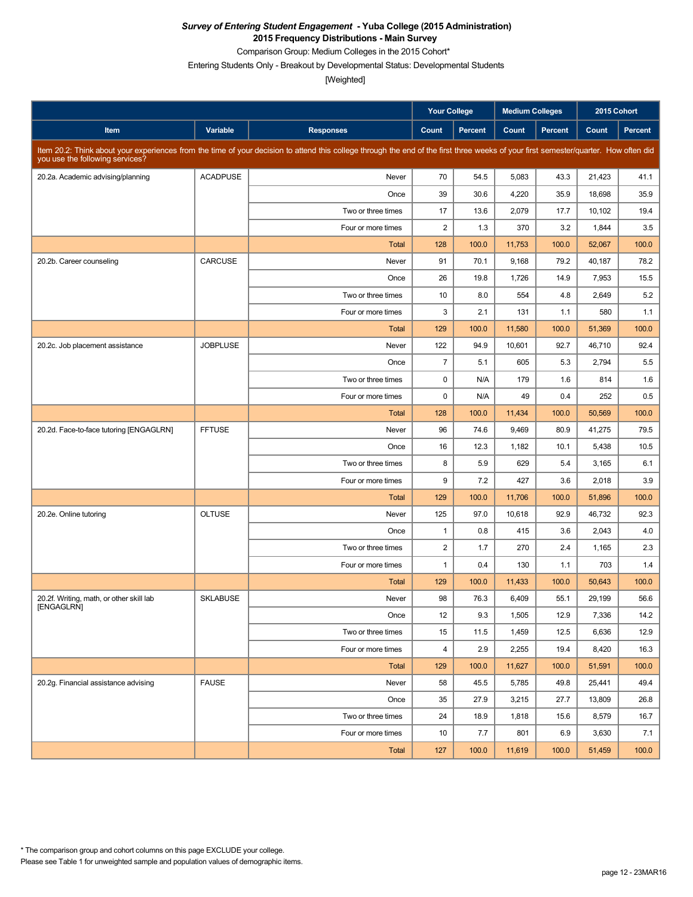***Survey of Entering Student Engagement* - Yuba College (2015 Administration)**
**2015 Frequency Distributions - Main Survey**
Comparison Group: Medium Colleges in the 2015 Cohort*
Entering Students Only - Breakout by Developmental Status: Developmental Students
[Weighted]

| | | | Your College | | Medium Colleges | | 2015 Cohort | |
|---|---|---|---|---|---|---|---|---|
| **Item** | **Variable** | **Responses** | **Count** | **Percent** | **Count** | **Percent** | **Count** | **Percent** |
| Item 20.2: Think about your experiences from the time of your decision to attend this college through the end of the first three weeks of your first semester/quarter. How often did you use the following services? | | | | | | | | |
| 20.2a. Academic advising/planning | ACADPUSE | Never | 70 | 54.5 | 5,083 | 43.3 | 21,423 | 41.1 |
| | | Once | 39 | 30.6 | 4,220 | 35.9 | 18,698 | 35.9 |
| | | Two or three times | 17 | 13.6 | 2,079 | 17.7 | 10,102 | 19.4 |
| | | Four or more times | 2 | 1.3 | 370 | 3.2 | 1,844 | 3.5 |
| | | Total | 128 | 100.0 | 11,753 | 100.0 | 52,067 | 100.0 |
| 20.2b. Career counseling | CARCUSE | Never | 91 | 70.1 | 9,168 | 79.2 | 40,187 | 78.2 |
| | | Once | 26 | 19.8 | 1,726 | 14.9 | 7,953 | 15.5 |
| | | Two or three times | 10 | 8.0 | 554 | 4.8 | 2,649 | 5.2 |
| | | Four or more times | 3 | 2.1 | 131 | 1.1 | 580 | 1.1 |
| | | Total | 129 | 100.0 | 11,580 | 100.0 | 51,369 | 100.0 |
| 20.2c. Job placement assistance | JOBPLUSE | Never | 122 | 94.9 | 10,601 | 92.7 | 46,710 | 92.4 |
| | | Once | 7 | 5.1 | 605 | 5.3 | 2,794 | 5.5 |
| | | Two or three times | 0 | N/A | 179 | 1.6 | 814 | 1.6 |
| | | Four or more times | 0 | N/A | 49 | 0.4 | 252 | 0.5 |
| | | Total | 128 | 100.0 | 11,434 | 100.0 | 50,569 | 100.0 |
| 20.2d. Face-to-face tutoring [ENGAGLRN] | FFTUSE | Never | 96 | 74.6 | 9,469 | 80.9 | 41,275 | 79.5 |
| | | Once | 16 | 12.3 | 1,182 | 10.1 | 5,438 | 10.5 |
| | | Two or three times | 8 | 5.9 | 629 | 5.4 | 3,165 | 6.1 |
| | | Four or more times | 9 | 7.2 | 427 | 3.6 | 2,018 | 3.9 |
| | | Total | 129 | 100.0 | 11,706 | 100.0 | 51,896 | 100.0 |
| 20.2e. Online tutoring | OLTUSE | Never | 125 | 97.0 | 10,618 | 92.9 | 46,732 | 92.3 |
| | | Once | 1 | 0.8 | 415 | 3.6 | 2,043 | 4.0 |
| | | Two or three times | 2 | 1.7 | 270 | 2.4 | 1,165 | 2.3 |
| | | Four or more times | 1 | 0.4 | 130 | 1.1 | 703 | 1.4 |
| | | Total | 129 | 100.0 | 11,433 | 100.0 | 50,643 | 100.0 |
| 20.2f. Writing, math, or other skill lab [ENGAGLRN] | SKLABUSE | Never | 98 | 76.3 | 6,409 | 55.1 | 29,199 | 56.6 |
| | | Once | 12 | 9.3 | 1,505 | 12.9 | 7,336 | 14.2 |
| | | Two or three times | 15 | 11.5 | 1,459 | 12.5 | 6,636 | 12.9 |
| | | Four or more times | 4 | 2.9 | 2,255 | 19.4 | 8,420 | 16.3 |
| | | Total | 129 | 100.0 | 11,627 | 100.0 | 51,591 | 100.0 |
| 20.2g. Financial assistance advising | FAUSE | Never | 58 | 45.5 | 5,785 | 49.8 | 25,441 | 49.4 |
| | | Once | 35 | 27.9 | 3,215 | 27.7 | 13,809 | 26.8 |
| | | Two or three times | 24 | 18.9 | 1,818 | 15.6 | 8,579 | 16.7 |
| | | Four or more times | 10 | 7.7 | 801 | 6.9 | 3,630 | 7.1 |
| | | Total | 127 | 100.0 | 11,619 | 100.0 | 51,459 | 100.0 |

* The comparison group and cohort columns on this page EXCLUDE your college.
Please see Table 1 for unweighted sample and population values of demographic items.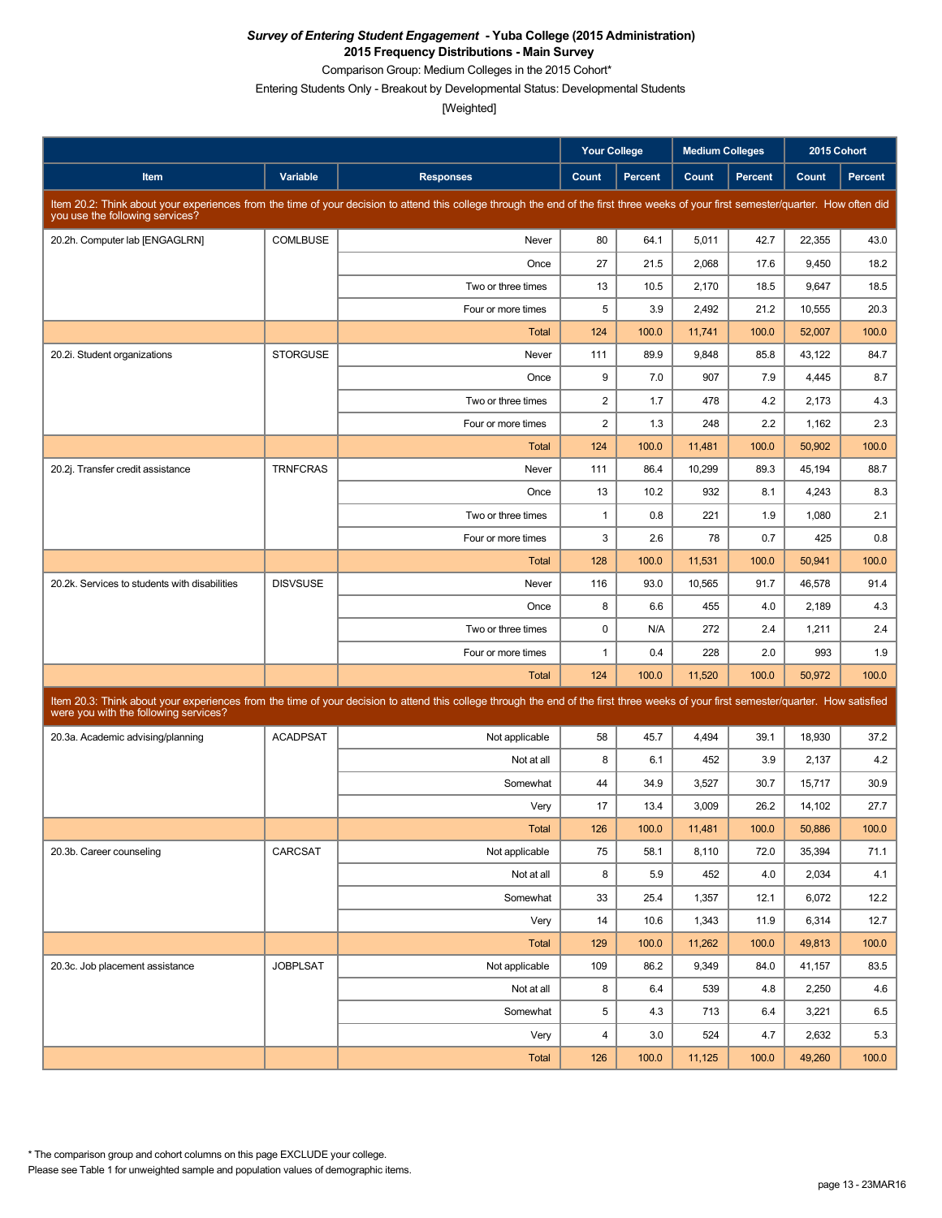***Survey of Entering Student Engagement* - Yuba College (2015 Administration)**
**2015 Frequency Distributions - Main Survey**
Comparison Group: Medium Colleges in the 2015 Cohort*
Entering Students Only - Breakout by Developmental Status: Developmental Students
[Weighted]

| Item | Variable | Responses | Your College Count | Your College Percent | Medium Colleges Count | Medium Colleges Percent | 2015 Cohort Count | 2015 Cohort Percent |
|---|---|---|---|---|---|---|---|---|
| Item 20.2: Think about your experiences from the time of your decision to attend this college through the end of the first three weeks of your first semester/quarter. How often did you use the following services? | | | | | | | | |
| 20.2h. Computer lab [ENGAGLRN] | COMLBUSE | Never | 80 | 64.1 | 5,011 | 42.7 | 22,355 | 43.0 |
| | | Once | 27 | 21.5 | 2,068 | 17.6 | 9,450 | 18.2 |
| | | Two or three times | 13 | 10.5 | 2,170 | 18.5 | 9,647 | 18.5 |
| | | Four or more times | 5 | 3.9 | 2,492 | 21.2 | 10,555 | 20.3 |
| | | Total | 124 | 100.0 | 11,741 | 100.0 | 52,007 | 100.0 |
| 20.2i. Student organizations | STORGUSE | Never | 111 | 89.9 | 9,848 | 85.8 | 43,122 | 84.7 |
| | | Once | 9 | 7.0 | 907 | 7.9 | 4,445 | 8.7 |
| | | Two or three times | 2 | 1.7 | 478 | 4.2 | 2,173 | 4.3 |
| | | Four or more times | 2 | 1.3 | 248 | 2.2 | 1,162 | 2.3 |
| | | Total | 124 | 100.0 | 11,481 | 100.0 | 50,902 | 100.0 |
| 20.2j. Transfer credit assistance | TRNFCRAS | Never | 111 | 86.4 | 10,299 | 89.3 | 45,194 | 88.7 |
| | | Once | 13 | 10.2 | 932 | 8.1 | 4,243 | 8.3 |
| | | Two or three times | 1 | 0.8 | 221 | 1.9 | 1,080 | 2.1 |
| | | Four or more times | 3 | 2.6 | 78 | 0.7 | 425 | 0.8 |
| | | Total | 128 | 100.0 | 11,531 | 100.0 | 50,941 | 100.0 |
| 20.2k. Services to students with disabilities | DISVSUSE | Never | 116 | 93.0 | 10,565 | 91.7 | 46,578 | 91.4 |
| | | Once | 8 | 6.6 | 455 | 4.0 | 2,189 | 4.3 |
| | | Two or three times | 0 | N/A | 272 | 2.4 | 1,211 | 2.4 |
| | | Four or more times | 1 | 0.4 | 228 | 2.0 | 993 | 1.9 |
| | | Total | 124 | 100.0 | 11,520 | 100.0 | 50,972 | 100.0 |
| Item 20.3: Think about your experiences from the time of your decision to attend this college through the end of the first three weeks of your first semester/quarter. How satisfied were you with the following services? | | | | | | | | |
| 20.3a. Academic advising/planning | ACADPSAT | Not applicable | 58 | 45.7 | 4,494 | 39.1 | 18,930 | 37.2 |
| | | Not at all | 8 | 6.1 | 452 | 3.9 | 2,137 | 4.2 |
| | | Somewhat | 44 | 34.9 | 3,527 | 30.7 | 15,717 | 30.9 |
| | | Very | 17 | 13.4 | 3,009 | 26.2 | 14,102 | 27.7 |
| | | Total | 126 | 100.0 | 11,481 | 100.0 | 50,886 | 100.0 |
| 20.3b. Career counseling | CARCSAT | Not applicable | 75 | 58.1 | 8,110 | 72.0 | 35,394 | 71.1 |
| | | Not at all | 8 | 5.9 | 452 | 4.0 | 2,034 | 4.1 |
| | | Somewhat | 33 | 25.4 | 1,357 | 12.1 | 6,072 | 12.2 |
| | | Very | 14 | 10.6 | 1,343 | 11.9 | 6,314 | 12.7 |
| | | Total | 129 | 100.0 | 11,262 | 100.0 | 49,813 | 100.0 |
| 20.3c. Job placement assistance | JOBPLSAT | Not applicable | 109 | 86.2 | 9,349 | 84.0 | 41,157 | 83.5 |
| | | Not at all | 8 | 6.4 | 539 | 4.8 | 2,250 | 4.6 |
| | | Somewhat | 5 | 4.3 | 713 | 6.4 | 3,221 | 6.5 |
| | | Very | 4 | 3.0 | 524 | 4.7 | 2,632 | 5.3 |
| | | Total | 126 | 100.0 | 11,125 | 100.0 | 49,260 | 100.0 |

* The comparison group and cohort columns on this page EXCLUDE your college.
Please see Table 1 for unweighted sample and population values of demographic items.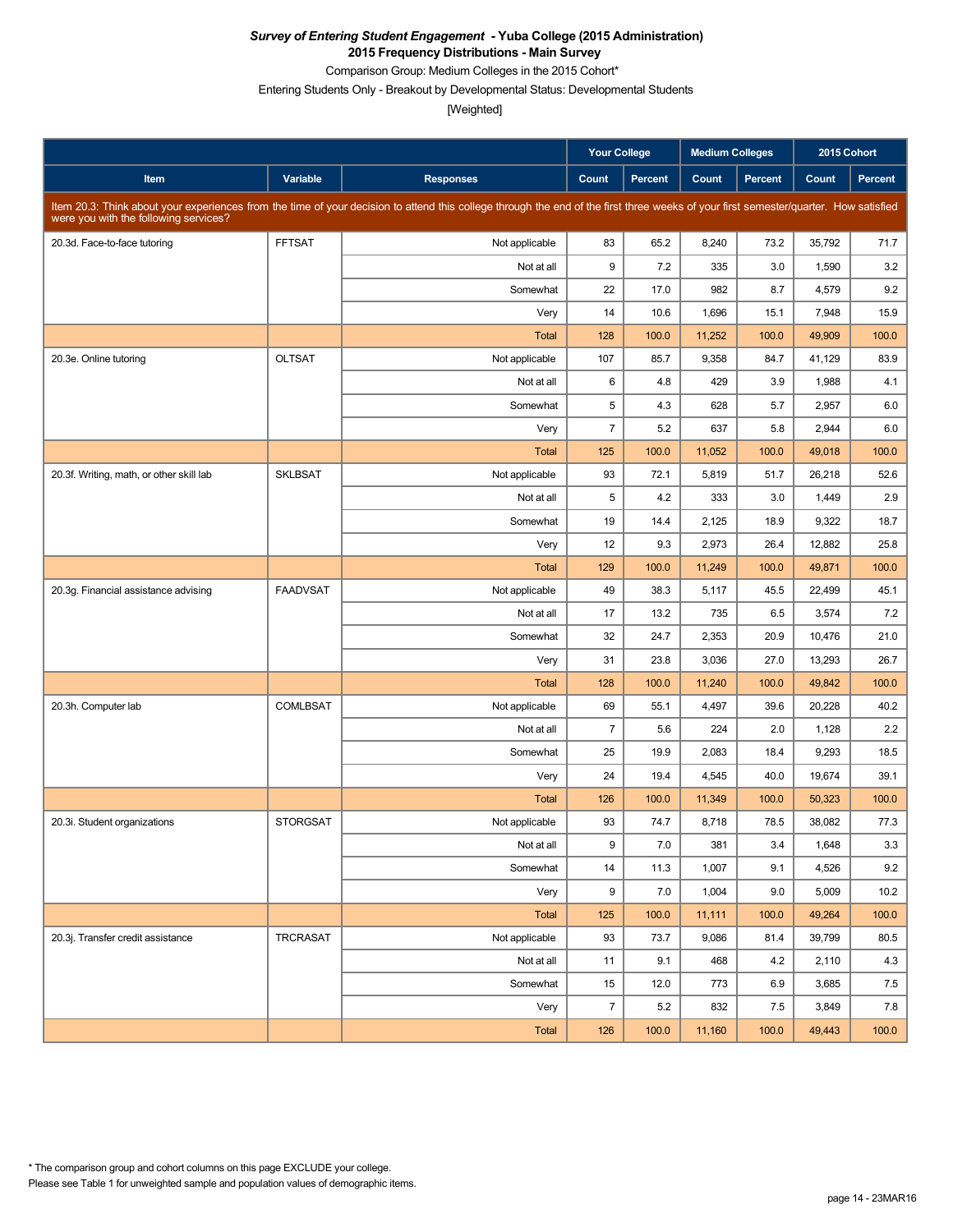***Survey of Entering Student Engagement* - Yuba College (2015 Administration)**
**2015 Frequency Distributions - Main Survey**
Comparison Group: Medium Colleges in the 2015 Cohort*
Entering Students Only - Breakout by Developmental Status: Developmental Students
[Weighted]

| Item | Variable | Responses | Your College Count | Your College Percent | Medium Colleges Count | Medium Colleges Percent | 2015 Cohort Count | 2015 Cohort Percent |
|---|---|---|---|---|---|---|---|---|
| Item 20.3: Think about your experiences from the time of your decision to attend this college through the end of the first three weeks of your first semester/quarter. How satisfied were you with the following services? | | | | | | | | |
| 20.3d. Face-to-face tutoring | FFTSAT | Not applicable | 83 | 65.2 | 8,240 | 73.2 | 35,792 | 71.7 |
| | | Not at all | 9 | 7.2 | 335 | 3.0 | 1,590 | 3.2 |
| | | Somewhat | 22 | 17.0 | 982 | 8.7 | 4,579 | 9.2 |
| | | Very | 14 | 10.6 | 1,696 | 15.1 | 7,948 | 15.9 |
| | | Total | 128 | 100.0 | 11,252 | 100.0 | 49,909 | 100.0 |
| 20.3e. Online tutoring | OLTSAT | Not applicable | 107 | 85.7 | 9,358 | 84.7 | 41,129 | 83.9 |
| | | Not at all | 6 | 4.8 | 429 | 3.9 | 1,988 | 4.1 |
| | | Somewhat | 5 | 4.3 | 628 | 5.7 | 2,957 | 6.0 |
| | | Very | 7 | 5.2 | 637 | 5.8 | 2,944 | 6.0 |
| | | Total | 125 | 100.0 | 11,052 | 100.0 | 49,018 | 100.0 |
| 20.3f. Writing, math, or other skill lab | SKLBSAT | Not applicable | 93 | 72.1 | 5,819 | 51.7 | 26,218 | 52.6 |
| | | Not at all | 5 | 4.2 | 333 | 3.0 | 1,449 | 2.9 |
| | | Somewhat | 19 | 14.4 | 2,125 | 18.9 | 9,322 | 18.7 |
| | | Very | 12 | 9.3 | 2,973 | 26.4 | 12,882 | 25.8 |
| | | Total | 129 | 100.0 | 11,249 | 100.0 | 49,871 | 100.0 |
| 20.3g. Financial assistance advising | FAADVSAT | Not applicable | 49 | 38.3 | 5,117 | 45.5 | 22,499 | 45.1 |
| | | Not at all | 17 | 13.2 | 735 | 6.5 | 3,574 | 7.2 |
| | | Somewhat | 32 | 24.7 | 2,353 | 20.9 | 10,476 | 21.0 |
| | | Very | 31 | 23.8 | 3,036 | 27.0 | 13,293 | 26.7 |
| | | Total | 128 | 100.0 | 11,240 | 100.0 | 49,842 | 100.0 |
| 20.3h. Computer lab | COMLBSAT | Not applicable | 69 | 55.1 | 4,497 | 39.6 | 20,228 | 40.2 |
| | | Not at all | 7 | 5.6 | 224 | 2.0 | 1,128 | 2.2 |
| | | Somewhat | 25 | 19.9 | 2,083 | 18.4 | 9,293 | 18.5 |
| | | Very | 24 | 19.4 | 4,545 | 40.0 | 19,674 | 39.1 |
| | | Total | 126 | 100.0 | 11,349 | 100.0 | 50,323 | 100.0 |
| 20.3i. Student organizations | STORGSAT | Not applicable | 93 | 74.7 | 8,718 | 78.5 | 38,082 | 77.3 |
| | | Not at all | 9 | 7.0 | 381 | 3.4 | 1,648 | 3.3 |
| | | Somewhat | 14 | 11.3 | 1,007 | 9.1 | 4,526 | 9.2 |
| | | Very | 9 | 7.0 | 1,004 | 9.0 | 5,009 | 10.2 |
| | | Total | 125 | 100.0 | 11,111 | 100.0 | 49,264 | 100.0 |
| 20.3j. Transfer credit assistance | TRCRASAT | Not applicable | 93 | 73.7 | 9,086 | 81.4 | 39,799 | 80.5 |
| | | Not at all | 11 | 9.1 | 468 | 4.2 | 2,110 | 4.3 |
| | | Somewhat | 15 | 12.0 | 773 | 6.9 | 3,685 | 7.5 |
| | | Very | 7 | 5.2 | 832 | 7.5 | 3,849 | 7.8 |
| | | Total | 126 | 100.0 | 11,160 | 100.0 | 49,443 | 100.0 |

* The comparison group and cohort columns on this page EXCLUDE your college.
Please see Table 1 for unweighted sample and population values of demographic items.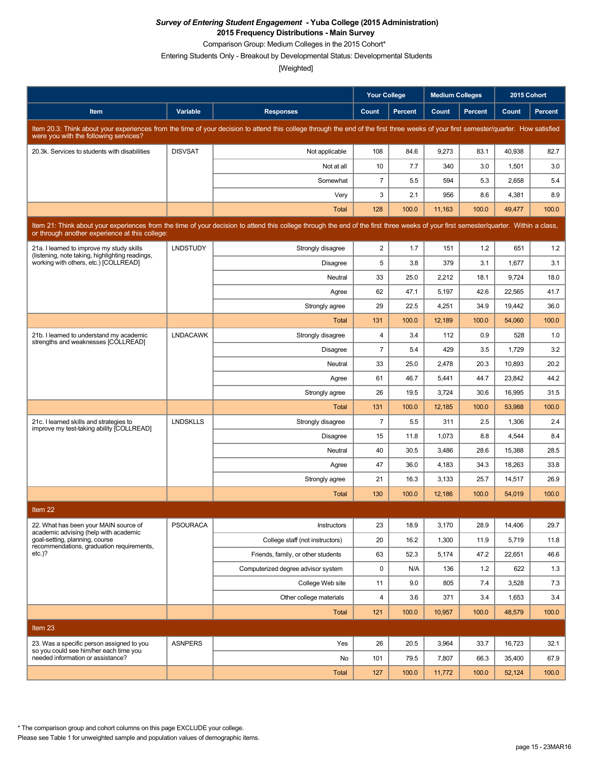***Survey of Entering Student Engagement* - Yuba College (2015 Administration)**
**2015 Frequency Distributions - Main Survey**
Comparison Group: Medium Colleges in the 2015 Cohort*
Entering Students Only - Breakout by Developmental Status: Developmental Students
[Weighted]

| Item | Variable | Responses | Your College Count | Your College Percent | Medium Colleges Count | Medium Colleges Percent | 2015 Cohort Count | 2015 Cohort Percent |
|---|---|---|---|---|---|---|---|---|
| Item 20.3: Think about your experiences from the time of your decision to attend this college through the end of the first three weeks of your first semester/quarter. How satisfied were you with the following services? | | | | | | | | |
| 20.3k. Services to students with disabilities | DISVSAT | Not applicable | 108 | 84.6 | 9,273 | 83.1 | 40,938 | 82.7 |
| | | Not at all | 10 | 7.7 | 340 | 3.0 | 1,501 | 3.0 |
| | | Somewhat | 7 | 5.5 | 594 | 5.3 | 2,658 | 5.4 |
| | | Very | 3 | 2.1 | 956 | 8.6 | 4,381 | 8.9 |
| | | Total | 128 | 100.0 | 11,163 | 100.0 | 49,477 | 100.0 |
| Item 21: Think about your experiences from the time of your decision to attend this college through the end of the first three weeks of your first semester/quarter. Within a class, or through another experience at this college: | | | | | | | | |
| 21a. I learned to improve my study skills (listening, note taking, highlighting readings, working with others, etc.) [COLLREAD] | LNDSTUDY | Strongly disagree | 2 | 1.7 | 151 | 1.2 | 651 | 1.2 |
| | | Disagree | 5 | 3.8 | 379 | 3.1 | 1,677 | 3.1 |
| | | Neutral | 33 | 25.0 | 2,212 | 18.1 | 9,724 | 18.0 |
| | | Agree | 62 | 47.1 | 5,197 | 42.6 | 22,565 | 41.7 |
| | | Strongly agree | 29 | 22.5 | 4,251 | 34.9 | 19,442 | 36.0 |
| | | Total | 131 | 100.0 | 12,189 | 100.0 | 54,060 | 100.0 |
| 21b. I learned to understand my academic strengths and weaknesses [COLLREAD] | LNDACAWK | Strongly disagree | 4 | 3.4 | 112 | 0.9 | 528 | 1.0 |
| | | Disagree | 7 | 5.4 | 429 | 3.5 | 1,729 | 3.2 |
| | | Neutral | 33 | 25.0 | 2,478 | 20.3 | 10,893 | 20.2 |
| | | Agree | 61 | 46.7 | 5,441 | 44.7 | 23,842 | 44.2 |
| | | Strongly agree | 26 | 19.5 | 3,724 | 30.6 | 16,995 | 31.5 |
| | | Total | 131 | 100.0 | 12,185 | 100.0 | 53,988 | 100.0 |
| 21c. I learned skills and strategies to improve my test-taking ability [COLLREAD] | LNDSKLLS | Strongly disagree | 7 | 5.5 | 311 | 2.5 | 1,306 | 2.4 |
| | | Disagree | 15 | 11.8 | 1,073 | 8.8 | 4,544 | 8.4 |
| | | Neutral | 40 | 30.5 | 3,486 | 28.6 | 15,388 | 28.5 |
| | | Agree | 47 | 36.0 | 4,183 | 34.3 | 18,263 | 33.8 |
| | | Strongly agree | 21 | 16.3 | 3,133 | 25.7 | 14,517 | 26.9 |
| | | Total | 130 | 100.0 | 12,186 | 100.0 | 54,019 | 100.0 |
| Item 22 | | | | | | | | |
| 22. What has been your MAIN source of academic advising (help with academic goal-setting, planning, course recommendations, graduation requirements, etc.)? | PSOURACA | Instructors | 23 | 18.9 | 3,170 | 28.9 | 14,406 | 29.7 |
| | | College staff (not instructors) | 20 | 16.2 | 1,300 | 11.9 | 5,719 | 11.8 |
| | | Friends, family, or other students | 63 | 52.3 | 5,174 | 47.2 | 22,651 | 46.6 |
| | | Computerized degree advisor system | 0 | N/A | 136 | 1.2 | 622 | 1.3 |
| | | College Web site | 11 | 9.0 | 805 | 7.4 | 3,528 | 7.3 |
| | | Other college materials | 4 | 3.6 | 371 | 3.4 | 1,653 | 3.4 |
| | | Total | 121 | 100.0 | 10,957 | 100.0 | 48,579 | 100.0 |
| Item 23 | | | | | | | | |
| 23. Was a specific person assigned to you so you could see him/her each time you needed information or assistance? | ASNPERS | Yes | 26 | 20.5 | 3,964 | 33.7 | 16,723 | 32.1 |
| | | No | 101 | 79.5 | 7,807 | 66.3 | 35,400 | 67.9 |
| | | Total | 127 | 100.0 | 11,772 | 100.0 | 52,124 | 100.0 |

* The comparison group and cohort columns on this page EXCLUDE your college.
Please see Table 1 for unweighted sample and population values of demographic items.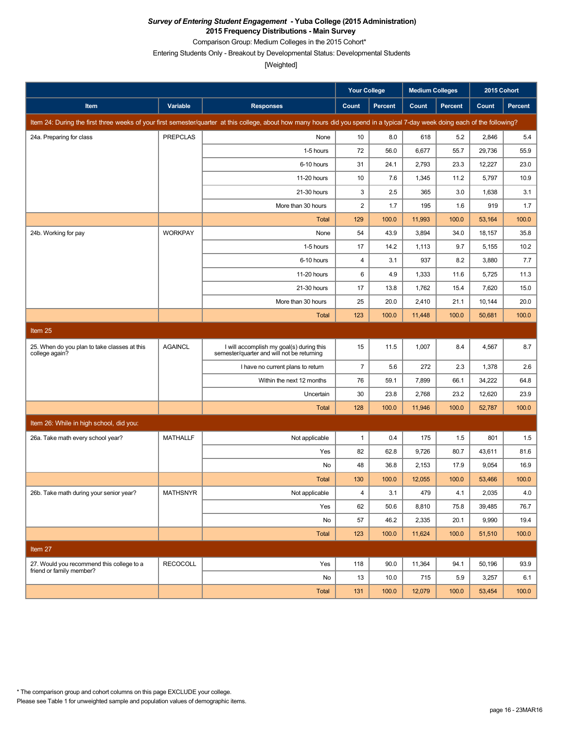***Survey of Entering Student Engagement* - Yuba College (2015 Administration)**
**2015 Frequency Distributions - Main Survey**

Comparison Group: Medium Colleges in the 2015 Cohort*

Entering Students Only - Breakout by Developmental Status: Developmental Students

[Weighted]

| | | | Your College | | Medium Colleges | | 2015 Cohort | |
|---|---|---|---|---|---|---|---|---|
| **Item** | **Variable** | **Responses** | **Count** | **Percent** | **Count** | **Percent** | **Count** | **Percent** |
| Item 24: During the first three weeks of your first semester/quarter at this college, about how many hours did you spend in a typical 7-day week doing each of the following? | | | | | | | | |
| 24a. Preparing for class | PREPCLAS | None | 10 | 8.0 | 618 | 5.2 | 2,846 | 5.4 |
| | | 1-5 hours | 72 | 56.0 | 6,677 | 55.7 | 29,736 | 55.9 |
| | | 6-10 hours | 31 | 24.1 | 2,793 | 23.3 | 12,227 | 23.0 |
| | | 11-20 hours | 10 | 7.6 | 1,345 | 11.2 | 5,797 | 10.9 |
| | | 21-30 hours | 3 | 2.5 | 365 | 3.0 | 1,638 | 3.1 |
| | | More than 30 hours | 2 | 1.7 | 195 | 1.6 | 919 | 1.7 |
| | | Total | 129 | 100.0 | 11,993 | 100.0 | 53,164 | 100.0 |
| 24b. Working for pay | WORKPAY | None | 54 | 43.9 | 3,894 | 34.0 | 18,157 | 35.8 |
| | | 1-5 hours | 17 | 14.2 | 1,113 | 9.7 | 5,155 | 10.2 |
| | | 6-10 hours | 4 | 3.1 | 937 | 8.2 | 3,880 | 7.7 |
| | | 11-20 hours | 6 | 4.9 | 1,333 | 11.6 | 5,725 | 11.3 |
| | | 21-30 hours | 17 | 13.8 | 1,762 | 15.4 | 7,620 | 15.0 |
| | | More than 30 hours | 25 | 20.0 | 2,410 | 21.1 | 10,144 | 20.0 |
| | | Total | 123 | 100.0 | 11,448 | 100.0 | 50,681 | 100.0 |
| Item 25 | | | | | | | | |
| 25. When do you plan to take classes at this college again? | AGAINCL | I will accomplish my goal(s) during this semester/quarter and will not be returning | 15 | 11.5 | 1,007 | 8.4 | 4,567 | 8.7 |
| | | I have no current plans to return | 7 | 5.6 | 272 | 2.3 | 1,378 | 2.6 |
| | | Within the next 12 months | 76 | 59.1 | 7,899 | 66.1 | 34,222 | 64.8 |
| | | Uncertain | 30 | 23.8 | 2,768 | 23.2 | 12,620 | 23.9 |
| | | Total | 128 | 100.0 | 11,946 | 100.0 | 52,787 | 100.0 |
| Item 26: While in high school, did you: | | | | | | | | |
| 26a. Take math every school year? | MATHALLF | Not applicable | 1 | 0.4 | 175 | 1.5 | 801 | 1.5 |
| | | Yes | 82 | 62.8 | 9,726 | 80.7 | 43,611 | 81.6 |
| | | No | 48 | 36.8 | 2,153 | 17.9 | 9,054 | 16.9 |
| | | Total | 130 | 100.0 | 12,055 | 100.0 | 53,466 | 100.0 |
| 26b. Take math during your senior year? | MATHSNYR | Not applicable | 4 | 3.1 | 479 | 4.1 | 2,035 | 4.0 |
| | | Yes | 62 | 50.6 | 8,810 | 75.8 | 39,485 | 76.7 |
| | | No | 57 | 46.2 | 2,335 | 20.1 | 9,990 | 19.4 |
| | | Total | 123 | 100.0 | 11,624 | 100.0 | 51,510 | 100.0 |
| Item 27 | | | | | | | | |
| 27. Would you recommend this college to a friend or family member? | RECOCOLL | Yes | 118 | 90.0 | 11,364 | 94.1 | 50,196 | 93.9 |
| | | No | 13 | 10.0 | 715 | 5.9 | 3,257 | 6.1 |
| | | Total | 131 | 100.0 | 12,079 | 100.0 | 53,454 | 100.0 |

* The comparison group and cohort columns on this page EXCLUDE your college.
Please see Table 1 for unweighted sample and population values of demographic items.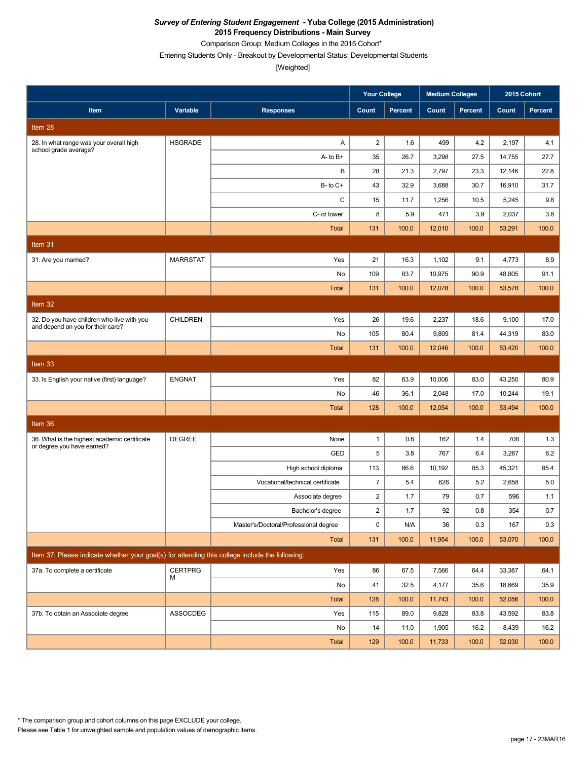***Survey of Entering Student Engagement* - Yuba College (2015 Administration)**
**2015 Frequency Distributions - Main Survey**

Comparison Group: Medium Colleges in the 2015 Cohort*

Entering Students Only - Breakout by Developmental Status: Developmental Students

[Weighted]

| Item | Variable | Responses | Your College | | Medium Colleges | | 2015 Cohort | |
|---|---|---|---|---|---|---|---|---|
| | | | Count | Percent | Count | Percent | Count | Percent |
| **Item 28** | | | | | | | | |
| 28. In what range was your overall high school grade average? | HSGRADE | A | 2 | 1.6 | 499 | 4.2 | 2,197 | 4.1 |
| | | A- to B+ | 35 | 26.7 | 3,298 | 27.5 | 14,755 | 27.7 |
| | | B | 28 | 21.3 | 2,797 | 23.3 | 12,146 | 22.8 |
| | | B- to C+ | 43 | 32.9 | 3,688 | 30.7 | 16,910 | 31.7 |
| | | C | 15 | 11.7 | 1,256 | 10.5 | 5,245 | 9.8 |
| | | C- or lower | 8 | 5.9 | 471 | 3.9 | 2,037 | 3.8 |
| | | Total | 131 | 100.0 | 12,010 | 100.0 | 53,291 | 100.0 |
| **Item 31** | | | | | | | | |
| 31. Are you married? | MARRSTAT | Yes | 21 | 16.3 | 1,102 | 9.1 | 4,773 | 8.9 |
| | | No | 109 | 83.7 | 10,975 | 90.9 | 48,805 | 91.1 |
| | | Total | 131 | 100.0 | 12,078 | 100.0 | 53,578 | 100.0 |
| **Item 32** | | | | | | | | |
| 32. Do you have children who live with you and depend on you for their care? | CHILDREN | Yes | 26 | 19.6 | 2,237 | 18.6 | 9,100 | 17.0 |
| | | No | 105 | 80.4 | 9,809 | 81.4 | 44,319 | 83.0 |
| | | Total | 131 | 100.0 | 12,046 | 100.0 | 53,420 | 100.0 |
| **Item 33** | | | | | | | | |
| 33. Is English your native (first) language? | ENGNAT | Yes | 82 | 63.9 | 10,006 | 83.0 | 43,250 | 80.9 |
| | | No | 46 | 36.1 | 2,048 | 17.0 | 10,244 | 19.1 |
| | | Total | 128 | 100.0 | 12,054 | 100.0 | 53,494 | 100.0 |
| **Item 36** | | | | | | | | |
| 36. What is the highest academic certificate or degree you have earned? | DEGREE | None | 1 | 0.8 | 162 | 1.4 | 708 | 1.3 |
| | | GED | 5 | 3.8 | 767 | 6.4 | 3,267 | 6.2 |
| | | High school diploma | 113 | 86.6 | 10,192 | 85.3 | 45,321 | 85.4 |
| | | Vocational/technical certificate | 7 | 5.4 | 626 | 5.2 | 2,658 | 5.0 |
| | | Associate degree | 2 | 1.7 | 79 | 0.7 | 596 | 1.1 |
| | | Bachelor's degree | 2 | 1.7 | 92 | 0.8 | 354 | 0.7 |
| | | Master's/Doctoral/Professional degree | 0 | N/A | 36 | 0.3 | 167 | 0.3 |
| | | Total | 131 | 100.0 | 11,954 | 100.0 | 53,070 | 100.0 |
| **Item 37: Please indicate whether your goal(s) for attending this college include the following:** | | | | | | | | |
| 37a. To complete a certificate | CERTPRGM | Yes | 86 | 67.5 | 7,566 | 64.4 | 33,387 | 64.1 |
| | | No | 41 | 32.5 | 4,177 | 35.6 | 18,669 | 35.9 |
| | | Total | 128 | 100.0 | 11,743 | 100.0 | 52,056 | 100.0 |
| 37b. To obtain an Associate degree | ASSOCDEG | Yes | 115 | 89.0 | 9,828 | 83.8 | 43,592 | 83.8 |
| | | No | 14 | 11.0 | 1,905 | 16.2 | 8,439 | 16.2 |
| | | Total | 129 | 100.0 | 11,733 | 100.0 | 52,030 | 100.0 |

\* The comparison group and cohort columns on this page EXCLUDE your college.
Please see Table 1 for unweighted sample and population values of demographic items.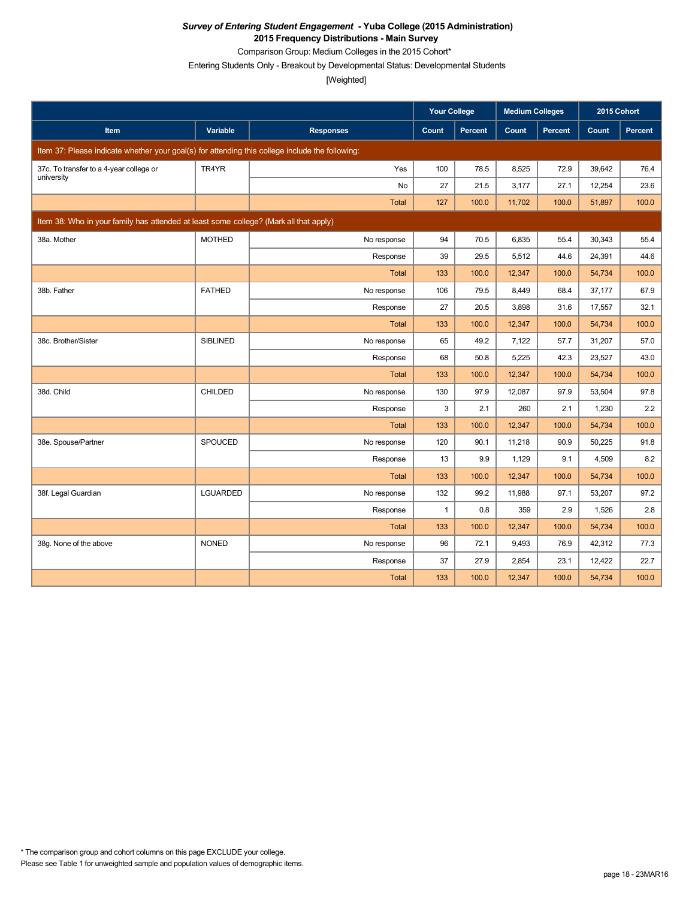***Survey of Entering Student Engagement* - Yuba College (2015 Administration)**

**2015 Frequency Distributions - Main Survey**

Comparison Group: Medium Colleges in the 2015 Cohort*

Entering Students Only - Breakout by Developmental Status: Developmental Students

[Weighted]

| | | | Your College | | Medium Colleges | | 2015 Cohort | |
|---|---|---|---|---|---|---|---|---|
| **Item** | **Variable** | **Responses** | **Count** | **Percent** | **Count** | **Percent** | **Count** | **Percent** |
| Item 37: Please indicate whether your goal(s) for attending this college include the following: | | | | | | | | |
| 37c. To transfer to a 4-year college or university | TR4YR | Yes | 100 | 78.5 | 8,525 | 72.9 | 39,642 | 76.4 |
| | | No | 27 | 21.5 | 3,177 | 27.1 | 12,254 | 23.6 |
| | | Total | 127 | 100.0 | 11,702 | 100.0 | 51,897 | 100.0 |
| Item 38: Who in your family has attended at least some college? (Mark all that apply) | | | | | | | | |
| 38a. Mother | MOTHED | No response | 94 | 70.5 | 6,835 | 55.4 | 30,343 | 55.4 |
| | | Response | 39 | 29.5 | 5,512 | 44.6 | 24,391 | 44.6 |
| | | Total | 133 | 100.0 | 12,347 | 100.0 | 54,734 | 100.0 |
| 38b. Father | FATHED | No response | 106 | 79.5 | 8,449 | 68.4 | 37,177 | 67.9 |
| | | Response | 27 | 20.5 | 3,898 | 31.6 | 17,557 | 32.1 |
| | | Total | 133 | 100.0 | 12,347 | 100.0 | 54,734 | 100.0 |
| 38c. Brother/Sister | SIBLINED | No response | 65 | 49.2 | 7,122 | 57.7 | 31,207 | 57.0 |
| | | Response | 68 | 50.8 | 5,225 | 42.3 | 23,527 | 43.0 |
| | | Total | 133 | 100.0 | 12,347 | 100.0 | 54,734 | 100.0 |
| 38d. Child | CHILDED | No response | 130 | 97.9 | 12,087 | 97.9 | 53,504 | 97.8 |
| | | Response | 3 | 2.1 | 260 | 2.1 | 1,230 | 2.2 |
| | | Total | 133 | 100.0 | 12,347 | 100.0 | 54,734 | 100.0 |
| 38e. Spouse/Partner | SPOUCED | No response | 120 | 90.1 | 11,218 | 90.9 | 50,225 | 91.8 |
| | | Response | 13 | 9.9 | 1,129 | 9.1 | 4,509 | 8.2 |
| | | Total | 133 | 100.0 | 12,347 | 100.0 | 54,734 | 100.0 |
| 38f. Legal Guardian | LGUARDED | No response | 132 | 99.2 | 11,988 | 97.1 | 53,207 | 97.2 |
| | | Response | 1 | 0.8 | 359 | 2.9 | 1,526 | 2.8 |
| | | Total | 133 | 100.0 | 12,347 | 100.0 | 54,734 | 100.0 |
| 38g. None of the above | NONED | No response | 96 | 72.1 | 9,493 | 76.9 | 42,312 | 77.3 |
| | | Response | 37 | 27.9 | 2,854 | 23.1 | 12,422 | 22.7 |
| | | Total | 133 | 100.0 | 12,347 | 100.0 | 54,734 | 100.0 |

* The comparison group and cohort columns on this page EXCLUDE your college.

Please see Table 1 for unweighted sample and population values of demographic items.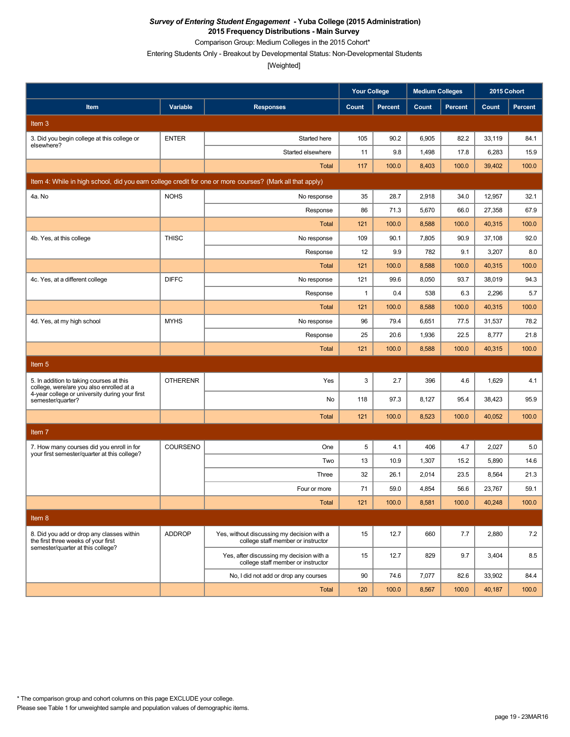***Survey of Entering Student Engagement* - Yuba College (2015 Administration)**
**2015 Frequency Distributions - Main Survey**
Comparison Group: Medium Colleges in the 2015 Cohort*
Entering Students Only - Breakout by Developmental Status: Non-Developmental Students
[Weighted]

| | | | Your College | | Medium Colleges | | 2015 Cohort | |
|---|---|---|---|---|---|---|---|---|
| **Item** | **Variable** | **Responses** | **Count** | **Percent** | **Count** | **Percent** | **Count** | **Percent** |
| **Item 3** | | | | | | | | |
| 3. Did you begin college at this college or elsewhere? | ENTER | Started here | 105 | 90.2 | 6,905 | 82.2 | 33,119 | 84.1 |
| | | Started elsewhere | 11 | 9.8 | 1,498 | 17.8 | 6,283 | 15.9 |
| | | Total | 117 | 100.0 | 8,403 | 100.0 | 39,402 | 100.0 |
| **Item 4: While in high school, did you earn college credit for one or more courses? (Mark all that apply)** | | | | | | | | |
| 4a. No | NOHS | No response | 35 | 28.7 | 2,918 | 34.0 | 12,957 | 32.1 |
| | | Response | 86 | 71.3 | 5,670 | 66.0 | 27,358 | 67.9 |
| | | Total | 121 | 100.0 | 8,588 | 100.0 | 40,315 | 100.0 |
| 4b. Yes, at this college | THISC | No response | 109 | 90.1 | 7,805 | 90.9 | 37,108 | 92.0 |
| | | Response | 12 | 9.9 | 782 | 9.1 | 3,207 | 8.0 |
| | | Total | 121 | 100.0 | 8,588 | 100.0 | 40,315 | 100.0 |
| 4c. Yes, at a different college | DIFFC | No response | 121 | 99.6 | 8,050 | 93.7 | 38,019 | 94.3 |
| | | Response | 1 | 0.4 | 538 | 6.3 | 2,296 | 5.7 |
| | | Total | 121 | 100.0 | 8,588 | 100.0 | 40,315 | 100.0 |
| 4d. Yes, at my high school | MYHS | No response | 96 | 79.4 | 6,651 | 77.5 | 31,537 | 78.2 |
| | | Response | 25 | 20.6 | 1,936 | 22.5 | 8,777 | 21.8 |
| | | Total | 121 | 100.0 | 8,588 | 100.0 | 40,315 | 100.0 |
| **Item 5** | | | | | | | | |
| 5. In addition to taking courses at this college, were/are you also enrolled at a 4-year college or university during your first semester/quarter? | OTHERENR | Yes | 3 | 2.7 | 396 | 4.6 | 1,629 | 4.1 |
| | | No | 118 | 97.3 | 8,127 | 95.4 | 38,423 | 95.9 |
| | | Total | 121 | 100.0 | 8,523 | 100.0 | 40,052 | 100.0 |
| **Item 7** | | | | | | | | |
| 7. How many courses did you enroll in for your first semester/quarter at this college? | COURSENO | One | 5 | 4.1 | 406 | 4.7 | 2,027 | 5.0 |
| | | Two | 13 | 10.9 | 1,307 | 15.2 | 5,890 | 14.6 |
| | | Three | 32 | 26.1 | 2,014 | 23.5 | 8,564 | 21.3 |
| | | Four or more | 71 | 59.0 | 4,854 | 56.6 | 23,767 | 59.1 |
| | | Total | 121 | 100.0 | 8,581 | 100.0 | 40,248 | 100.0 |
| **Item 8** | | | | | | | | |
| 8. Did you add or drop any classes within the first three weeks of your first semester/quarter at this college? | ADDROP | Yes, without discussing my decision with a college staff member or instructor | 15 | 12.7 | 660 | 7.7 | 2,880 | 7.2 |
| | | Yes, after discussing my decision with a college staff member or instructor | 15 | 12.7 | 829 | 9.7 | 3,404 | 8.5 |
| | | No, I did not add or drop any courses | 90 | 74.6 | 7,077 | 82.6 | 33,902 | 84.4 |
| | | Total | 120 | 100.0 | 8,567 | 100.0 | 40,187 | 100.0 |

* The comparison group and cohort columns on this page EXCLUDE your college.
Please see Table 1 for unweighted sample and population values of demographic items.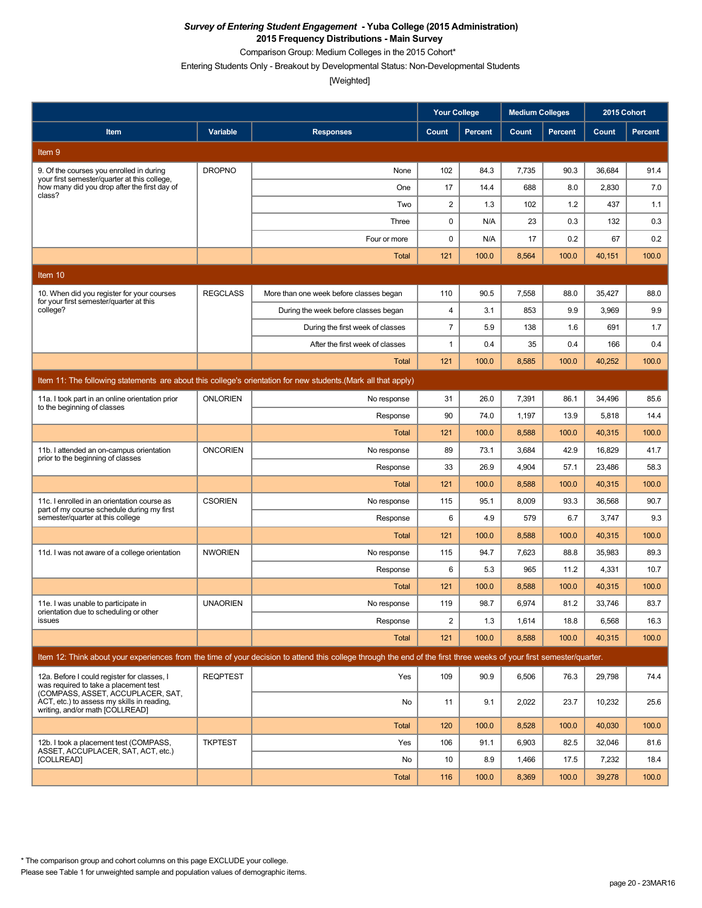***Survey of Entering Student Engagement* - Yuba College (2015 Administration)**
**2015 Frequency Distributions - Main Survey**

Comparison Group: Medium Colleges in the 2015 Cohort*

Entering Students Only - Breakout by Developmental Status: Non-Developmental Students

[Weighted]

| Item | Variable | Responses | Your College Count | Your College Percent | Medium Colleges Count | Medium Colleges Percent | 2015 Cohort Count | 2015 Cohort Percent |
|---|---|---|---|---|---|---|---|---|
| **Item 9** | | | | | | | | |
| 9. Of the courses you enrolled in during your first semester/quarter at this college, how many did you drop after the first day of class? | DROPNO | None | 102 | 84.3 | 7,735 | 90.3 | 36,684 | 91.4 |
| | | One | 17 | 14.4 | 688 | 8.0 | 2,830 | 7.0 |
| | | Two | 2 | 1.3 | 102 | 1.2 | 437 | 1.1 |
| | | Three | 0 | N/A | 23 | 0.3 | 132 | 0.3 |
| | | Four or more | 0 | N/A | 17 | 0.2 | 67 | 0.2 |
| | | Total | 121 | 100.0 | 8,564 | 100.0 | 40,151 | 100.0 |
| **Item 10** | | | | | | | | |
| 10. When did you register for your courses for your first semester/quarter at this college? | REGCLASS | More than one week before classes began | 110 | 90.5 | 7,558 | 88.0 | 35,427 | 88.0 |
| | | During the week before classes began | 4 | 3.1 | 853 | 9.9 | 3,969 | 9.9 |
| | | During the first week of classes | 7 | 5.9 | 138 | 1.6 | 691 | 1.7 |
| | | After the first week of classes | 1 | 0.4 | 35 | 0.4 | 166 | 0.4 |
| | | Total | 121 | 100.0 | 8,585 | 100.0 | 40,252 | 100.0 |
| **Item 11: The following statements are about this college's orientation for new students.(Mark all that apply)** | | | | | | | | |
| 11a. I took part in an online orientation prior to the beginning of classes | ONLORIEN | No response | 31 | 26.0 | 7,391 | 86.1 | 34,496 | 85.6 |
| | | Response | 90 | 74.0 | 1,197 | 13.9 | 5,818 | 14.4 |
| | | Total | 121 | 100.0 | 8,588 | 100.0 | 40,315 | 100.0 |
| 11b. I attended an on-campus orientation prior to the beginning of classes | ONCORIEN | No response | 89 | 73.1 | 3,684 | 42.9 | 16,829 | 41.7 |
| | | Response | 33 | 26.9 | 4,904 | 57.1 | 23,486 | 58.3 |
| | | Total | 121 | 100.0 | 8,588 | 100.0 | 40,315 | 100.0 |
| 11c. I enrolled in an orientation course as part of my course schedule during my first semester/quarter at this college | CSORIEN | No response | 115 | 95.1 | 8,009 | 93.3 | 36,568 | 90.7 |
| | | Response | 6 | 4.9 | 579 | 6.7 | 3,747 | 9.3 |
| | | Total | 121 | 100.0 | 8,588 | 100.0 | 40,315 | 100.0 |
| 11d. I was not aware of a college orientation | NWORIEN | No response | 115 | 94.7 | 7,623 | 88.8 | 35,983 | 89.3 |
| | | Response | 6 | 5.3 | 965 | 11.2 | 4,331 | 10.7 |
| | | Total | 121 | 100.0 | 8,588 | 100.0 | 40,315 | 100.0 |
| 11e. I was unable to participate in orientation due to scheduling or other issues | UNAORIEN | No response | 119 | 98.7 | 6,974 | 81.2 | 33,746 | 83.7 |
| | | Response | 2 | 1.3 | 1,614 | 18.8 | 6,568 | 16.3 |
| | | Total | 121 | 100.0 | 8,588 | 100.0 | 40,315 | 100.0 |
| **Item 12: Think about your experiences from the time of your decision to attend this college through the end of the first three weeks of your first semester/quarter.** | | | | | | | | |
| 12a. Before I could register for classes, I was required to take a placement test (COMPASS, ASSET, ACCUPLACER, SAT, ACT, etc.) to assess my skills in reading, writing, and/or math [COLLREAD] | REQPTEST | Yes | 109 | 90.9 | 6,506 | 76.3 | 29,798 | 74.4 |
| | | No | 11 | 9.1 | 2,022 | 23.7 | 10,232 | 25.6 |
| | | Total | 120 | 100.0 | 8,528 | 100.0 | 40,030 | 100.0 |
| 12b. I took a placement test (COMPASS, ASSET, ACCUPLACER, SAT, ACT, etc.) [COLLREAD] | TKPTEST | Yes | 106 | 91.1 | 6,903 | 82.5 | 32,046 | 81.6 |
| | | No | 10 | 8.9 | 1,466 | 17.5 | 7,232 | 18.4 |
| | | Total | 116 | 100.0 | 8,369 | 100.0 | 39,278 | 100.0 |

* The comparison group and cohort columns on this page EXCLUDE your college.

Please see Table 1 for unweighted sample and population values of demographic items.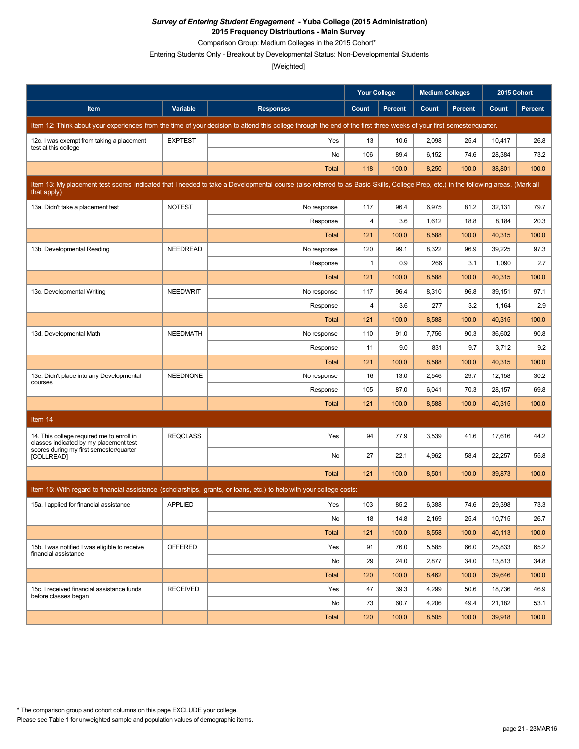***Survey of Entering Student Engagement* - Yuba College (2015 Administration)**
**2015 Frequency Distributions - Main Survey**
Comparison Group: Medium Colleges in the 2015 Cohort*
Entering Students Only - Breakout by Developmental Status: Non-Developmental Students
[Weighted]

| Item | Variable | Responses | Your College Count | Your College Percent | Medium Colleges Count | Medium Colleges Percent | 2015 Cohort Count | 2015 Cohort Percent |
|---|---|---|---|---|---|---|---|---|
| Item 12: Think about your experiences from the time of your decision to attend this college through the end of the first three weeks of your first semester/quarter. | | | | | | | | |
| 12c. I was exempt from taking a placement test at this college | EXPTEST | Yes | 13 | 10.6 | 2,098 | 25.4 | 10,417 | 26.8 |
| | | No | 106 | 89.4 | 6,152 | 74.6 | 28,384 | 73.2 |
| | | Total | 118 | 100.0 | 8,250 | 100.0 | 38,801 | 100.0 |
| Item 13: My placement test scores indicated that I needed to take a Developmental course (also referred to as Basic Skills, College Prep, etc.) in the following areas. (Mark all that apply) | | | | | | | | |
| 13a. Didn't take a placement test | NOTEST | No response | 117 | 96.4 | 6,975 | 81.2 | 32,131 | 79.7 |
| | | Response | 4 | 3.6 | 1,612 | 18.8 | 8,184 | 20.3 |
| | | Total | 121 | 100.0 | 8,588 | 100.0 | 40,315 | 100.0 |
| 13b. Developmental Reading | NEEDREAD | No response | 120 | 99.1 | 8,322 | 96.9 | 39,225 | 97.3 |
| | | Response | 1 | 0.9 | 266 | 3.1 | 1,090 | 2.7 |
| | | Total | 121 | 100.0 | 8,588 | 100.0 | 40,315 | 100.0 |
| 13c. Developmental Writing | NEEDWRIT | No response | 117 | 96.4 | 8,310 | 96.8 | 39,151 | 97.1 |
| | | Response | 4 | 3.6 | 277 | 3.2 | 1,164 | 2.9 |
| | | Total | 121 | 100.0 | 8,588 | 100.0 | 40,315 | 100.0 |
| 13d. Developmental Math | NEEDMATH | No response | 110 | 91.0 | 7,756 | 90.3 | 36,602 | 90.8 |
| | | Response | 11 | 9.0 | 831 | 9.7 | 3,712 | 9.2 |
| | | Total | 121 | 100.0 | 8,588 | 100.0 | 40,315 | 100.0 |
| 13e. Didn't place into any Developmental courses | NEEDNONE | No response | 16 | 13.0 | 2,546 | 29.7 | 12,158 | 30.2 |
| | | Response | 105 | 87.0 | 6,041 | 70.3 | 28,157 | 69.8 |
| | | Total | 121 | 100.0 | 8,588 | 100.0 | 40,315 | 100.0 |
| Item 14 | | | | | | | | |
| 14. This college required me to enroll in classes indicated by my placement test scores during my first semester/quarter [COLLREAD] | REQCLASS | Yes | 94 | 77.9 | 3,539 | 41.6 | 17,616 | 44.2 |
| | | No | 27 | 22.1 | 4,962 | 58.4 | 22,257 | 55.8 |
| | | Total | 121 | 100.0 | 8,501 | 100.0 | 39,873 | 100.0 |
| Item 15: With regard to financial assistance (scholarships, grants, or loans, etc.) to help with your college costs: | | | | | | | | |
| 15a. I applied for financial assistance | APPLIED | Yes | 103 | 85.2 | 6,388 | 74.6 | 29,398 | 73.3 |
| | | No | 18 | 14.8 | 2,169 | 25.4 | 10,715 | 26.7 |
| | | Total | 121 | 100.0 | 8,558 | 100.0 | 40,113 | 100.0 |
| 15b. I was notified I was eligible to receive financial assistance | OFFERED | Yes | 91 | 76.0 | 5,585 | 66.0 | 25,833 | 65.2 |
| | | No | 29 | 24.0 | 2,877 | 34.0 | 13,813 | 34.8 |
| | | Total | 120 | 100.0 | 8,462 | 100.0 | 39,646 | 100.0 |
| 15c. I received financial assistance funds before classes began | RECEIVED | Yes | 47 | 39.3 | 4,299 | 50.6 | 18,736 | 46.9 |
| | | No | 73 | 60.7 | 4,206 | 49.4 | 21,182 | 53.1 |
| | | Total | 120 | 100.0 | 8,505 | 100.0 | 39,918 | 100.0 |

\* The comparison group and cohort columns on this page EXCLUDE your college.
Please see Table 1 for unweighted sample and population values of demographic items.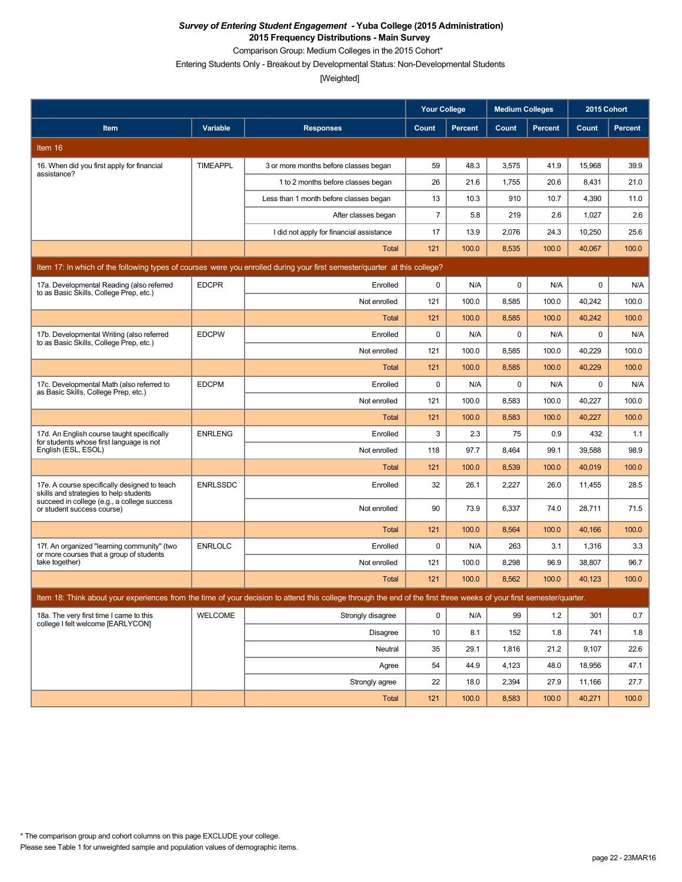***Survey of Entering Student Engagement* - Yuba College (2015 Administration)**
**2015 Frequency Distributions - Main Survey**
Comparison Group: Medium Colleges in the 2015 Cohort*
Entering Students Only - Breakout by Developmental Status: Non-Developmental Students
[Weighted]

| | | | Your College | | Medium Colleges | | 2015 Cohort | |
|---|---|---|---|---|---|---|---|---|
| **Item** | **Variable** | **Responses** | **Count** | **Percent** | **Count** | **Percent** | **Count** | **Percent** |
| **Item 16** | | | | | | | | |
| 16. When did you first apply for financial assistance? | TIMEAPPL | 3 or more months before classes began | 59 | 48.3 | 3,575 | 41.9 | 15,968 | 39.9 |
| | | 1 to 2 months before classes began | 26 | 21.6 | 1,755 | 20.6 | 8,431 | 21.0 |
| | | Less than 1 month before classes began | 13 | 10.3 | 910 | 10.7 | 4,390 | 11.0 |
| | | After classes began | 7 | 5.8 | 219 | 2.6 | 1,027 | 2.6 |
| | | I did not apply for financial assistance | 17 | 13.9 | 2,076 | 24.3 | 10,250 | 25.6 |
| | | Total | 121 | 100.0 | 8,535 | 100.0 | 40,067 | 100.0 |
| **Item 17: In which of the following types of courses were you enrolled during your first semester/quarter at this college?** | | | | | | | | |
| 17a. Developmental Reading (also referred to as Basic Skills, College Prep, etc.) | EDCPR | Enrolled | 0 | N/A | 0 | N/A | 0 | N/A |
| | | Not enrolled | 121 | 100.0 | 8,585 | 100.0 | 40,242 | 100.0 |
| | | Total | 121 | 100.0 | 8,585 | 100.0 | 40,242 | 100.0 |
| 17b. Developmental Writing (also referred to as Basic Skills, College Prep, etc.) | EDCPW | Enrolled | 0 | N/A | 0 | N/A | 0 | N/A |
| | | Not enrolled | 121 | 100.0 | 8,585 | 100.0 | 40,229 | 100.0 |
| | | Total | 121 | 100.0 | 8,585 | 100.0 | 40,229 | 100.0 |
| 17c. Developmental Math (also referred to as Basic Skills, College Prep, etc.) | EDCPM | Enrolled | 0 | N/A | 0 | N/A | 0 | N/A |
| | | Not enrolled | 121 | 100.0 | 8,583 | 100.0 | 40,227 | 100.0 |
| | | Total | 121 | 100.0 | 8,583 | 100.0 | 40,227 | 100.0 |
| 17d. An English course taught specifically for students whose first language is not English (ESL, ESOL) | ENRLENG | Enrolled | 3 | 2.3 | 75 | 0.9 | 432 | 1.1 |
| | | Not enrolled | 118 | 97.7 | 8,464 | 99.1 | 39,588 | 98.9 |
| | | Total | 121 | 100.0 | 8,539 | 100.0 | 40,019 | 100.0 |
| 17e. A course specifically designed to teach skills and strategies to help students succeed in college (e.g., a college success or student success course) | ENRLSSDC | Enrolled | 32 | 26.1 | 2,227 | 26.0 | 11,455 | 28.5 |
| | | Not enrolled | 90 | 73.9 | 6,337 | 74.0 | 28,711 | 71.5 |
| | | Total | 121 | 100.0 | 8,564 | 100.0 | 40,166 | 100.0 |
| 17f. An organized "learning community" (two or more courses that a group of students take together) | ENRLOLC | Enrolled | 0 | N/A | 263 | 3.1 | 1,316 | 3.3 |
| | | Not enrolled | 121 | 100.0 | 8,298 | 96.9 | 38,807 | 96.7 |
| | | Total | 121 | 100.0 | 8,562 | 100.0 | 40,123 | 100.0 |
| **Item 18: Think about your experiences from the time of your decision to attend this college through the end of the first three weeks of your first semester/quarter.** | | | | | | | | |
| 18a. The very first time I came to this college I felt welcome [EARLYCON] | WELCOME | Strongly disagree | 0 | N/A | 99 | 1.2 | 301 | 0.7 |
| | | Disagree | 10 | 8.1 | 152 | 1.8 | 741 | 1.8 |
| | | Neutral | 35 | 29.1 | 1,816 | 21.2 | 9,107 | 22.6 |
| | | Agree | 54 | 44.9 | 4,123 | 48.0 | 18,956 | 47.1 |
| | | Strongly agree | 22 | 18.0 | 2,394 | 27.9 | 11,166 | 27.7 |
| | | Total | 121 | 100.0 | 8,583 | 100.0 | 40,271 | 100.0 |

\* The comparison group and cohort columns on this page EXCLUDE your college.
Please see Table 1 for unweighted sample and population values of demographic items.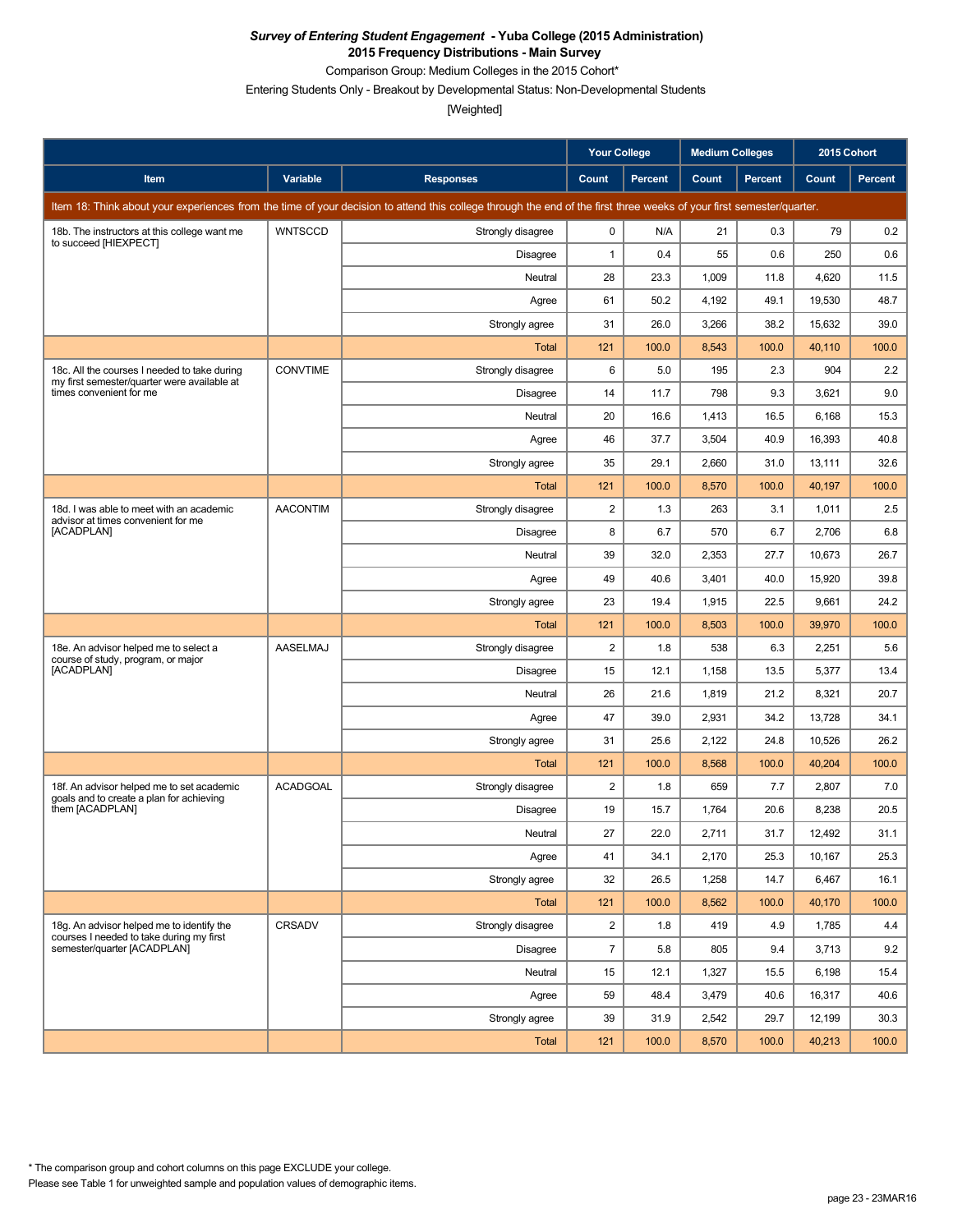***Survey of Entering Student Engagement* - Yuba College (2015 Administration)**
**2015 Frequency Distributions - Main Survey**
Comparison Group: Medium Colleges in the 2015 Cohort*
Entering Students Only - Breakout by Developmental Status: Non-Developmental Students
[Weighted]

| | | | Your College | | Medium Colleges | | 2015 Cohort | |
|---|---|---|---|---|---|---|---|---|
| **Item** | **Variable** | **Responses** | **Count** | **Percent** | **Count** | **Percent** | **Count** | **Percent** |
| Item 18: Think about your experiences from the time of your decision to attend this college through the end of the first three weeks of your first semester/quarter. | | | | | | | | |
| 18b. The instructors at this college want me to succeed [HIEXPECT] | WNTSCCD | Strongly disagree | 0 | N/A | 21 | 0.3 | 79 | 0.2 |
| | | Disagree | 1 | 0.4 | 55 | 0.6 | 250 | 0.6 |
| | | Neutral | 28 | 23.3 | 1,009 | 11.8 | 4,620 | 11.5 |
| | | Agree | 61 | 50.2 | 4,192 | 49.1 | 19,530 | 48.7 |
| | | Strongly agree | 31 | 26.0 | 3,266 | 38.2 | 15,632 | 39.0 |
| | | Total | 121 | 100.0 | 8,543 | 100.0 | 40,110 | 100.0 |
| 18c. All the courses I needed to take during my first semester/quarter were available at times convenient for me | CONVTIME | Strongly disagree | 6 | 5.0 | 195 | 2.3 | 904 | 2.2 |
| | | Disagree | 14 | 11.7 | 798 | 9.3 | 3,621 | 9.0 |
| | | Neutral | 20 | 16.6 | 1,413 | 16.5 | 6,168 | 15.3 |
| | | Agree | 46 | 37.7 | 3,504 | 40.9 | 16,393 | 40.8 |
| | | Strongly agree | 35 | 29.1 | 2,660 | 31.0 | 13,111 | 32.6 |
| | | Total | 121 | 100.0 | 8,570 | 100.0 | 40,197 | 100.0 |
| 18d. I was able to meet with an academic advisor at times convenient for me [ACADPLAN] | AACONTIM | Strongly disagree | 2 | 1.3 | 263 | 3.1 | 1,011 | 2.5 |
| | | Disagree | 8 | 6.7 | 570 | 6.7 | 2,706 | 6.8 |
| | | Neutral | 39 | 32.0 | 2,353 | 27.7 | 10,673 | 26.7 |
| | | Agree | 49 | 40.6 | 3,401 | 40.0 | 15,920 | 39.8 |
| | | Strongly agree | 23 | 19.4 | 1,915 | 22.5 | 9,661 | 24.2 |
| | | Total | 121 | 100.0 | 8,503 | 100.0 | 39,970 | 100.0 |
| 18e. An advisor helped me to select a course of study, program, or major [ACADPLAN] | AASELMAJ | Strongly disagree | 2 | 1.8 | 538 | 6.3 | 2,251 | 5.6 |
| | | Disagree | 15 | 12.1 | 1,158 | 13.5 | 5,377 | 13.4 |
| | | Neutral | 26 | 21.6 | 1,819 | 21.2 | 8,321 | 20.7 |
| | | Agree | 47 | 39.0 | 2,931 | 34.2 | 13,728 | 34.1 |
| | | Strongly agree | 31 | 25.6 | 2,122 | 24.8 | 10,526 | 26.2 |
| | | Total | 121 | 100.0 | 8,568 | 100.0 | 40,204 | 100.0 |
| 18f. An advisor helped me to set academic goals and to create a plan for achieving them [ACADPLAN] | ACADGOAL | Strongly disagree | 2 | 1.8 | 659 | 7.7 | 2,807 | 7.0 |
| | | Disagree | 19 | 15.7 | 1,764 | 20.6 | 8,238 | 20.5 |
| | | Neutral | 27 | 22.0 | 2,711 | 31.7 | 12,492 | 31.1 |
| | | Agree | 41 | 34.1 | 2,170 | 25.3 | 10,167 | 25.3 |
| | | Strongly agree | 32 | 26.5 | 1,258 | 14.7 | 6,467 | 16.1 |
| | | Total | 121 | 100.0 | 8,562 | 100.0 | 40,170 | 100.0 |
| 18g. An advisor helped me to identify the courses I needed to take during my first semester/quarter [ACADPLAN] | CRSADV | Strongly disagree | 2 | 1.8 | 419 | 4.9 | 1,785 | 4.4 |
| | | Disagree | 7 | 5.8 | 805 | 9.4 | 3,713 | 9.2 |
| | | Neutral | 15 | 12.1 | 1,327 | 15.5 | 6,198 | 15.4 |
| | | Agree | 59 | 48.4 | 3,479 | 40.6 | 16,317 | 40.6 |
| | | Strongly agree | 39 | 31.9 | 2,542 | 29.7 | 12,199 | 30.3 |
| | | Total | 121 | 100.0 | 8,570 | 100.0 | 40,213 | 100.0 |

* The comparison group and cohort columns on this page EXCLUDE your college.
Please see Table 1 for unweighted sample and population values of demographic items.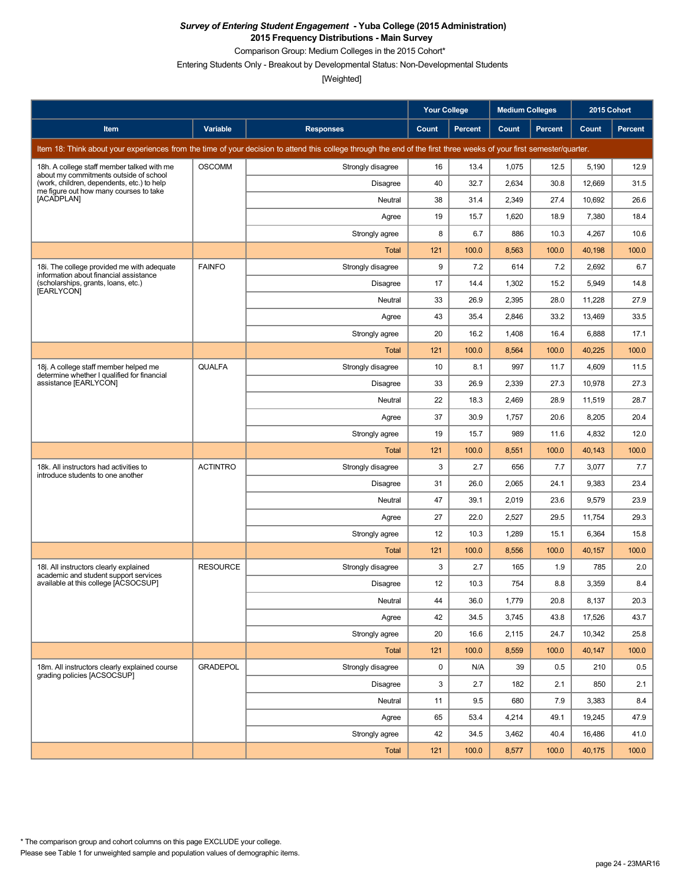***Survey of Entering Student Engagement* - Yuba College (2015 Administration)**

**2015 Frequency Distributions - Main Survey**

Comparison Group: Medium Colleges in the 2015 Cohort*

Entering Students Only - Breakout by Developmental Status: Non-Developmental Students

[Weighted]

| | | | Your College | | Medium Colleges | | 2015 Cohort | |
|---|---|---|---|---|---|---|---|---|
| **Item** | **Variable** | **Responses** | **Count** | **Percent** | **Count** | **Percent** | **Count** | **Percent** |
| Item 18: Think about your experiences from the time of your decision to attend this college through the end of the first three weeks of your first semester/quarter. | | | | | | | | |
| 18h. A college staff member talked with me about my commitments outside of school (work, children, dependents, etc.) to help me figure out how many courses to take [ACADPLAN] | OSCOMM | Strongly disagree | 16 | 13.4 | 1,075 | 12.5 | 5,190 | 12.9 |
| | | Disagree | 40 | 32.7 | 2,634 | 30.8 | 12,669 | 31.5 |
| | | Neutral | 38 | 31.4 | 2,349 | 27.4 | 10,692 | 26.6 |
| | | Agree | 19 | 15.7 | 1,620 | 18.9 | 7,380 | 18.4 |
| | | Strongly agree | 8 | 6.7 | 886 | 10.3 | 4,267 | 10.6 |
| | | Total | 121 | 100.0 | 8,563 | 100.0 | 40,198 | 100.0 |
| 18i. The college provided me with adequate information about financial assistance (scholarships, grants, loans, etc.) [EARLYCON] | FAINFO | Strongly disagree | 9 | 7.2 | 614 | 7.2 | 2,692 | 6.7 |
| | | Disagree | 17 | 14.4 | 1,302 | 15.2 | 5,949 | 14.8 |
| | | Neutral | 33 | 26.9 | 2,395 | 28.0 | 11,228 | 27.9 |
| | | Agree | 43 | 35.4 | 2,846 | 33.2 | 13,469 | 33.5 |
| | | Strongly agree | 20 | 16.2 | 1,408 | 16.4 | 6,888 | 17.1 |
| | | Total | 121 | 100.0 | 8,564 | 100.0 | 40,225 | 100.0 |
| 18j. A college staff member helped me determine whether I qualified for financial assistance [EARLYCON] | QUALFA | Strongly disagree | 10 | 8.1 | 997 | 11.7 | 4,609 | 11.5 |
| | | Disagree | 33 | 26.9 | 2,339 | 27.3 | 10,978 | 27.3 |
| | | Neutral | 22 | 18.3 | 2,469 | 28.9 | 11,519 | 28.7 |
| | | Agree | 37 | 30.9 | 1,757 | 20.6 | 8,205 | 20.4 |
| | | Strongly agree | 19 | 15.7 | 989 | 11.6 | 4,832 | 12.0 |
| | | Total | 121 | 100.0 | 8,551 | 100.0 | 40,143 | 100.0 |
| 18k. All instructors had activities to introduce students to one another | ACTINTRO | Strongly disagree | 3 | 2.7 | 656 | 7.7 | 3,077 | 7.7 |
| | | Disagree | 31 | 26.0 | 2,065 | 24.1 | 9,383 | 23.4 |
| | | Neutral | 47 | 39.1 | 2,019 | 23.6 | 9,579 | 23.9 |
| | | Agree | 27 | 22.0 | 2,527 | 29.5 | 11,754 | 29.3 |
| | | Strongly agree | 12 | 10.3 | 1,289 | 15.1 | 6,364 | 15.8 |
| | | Total | 121 | 100.0 | 8,556 | 100.0 | 40,157 | 100.0 |
| 18l. All instructors clearly explained academic and student support services available at this college [ACSOCSUP] | RESOURCE | Strongly disagree | 3 | 2.7 | 165 | 1.9 | 785 | 2.0 |
| | | Disagree | 12 | 10.3 | 754 | 8.8 | 3,359 | 8.4 |
| | | Neutral | 44 | 36.0 | 1,779 | 20.8 | 8,137 | 20.3 |
| | | Agree | 42 | 34.5 | 3,745 | 43.8 | 17,526 | 43.7 |
| | | Strongly agree | 20 | 16.6 | 2,115 | 24.7 | 10,342 | 25.8 |
| | | Total | 121 | 100.0 | 8,559 | 100.0 | 40,147 | 100.0 |
| 18m. All instructors clearly explained course grading policies [ACSOCSUP] | GRADEPOL | Strongly disagree | 0 | N/A | 39 | 0.5 | 210 | 0.5 |
| | | Disagree | 3 | 2.7 | 182 | 2.1 | 850 | 2.1 |
| | | Neutral | 11 | 9.5 | 680 | 7.9 | 3,383 | 8.4 |
| | | Agree | 65 | 53.4 | 4,214 | 49.1 | 19,245 | 47.9 |
| | | Strongly agree | 42 | 34.5 | 3,462 | 40.4 | 16,486 | 41.0 |
| | | Total | 121 | 100.0 | 8,577 | 100.0 | 40,175 | 100.0 |

\* The comparison group and cohort columns on this page EXCLUDE your college.

Please see Table 1 for unweighted sample and population values of demographic items.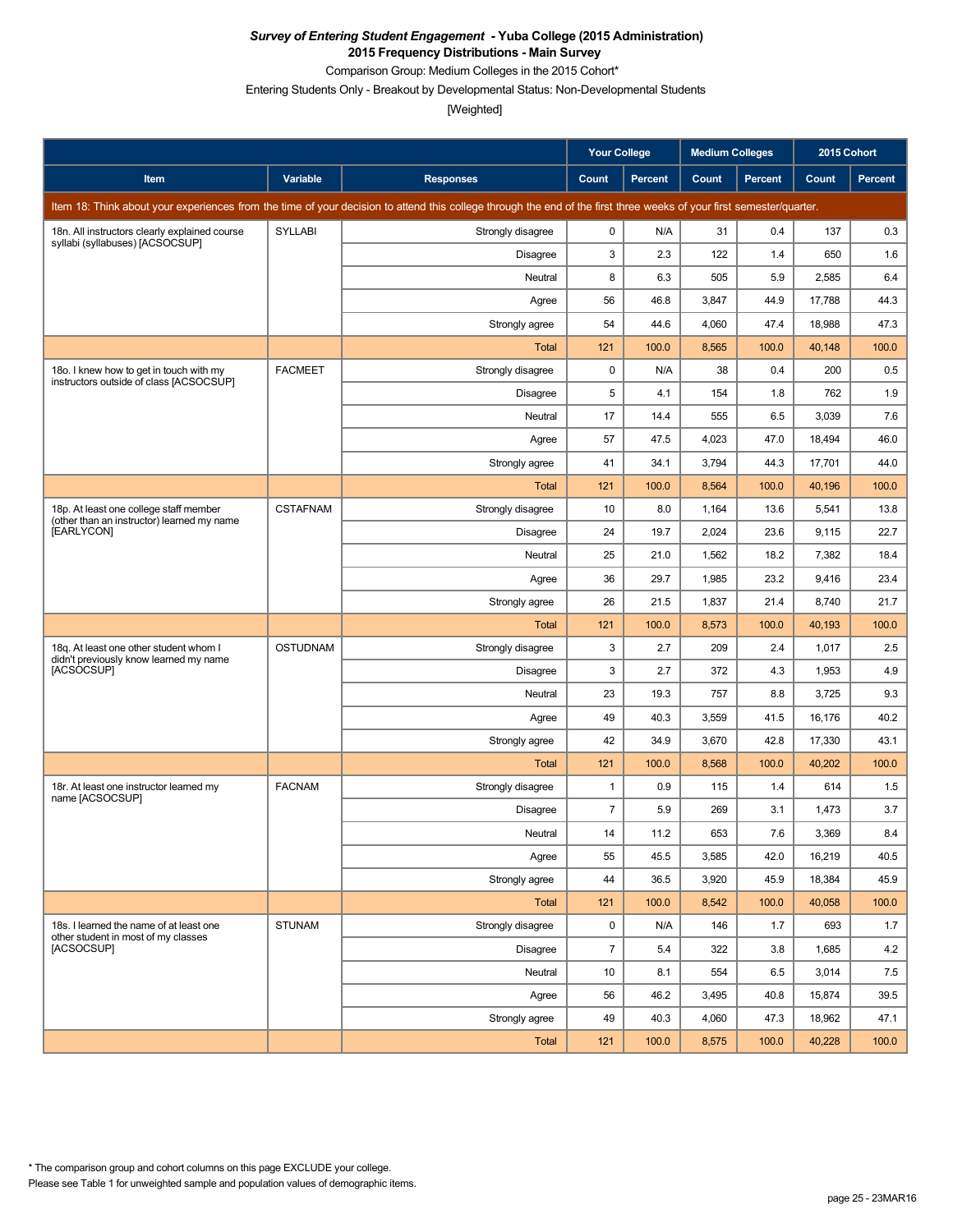***Survey of Entering Student Engagement* - Yuba College (2015 Administration)**
**2015 Frequency Distributions - Main Survey**
Comparison Group: Medium Colleges in the 2015 Cohort*
Entering Students Only - Breakout by Developmental Status: Non-Developmental Students
[Weighted]

| | | | Your College | | Medium Colleges | | 2015 Cohort | |
|---|---|---|---|---|---|---|---|---|
| **Item** | **Variable** | **Responses** | **Count** | **Percent** | **Count** | **Percent** | **Count** | **Percent** |
| Item 18: Think about your experiences from the time of your decision to attend this college through the end of the first three weeks of your first semester/quarter. | | | | | | | | |
| 18n. All instructors clearly explained course syllabi (syllabuses) [ACSOCSUP] | SYLLABI | Strongly disagree | 0 | N/A | 31 | 0.4 | 137 | 0.3 |
| | | Disagree | 3 | 2.3 | 122 | 1.4 | 650 | 1.6 |
| | | Neutral | 8 | 6.3 | 505 | 5.9 | 2,585 | 6.4 |
| | | Agree | 56 | 46.8 | 3,847 | 44.9 | 17,788 | 44.3 |
| | | Strongly agree | 54 | 44.6 | 4,060 | 47.4 | 18,988 | 47.3 |
| | | Total | 121 | 100.0 | 8,565 | 100.0 | 40,148 | 100.0 |
| 18o. I knew how to get in touch with my instructors outside of class [ACSOCSUP] | FACMEET | Strongly disagree | 0 | N/A | 38 | 0.4 | 200 | 0.5 |
| | | Disagree | 5 | 4.1 | 154 | 1.8 | 762 | 1.9 |
| | | Neutral | 17 | 14.4 | 555 | 6.5 | 3,039 | 7.6 |
| | | Agree | 57 | 47.5 | 4,023 | 47.0 | 18,494 | 46.0 |
| | | Strongly agree | 41 | 34.1 | 3,794 | 44.3 | 17,701 | 44.0 |
| | | Total | 121 | 100.0 | 8,564 | 100.0 | 40,196 | 100.0 |
| 18p. At least one college staff member (other than an instructor) learned my name [EARLYCON] | CSTAFNAM | Strongly disagree | 10 | 8.0 | 1,164 | 13.6 | 5,541 | 13.8 |
| | | Disagree | 24 | 19.7 | 2,024 | 23.6 | 9,115 | 22.7 |
| | | Neutral | 25 | 21.0 | 1,562 | 18.2 | 7,382 | 18.4 |
| | | Agree | 36 | 29.7 | 1,985 | 23.2 | 9,416 | 23.4 |
| | | Strongly agree | 26 | 21.5 | 1,837 | 21.4 | 8,740 | 21.7 |
| | | Total | 121 | 100.0 | 8,573 | 100.0 | 40,193 | 100.0 |
| 18q. At least one other student whom I didn't previously know learned my name [ACSOCSUP] | OSTUDNAM | Strongly disagree | 3 | 2.7 | 209 | 2.4 | 1,017 | 2.5 |
| | | Disagree | 3 | 2.7 | 372 | 4.3 | 1,953 | 4.9 |
| | | Neutral | 23 | 19.3 | 757 | 8.8 | 3,725 | 9.3 |
| | | Agree | 49 | 40.3 | 3,559 | 41.5 | 16,176 | 40.2 |
| | | Strongly agree | 42 | 34.9 | 3,670 | 42.8 | 17,330 | 43.1 |
| | | Total | 121 | 100.0 | 8,568 | 100.0 | 40,202 | 100.0 |
| 18r. At least one instructor learned my name [ACSOCSUP] | FACNAM | Strongly disagree | 1 | 0.9 | 115 | 1.4 | 614 | 1.5 |
| | | Disagree | 7 | 5.9 | 269 | 3.1 | 1,473 | 3.7 |
| | | Neutral | 14 | 11.2 | 653 | 7.6 | 3,369 | 8.4 |
| | | Agree | 55 | 45.5 | 3,585 | 42.0 | 16,219 | 40.5 |
| | | Strongly agree | 44 | 36.5 | 3,920 | 45.9 | 18,384 | 45.9 |
| | | Total | 121 | 100.0 | 8,542 | 100.0 | 40,058 | 100.0 |
| 18s. I learned the name of at least one other student in most of my classes [ACSOCSUP] | STUNAM | Strongly disagree | 0 | N/A | 146 | 1.7 | 693 | 1.7 |
| | | Disagree | 7 | 5.4 | 322 | 3.8 | 1,685 | 4.2 |
| | | Neutral | 10 | 8.1 | 554 | 6.5 | 3,014 | 7.5 |
| | | Agree | 56 | 46.2 | 3,495 | 40.8 | 15,874 | 39.5 |
| | | Strongly agree | 49 | 40.3 | 4,060 | 47.3 | 18,962 | 47.1 |
| | | Total | 121 | 100.0 | 8,575 | 100.0 | 40,228 | 100.0 |

* The comparison group and cohort columns on this page EXCLUDE your college.
Please see Table 1 for unweighted sample and population values of demographic items.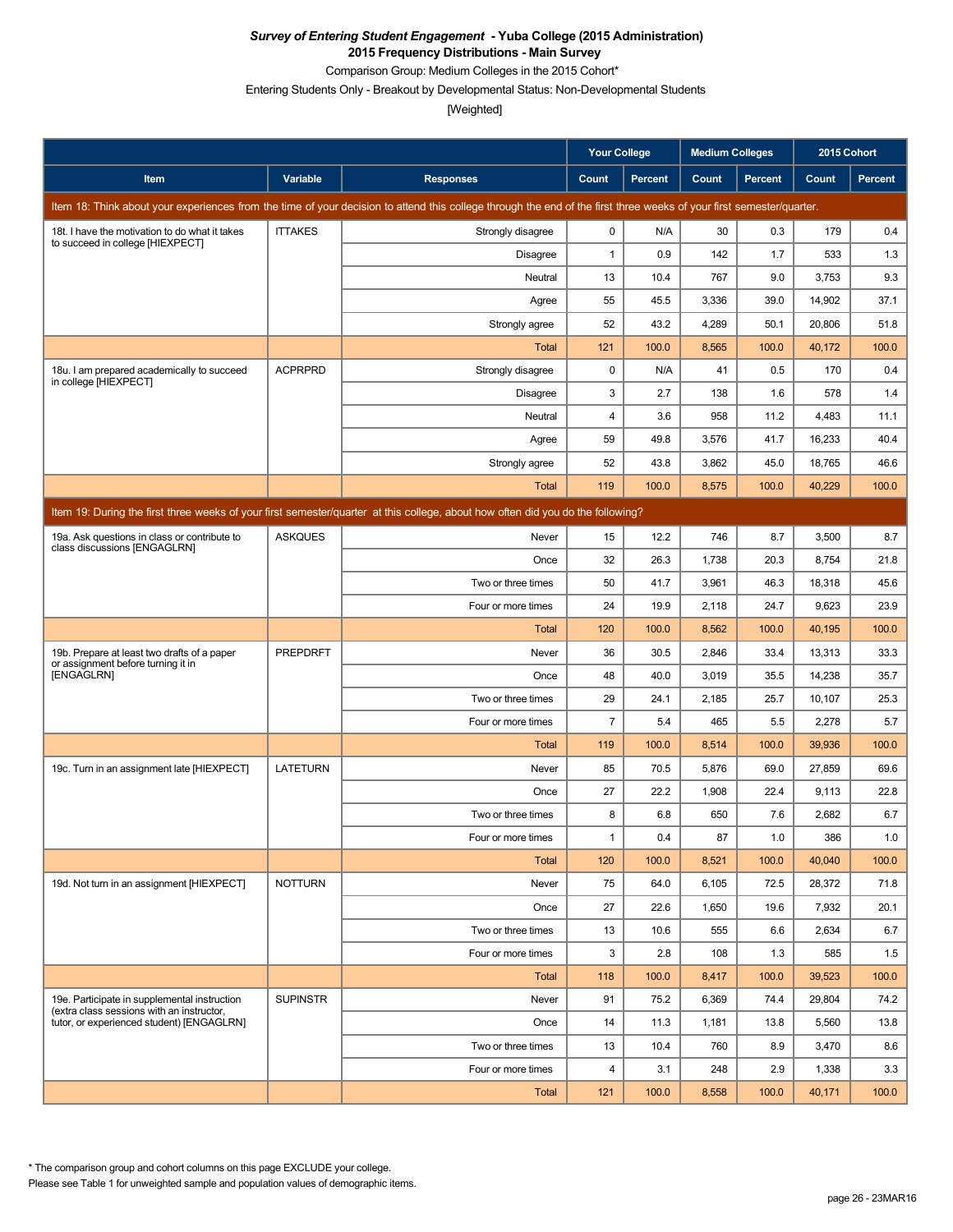***Survey of Entering Student Engagement* - Yuba College (2015 Administration)**
**2015 Frequency Distributions - Main Survey**

Comparison Group: Medium Colleges in the 2015 Cohort*

Entering Students Only - Breakout by Developmental Status: Non-Developmental Students

[Weighted]

| Item | Variable | Responses | Your College Count | Your College Percent | Medium Colleges Count | Medium Colleges Percent | 2015 Cohort Count | 2015 Cohort Percent |
|---|---|---|---|---|---|---|---|---|
| **Item 18: Think about your experiences from the time of your decision to attend this college through the end of the first three weeks of your first semester/quarter.** | | | | | | | | |
| 18t. I have the motivation to do what it takes to succeed in college [HIEXPECT] | ITTAKES | Strongly disagree | 0 | N/A | 30 | 0.3 | 179 | 0.4 |
| | | Disagree | 1 | 0.9 | 142 | 1.7 | 533 | 1.3 |
| | | Neutral | 13 | 10.4 | 767 | 9.0 | 3,753 | 9.3 |
| | | Agree | 55 | 45.5 | 3,336 | 39.0 | 14,902 | 37.1 |
| | | Strongly agree | 52 | 43.2 | 4,289 | 50.1 | 20,806 | 51.8 |
| | | Total | 121 | 100.0 | 8,565 | 100.0 | 40,172 | 100.0 |
| 18u. I am prepared academically to succeed in college [HIEXPECT] | ACPRPRD | Strongly disagree | 0 | N/A | 41 | 0.5 | 170 | 0.4 |
| | | Disagree | 3 | 2.7 | 138 | 1.6 | 578 | 1.4 |
| | | Neutral | 4 | 3.6 | 958 | 11.2 | 4,483 | 11.1 |
| | | Agree | 59 | 49.8 | 3,576 | 41.7 | 16,233 | 40.4 |
| | | Strongly agree | 52 | 43.8 | 3,862 | 45.0 | 18,765 | 46.6 |
| | | Total | 119 | 100.0 | 8,575 | 100.0 | 40,229 | 100.0 |
| **Item 19: During the first three weeks of your first semester/quarter at this college, about how often did you do the following?** | | | | | | | | |
| 19a. Ask questions in class or contribute to class discussions [ENGAGLRN] | ASKQUES | Never | 15 | 12.2 | 746 | 8.7 | 3,500 | 8.7 |
| | | Once | 32 | 26.3 | 1,738 | 20.3 | 8,754 | 21.8 |
| | | Two or three times | 50 | 41.7 | 3,961 | 46.3 | 18,318 | 45.6 |
| | | Four or more times | 24 | 19.9 | 2,118 | 24.7 | 9,623 | 23.9 |
| | | Total | 120 | 100.0 | 8,562 | 100.0 | 40,195 | 100.0 |
| 19b. Prepare at least two drafts of a paper or assignment before turning it in [ENGAGLRN] | PREPDRFT | Never | 36 | 30.5 | 2,846 | 33.4 | 13,313 | 33.3 |
| | | Once | 48 | 40.0 | 3,019 | 35.5 | 14,238 | 35.7 |
| | | Two or three times | 29 | 24.1 | 2,185 | 25.7 | 10,107 | 25.3 |
| | | Four or more times | 7 | 5.4 | 465 | 5.5 | 2,278 | 5.7 |
| | | Total | 119 | 100.0 | 8,514 | 100.0 | 39,936 | 100.0 |
| 19c. Turn in an assignment late [HIEXPECT] | LATETURN | Never | 85 | 70.5 | 5,876 | 69.0 | 27,859 | 69.6 |
| | | Once | 27 | 22.2 | 1,908 | 22.4 | 9,113 | 22.8 |
| | | Two or three times | 8 | 6.8 | 650 | 7.6 | 2,682 | 6.7 |
| | | Four or more times | 1 | 0.4 | 87 | 1.0 | 386 | 1.0 |
| | | Total | 120 | 100.0 | 8,521 | 100.0 | 40,040 | 100.0 |
| 19d. Not turn in an assignment [HIEXPECT] | NOTTURN | Never | 75 | 64.0 | 6,105 | 72.5 | 28,372 | 71.8 |
| | | Once | 27 | 22.6 | 1,650 | 19.6 | 7,932 | 20.1 |
| | | Two or three times | 13 | 10.6 | 555 | 6.6 | 2,634 | 6.7 |
| | | Four or more times | 3 | 2.8 | 108 | 1.3 | 585 | 1.5 |
| | | Total | 118 | 100.0 | 8,417 | 100.0 | 39,523 | 100.0 |
| 19e. Participate in supplemental instruction (extra class sessions with an instructor, tutor, or experienced student) [ENGAGLRN] | SUPINSTR | Never | 91 | 75.2 | 6,369 | 74.4 | 29,804 | 74.2 |
| | | Once | 14 | 11.3 | 1,181 | 13.8 | 5,560 | 13.8 |
| | | Two or three times | 13 | 10.4 | 760 | 8.9 | 3,470 | 8.6 |
| | | Four or more times | 4 | 3.1 | 248 | 2.9 | 1,338 | 3.3 |
| | | Total | 121 | 100.0 | 8,558 | 100.0 | 40,171 | 100.0 |

\* The comparison group and cohort columns on this page EXCLUDE your college.

Please see Table 1 for unweighted sample and population values of demographic items.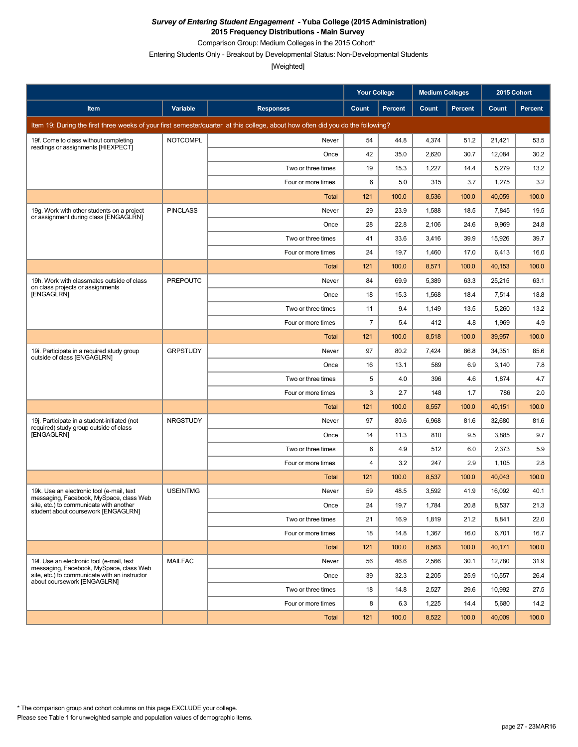***Survey of Entering Student Engagement* - Yuba College (2015 Administration)**
**2015 Frequency Distributions - Main Survey**
Comparison Group: Medium Colleges in the 2015 Cohort*
Entering Students Only - Breakout by Developmental Status: Non-Developmental Students
[Weighted]

| Item | Variable | Responses | Your College Count | Your College Percent | Medium Colleges Count | Medium Colleges Percent | 2015 Cohort Count | 2015 Cohort Percent |
|---|---|---|---|---|---|---|---|---|
| **Item 19: During the first three weeks of your first semester/quarter at this college, about how often did you do the following?** | | | | | | | | |
| 19f. Come to class without completing readings or assignments [HIEXPECT] | NOTCOMPL | Never | 54 | 44.8 | 4,374 | 51.2 | 21,421 | 53.5 |
| | | Once | 42 | 35.0 | 2,620 | 30.7 | 12,084 | 30.2 |
| | | Two or three times | 19 | 15.3 | 1,227 | 14.4 | 5,279 | 13.2 |
| | | Four or more times | 6 | 5.0 | 315 | 3.7 | 1,275 | 3.2 |
| | | Total | 121 | 100.0 | 8,536 | 100.0 | 40,059 | 100.0 |
| 19g. Work with other students on a project or assignment during class [ENGAGLRN] | PINCLASS | Never | 29 | 23.9 | 1,588 | 18.5 | 7,845 | 19.5 |
| | | Once | 28 | 22.8 | 2,106 | 24.6 | 9,969 | 24.8 |
| | | Two or three times | 41 | 33.6 | 3,416 | 39.9 | 15,926 | 39.7 |
| | | Four or more times | 24 | 19.7 | 1,460 | 17.0 | 6,413 | 16.0 |
| | | Total | 121 | 100.0 | 8,571 | 100.0 | 40,153 | 100.0 |
| 19h. Work with classmates outside of class on class projects or assignments [ENGAGLRN] | PREPOUTC | Never | 84 | 69.9 | 5,389 | 63.3 | 25,215 | 63.1 |
| | | Once | 18 | 15.3 | 1,568 | 18.4 | 7,514 | 18.8 |
| | | Two or three times | 11 | 9.4 | 1,149 | 13.5 | 5,260 | 13.2 |
| | | Four or more times | 7 | 5.4 | 412 | 4.8 | 1,969 | 4.9 |
| | | Total | 121 | 100.0 | 8,518 | 100.0 | 39,957 | 100.0 |
| 19i. Participate in a required study group outside of class [ENGAGLRN] | GRPSTUDY | Never | 97 | 80.2 | 7,424 | 86.8 | 34,351 | 85.6 |
| | | Once | 16 | 13.1 | 589 | 6.9 | 3,140 | 7.8 |
| | | Two or three times | 5 | 4.0 | 396 | 4.6 | 1,874 | 4.7 |
| | | Four or more times | 3 | 2.7 | 148 | 1.7 | 786 | 2.0 |
| | | Total | 121 | 100.0 | 8,557 | 100.0 | 40,151 | 100.0 |
| 19j. Participate in a student-initiated (not required) study group outside of class [ENGAGLRN] | NRGSTUDY | Never | 97 | 80.6 | 6,968 | 81.6 | 32,680 | 81.6 |
| | | Once | 14 | 11.3 | 810 | 9.5 | 3,885 | 9.7 |
| | | Two or three times | 6 | 4.9 | 512 | 6.0 | 2,373 | 5.9 |
| | | Four or more times | 4 | 3.2 | 247 | 2.9 | 1,105 | 2.8 |
| | | Total | 121 | 100.0 | 8,537 | 100.0 | 40,043 | 100.0 |
| 19k. Use an electronic tool (e-mail, text messaging, Facebook, MySpace, class Web site, etc.) to communicate with another student about coursework [ENGAGLRN] | USEINTMG | Never | 59 | 48.5 | 3,592 | 41.9 | 16,092 | 40.1 |
| | | Once | 24 | 19.7 | 1,784 | 20.8 | 8,537 | 21.3 |
| | | Two or three times | 21 | 16.9 | 1,819 | 21.2 | 8,841 | 22.0 |
| | | Four or more times | 18 | 14.8 | 1,367 | 16.0 | 6,701 | 16.7 |
| | | Total | 121 | 100.0 | 8,563 | 100.0 | 40,171 | 100.0 |
| 19l. Use an electronic tool (e-mail, text messaging, Facebook, MySpace, class Web site, etc.) to communicate with an instructor about coursework [ENGAGLRN] | MAILFAC | Never | 56 | 46.6 | 2,566 | 30.1 | 12,780 | 31.9 |
| | | Once | 39 | 32.3 | 2,205 | 25.9 | 10,557 | 26.4 |
| | | Two or three times | 18 | 14.8 | 2,527 | 29.6 | 10,992 | 27.5 |
| | | Four or more times | 8 | 6.3 | 1,225 | 14.4 | 5,680 | 14.2 |
| | | Total | 121 | 100.0 | 8,522 | 100.0 | 40,009 | 100.0 |

* The comparison group and cohort columns on this page EXCLUDE your college.
Please see Table 1 for unweighted sample and population values of demographic items.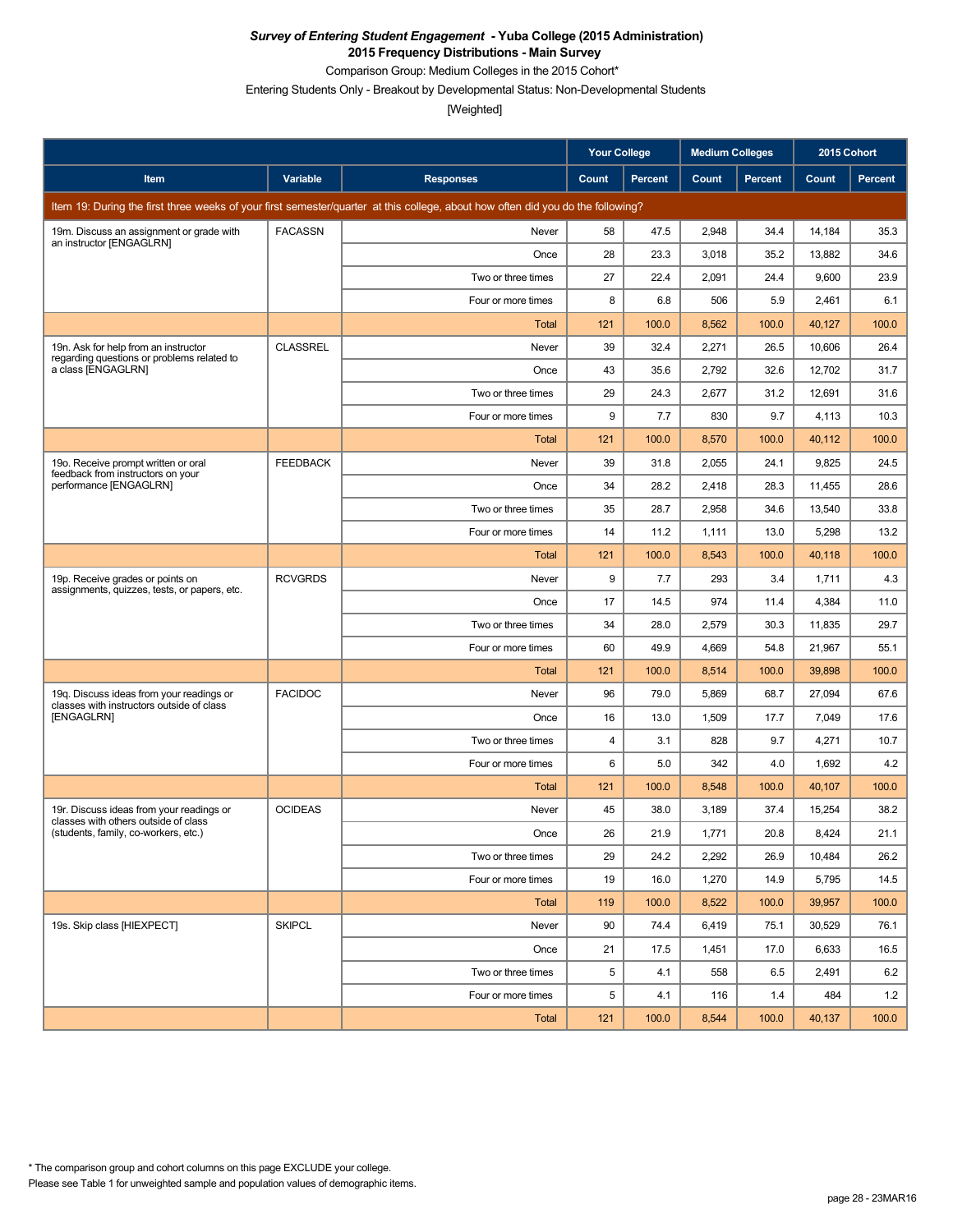***Survey of Entering Student Engagement* - Yuba College (2015 Administration)**
**2015 Frequency Distributions - Main Survey**
Comparison Group: Medium Colleges in the 2015 Cohort*
Entering Students Only - Breakout by Developmental Status: Non-Developmental Students
[Weighted]

| | | | Your College | | Medium Colleges | | 2015 Cohort | |
|---|---|---|---|---|---|---|---|---|
| **Item** | **Variable** | **Responses** | **Count** | **Percent** | **Count** | **Percent** | **Count** | **Percent** |
| Item 19: During the first three weeks of your first semester/quarter at this college, about how often did you do the following? | | | | | | | | |
| 19m. Discuss an assignment or grade with an instructor [ENGAGLRN] | FACASSN | Never | 58 | 47.5 | 2,948 | 34.4 | 14,184 | 35.3 |
| | | Once | 28 | 23.3 | 3,018 | 35.2 | 13,882 | 34.6 |
| | | Two or three times | 27 | 22.4 | 2,091 | 24.4 | 9,600 | 23.9 |
| | | Four or more times | 8 | 6.8 | 506 | 5.9 | 2,461 | 6.1 |
| | | Total | 121 | 100.0 | 8,562 | 100.0 | 40,127 | 100.0 |
| 19n. Ask for help from an instructor regarding questions or problems related to a class [ENGAGLRN] | CLASSREL | Never | 39 | 32.4 | 2,271 | 26.5 | 10,606 | 26.4 |
| | | Once | 43 | 35.6 | 2,792 | 32.6 | 12,702 | 31.7 |
| | | Two or three times | 29 | 24.3 | 2,677 | 31.2 | 12,691 | 31.6 |
| | | Four or more times | 9 | 7.7 | 830 | 9.7 | 4,113 | 10.3 |
| | | Total | 121 | 100.0 | 8,570 | 100.0 | 40,112 | 100.0 |
| 19o. Receive prompt written or oral feedback from instructors on your performance [ENGAGLRN] | FEEDBACK | Never | 39 | 31.8 | 2,055 | 24.1 | 9,825 | 24.5 |
| | | Once | 34 | 28.2 | 2,418 | 28.3 | 11,455 | 28.6 |
| | | Two or three times | 35 | 28.7 | 2,958 | 34.6 | 13,540 | 33.8 |
| | | Four or more times | 14 | 11.2 | 1,111 | 13.0 | 5,298 | 13.2 |
| | | Total | 121 | 100.0 | 8,543 | 100.0 | 40,118 | 100.0 |
| 19p. Receive grades or points on assignments, quizzes, tests, or papers, etc. | RCVGRDS | Never | 9 | 7.7 | 293 | 3.4 | 1,711 | 4.3 |
| | | Once | 17 | 14.5 | 974 | 11.4 | 4,384 | 11.0 |
| | | Two or three times | 34 | 28.0 | 2,579 | 30.3 | 11,835 | 29.7 |
| | | Four or more times | 60 | 49.9 | 4,669 | 54.8 | 21,967 | 55.1 |
| | | Total | 121 | 100.0 | 8,514 | 100.0 | 39,898 | 100.0 |
| 19q. Discuss ideas from your readings or classes with instructors outside of class [ENGAGLRN] | FACIDOC | Never | 96 | 79.0 | 5,869 | 68.7 | 27,094 | 67.6 |
| | | Once | 16 | 13.0 | 1,509 | 17.7 | 7,049 | 17.6 |
| | | Two or three times | 4 | 3.1 | 828 | 9.7 | 4,271 | 10.7 |
| | | Four or more times | 6 | 5.0 | 342 | 4.0 | 1,692 | 4.2 |
| | | Total | 121 | 100.0 | 8,548 | 100.0 | 40,107 | 100.0 |
| 19r. Discuss ideas from your readings or classes with others outside of class (students, family, co-workers, etc.) | OCIDEAS | Never | 45 | 38.0 | 3,189 | 37.4 | 15,254 | 38.2 |
| | | Once | 26 | 21.9 | 1,771 | 20.8 | 8,424 | 21.1 |
| | | Two or three times | 29 | 24.2 | 2,292 | 26.9 | 10,484 | 26.2 |
| | | Four or more times | 19 | 16.0 | 1,270 | 14.9 | 5,795 | 14.5 |
| | | Total | 119 | 100.0 | 8,522 | 100.0 | 39,957 | 100.0 |
| 19s. Skip class [HIEXPECT] | SKIPCL | Never | 90 | 74.4 | 6,419 | 75.1 | 30,529 | 76.1 |
| | | Once | 21 | 17.5 | 1,451 | 17.0 | 6,633 | 16.5 |
| | | Two or three times | 5 | 4.1 | 558 | 6.5 | 2,491 | 6.2 |
| | | Four or more times | 5 | 4.1 | 116 | 1.4 | 484 | 1.2 |
| | | Total | 121 | 100.0 | 8,544 | 100.0 | 40,137 | 100.0 |

* The comparison group and cohort columns on this page EXCLUDE your college.
Please see Table 1 for unweighted sample and population values of demographic items.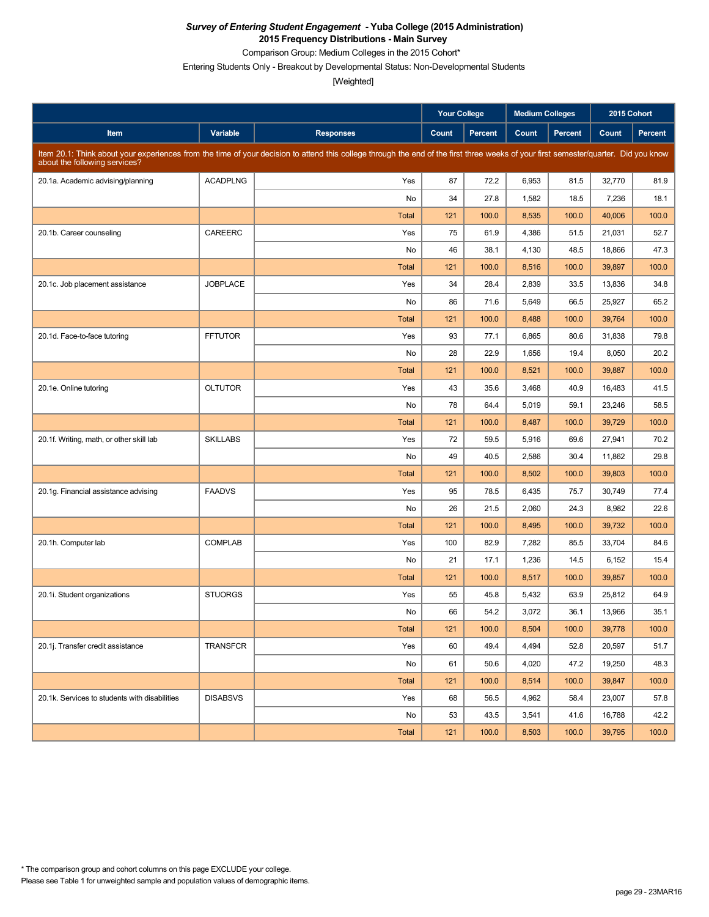***Survey of Entering Student Engagement* - Yuba College (2015 Administration)**
**2015 Frequency Distributions - Main Survey**
Comparison Group: Medium Colleges in the 2015 Cohort*
Entering Students Only - Breakout by Developmental Status: Non-Developmental Students
[Weighted]

| | | | Your College | | Medium Colleges | | 2015 Cohort | |
|---|---|---|---|---|---|---|---|---|
| **Item** | **Variable** | **Responses** | **Count** | **Percent** | **Count** | **Percent** | **Count** | **Percent** |
| Item 20.1: Think about your experiences from the time of your decision to attend this college through the end of the first three weeks of your first semester/quarter. Did you know about the following services? | | | | | | | | |
| 20.1a. Academic advising/planning | ACADPLNG | Yes | 87 | 72.2 | 6,953 | 81.5 | 32,770 | 81.9 |
| | | No | 34 | 27.8 | 1,582 | 18.5 | 7,236 | 18.1 |
| | | Total | 121 | 100.0 | 8,535 | 100.0 | 40,006 | 100.0 |
| 20.1b. Career counseling | CAREERC | Yes | 75 | 61.9 | 4,386 | 51.5 | 21,031 | 52.7 |
| | | No | 46 | 38.1 | 4,130 | 48.5 | 18,866 | 47.3 |
| | | Total | 121 | 100.0 | 8,516 | 100.0 | 39,897 | 100.0 |
| 20.1c. Job placement assistance | JOBPLACE | Yes | 34 | 28.4 | 2,839 | 33.5 | 13,836 | 34.8 |
| | | No | 86 | 71.6 | 5,649 | 66.5 | 25,927 | 65.2 |
| | | Total | 121 | 100.0 | 8,488 | 100.0 | 39,764 | 100.0 |
| 20.1d. Face-to-face tutoring | FFTUTOR | Yes | 93 | 77.1 | 6,865 | 80.6 | 31,838 | 79.8 |
| | | No | 28 | 22.9 | 1,656 | 19.4 | 8,050 | 20.2 |
| | | Total | 121 | 100.0 | 8,521 | 100.0 | 39,887 | 100.0 |
| 20.1e. Online tutoring | OLTUTOR | Yes | 43 | 35.6 | 3,468 | 40.9 | 16,483 | 41.5 |
| | | No | 78 | 64.4 | 5,019 | 59.1 | 23,246 | 58.5 |
| | | Total | 121 | 100.0 | 8,487 | 100.0 | 39,729 | 100.0 |
| 20.1f. Writing, math, or other skill lab | SKILLABS | Yes | 72 | 59.5 | 5,916 | 69.6 | 27,941 | 70.2 |
| | | No | 49 | 40.5 | 2,586 | 30.4 | 11,862 | 29.8 |
| | | Total | 121 | 100.0 | 8,502 | 100.0 | 39,803 | 100.0 |
| 20.1g. Financial assistance advising | FAADVS | Yes | 95 | 78.5 | 6,435 | 75.7 | 30,749 | 77.4 |
| | | No | 26 | 21.5 | 2,060 | 24.3 | 8,982 | 22.6 |
| | | Total | 121 | 100.0 | 8,495 | 100.0 | 39,732 | 100.0 |
| 20.1h. Computer lab | COMPLAB | Yes | 100 | 82.9 | 7,282 | 85.5 | 33,704 | 84.6 |
| | | No | 21 | 17.1 | 1,236 | 14.5 | 6,152 | 15.4 |
| | | Total | 121 | 100.0 | 8,517 | 100.0 | 39,857 | 100.0 |
| 20.1i. Student organizations | STUORGS | Yes | 55 | 45.8 | 5,432 | 63.9 | 25,812 | 64.9 |
| | | No | 66 | 54.2 | 3,072 | 36.1 | 13,966 | 35.1 |
| | | Total | 121 | 100.0 | 8,504 | 100.0 | 39,778 | 100.0 |
| 20.1j. Transfer credit assistance | TRANSFCR | Yes | 60 | 49.4 | 4,494 | 52.8 | 20,597 | 51.7 |
| | | No | 61 | 50.6 | 4,020 | 47.2 | 19,250 | 48.3 |
| | | Total | 121 | 100.0 | 8,514 | 100.0 | 39,847 | 100.0 |
| 20.1k. Services to students with disabilities | DISABSVS | Yes | 68 | 56.5 | 4,962 | 58.4 | 23,007 | 57.8 |
| | | No | 53 | 43.5 | 3,541 | 41.6 | 16,788 | 42.2 |
| | | Total | 121 | 100.0 | 8,503 | 100.0 | 39,795 | 100.0 |

\* The comparison group and cohort columns on this page EXCLUDE your college.
Please see Table 1 for unweighted sample and population values of demographic items.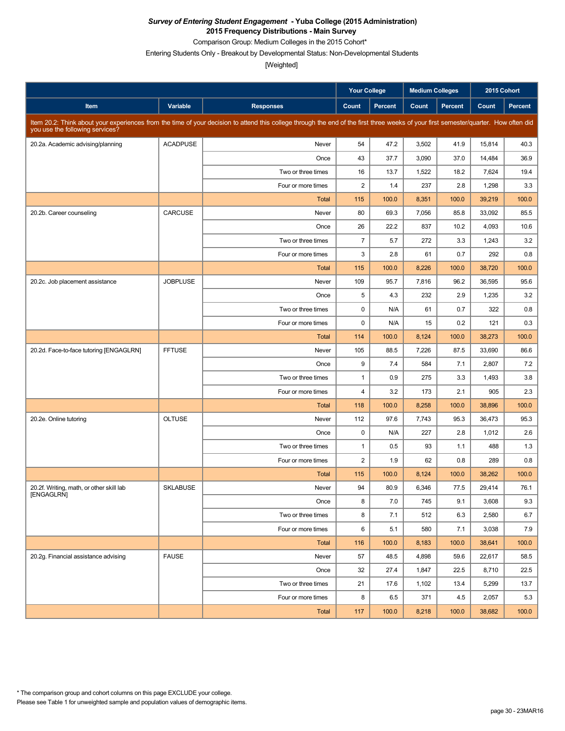***Survey of Entering Student Engagement* - Yuba College (2015 Administration)**
**2015 Frequency Distributions - Main Survey**
Comparison Group: Medium Colleges in the 2015 Cohort*
Entering Students Only - Breakout by Developmental Status: Non-Developmental Students
[Weighted]

| | | | Your College | | Medium Colleges | | 2015 Cohort | |
|---|---|---|---|---|---|---|---|---|
| **Item** | **Variable** | **Responses** | **Count** | **Percent** | **Count** | **Percent** | **Count** | **Percent** |
| Item 20.2: Think about your experiences from the time of your decision to attend this college through the end of the first three weeks of your first semester/quarter. How often did you use the following services? | | | | | | | | |
| 20.2a. Academic advising/planning | ACADPUSE | Never | 54 | 47.2 | 3,502 | 41.9 | 15,814 | 40.3 |
| | | Once | 43 | 37.7 | 3,090 | 37.0 | 14,484 | 36.9 |
| | | Two or three times | 16 | 13.7 | 1,522 | 18.2 | 7,624 | 19.4 |
| | | Four or more times | 2 | 1.4 | 237 | 2.8 | 1,298 | 3.3 |
| | | Total | 115 | 100.0 | 8,351 | 100.0 | 39,219 | 100.0 |
| 20.2b. Career counseling | CARCUSE | Never | 80 | 69.3 | 7,056 | 85.8 | 33,092 | 85.5 |
| | | Once | 26 | 22.2 | 837 | 10.2 | 4,093 | 10.6 |
| | | Two or three times | 7 | 5.7 | 272 | 3.3 | 1,243 | 3.2 |
| | | Four or more times | 3 | 2.8 | 61 | 0.7 | 292 | 0.8 |
| | | Total | 115 | 100.0 | 8,226 | 100.0 | 38,720 | 100.0 |
| 20.2c. Job placement assistance | JOBPLUSE | Never | 109 | 95.7 | 7,816 | 96.2 | 36,595 | 95.6 |
| | | Once | 5 | 4.3 | 232 | 2.9 | 1,235 | 3.2 |
| | | Two or three times | 0 | N/A | 61 | 0.7 | 322 | 0.8 |
| | | Four or more times | 0 | N/A | 15 | 0.2 | 121 | 0.3 |
| | | Total | 114 | 100.0 | 8,124 | 100.0 | 38,273 | 100.0 |
| 20.2d. Face-to-face tutoring [ENGAGLRN] | FFTUSE | Never | 105 | 88.5 | 7,226 | 87.5 | 33,690 | 86.6 |
| | | Once | 9 | 7.4 | 584 | 7.1 | 2,807 | 7.2 |
| | | Two or three times | 1 | 0.9 | 275 | 3.3 | 1,493 | 3.8 |
| | | Four or more times | 4 | 3.2 | 173 | 2.1 | 905 | 2.3 |
| | | Total | 118 | 100.0 | 8,258 | 100.0 | 38,896 | 100.0 |
| 20.2e. Online tutoring | OLTUSE | Never | 112 | 97.6 | 7,743 | 95.3 | 36,473 | 95.3 |
| | | Once | 0 | N/A | 227 | 2.8 | 1,012 | 2.6 |
| | | Two or three times | 1 | 0.5 | 93 | 1.1 | 488 | 1.3 |
| | | Four or more times | 2 | 1.9 | 62 | 0.8 | 289 | 0.8 |
| | | Total | 115 | 100.0 | 8,124 | 100.0 | 38,262 | 100.0 |
| 20.2f. Writing, math, or other skill lab [ENGAGLRN] | SKLABUSE | Never | 94 | 80.9 | 6,346 | 77.5 | 29,414 | 76.1 |
| | | Once | 8 | 7.0 | 745 | 9.1 | 3,608 | 9.3 |
| | | Two or three times | 8 | 7.1 | 512 | 6.3 | 2,580 | 6.7 |
| | | Four or more times | 6 | 5.1 | 580 | 7.1 | 3,038 | 7.9 |
| | | Total | 116 | 100.0 | 8,183 | 100.0 | 38,641 | 100.0 |
| 20.2g. Financial assistance advising | FAUSE | Never | 57 | 48.5 | 4,898 | 59.6 | 22,617 | 58.5 |
| | | Once | 32 | 27.4 | 1,847 | 22.5 | 8,710 | 22.5 |
| | | Two or three times | 21 | 17.6 | 1,102 | 13.4 | 5,299 | 13.7 |
| | | Four or more times | 8 | 6.5 | 371 | 4.5 | 2,057 | 5.3 |
| | | Total | 117 | 100.0 | 8,218 | 100.0 | 38,682 | 100.0 |

* The comparison group and cohort columns on this page EXCLUDE your college.
Please see Table 1 for unweighted sample and population values of demographic items.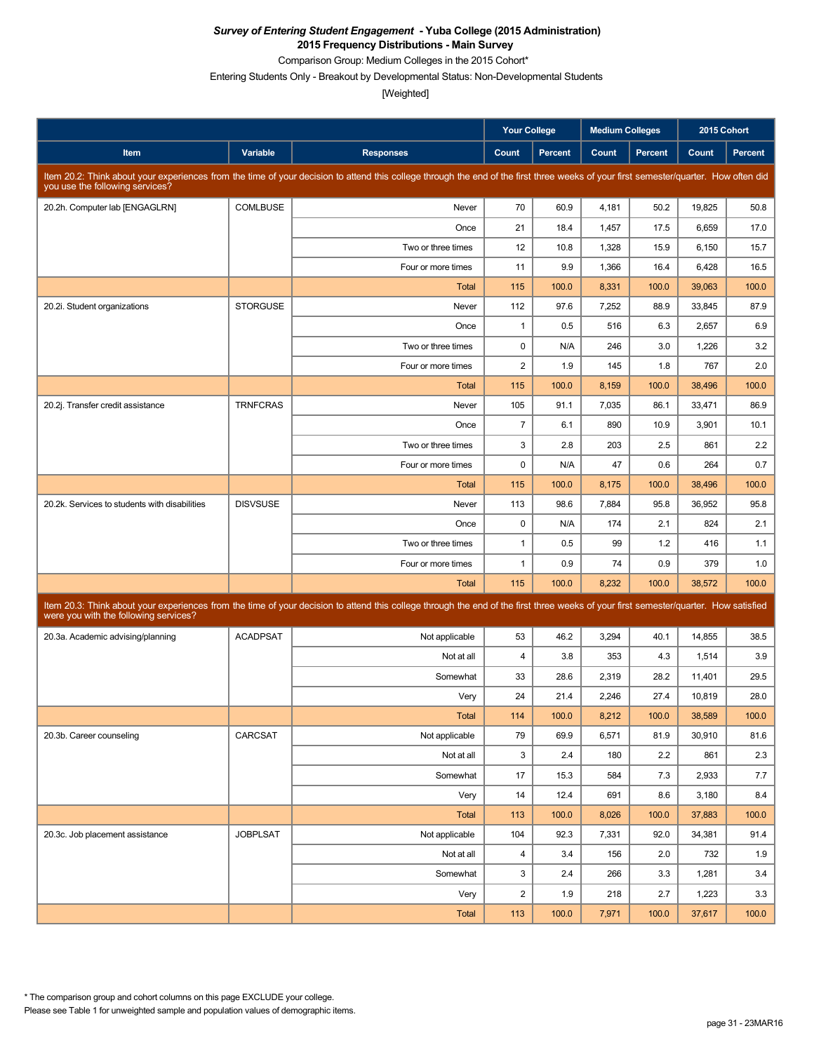***Survey of Entering Student Engagement* - Yuba College (2015 Administration)**
**2015 Frequency Distributions - Main Survey**
Comparison Group: Medium Colleges in the 2015 Cohort*
Entering Students Only - Breakout by Developmental Status: Non-Developmental Students
[Weighted]

| | | | Your College | | Medium Colleges | | 2015 Cohort | |
|---|---|---|---|---|---|---|---|---|
| **Item** | **Variable** | **Responses** | **Count** | **Percent** | **Count** | **Percent** | **Count** | **Percent** |
| Item 20.2: Think about your experiences from the time of your decision to attend this college through the end of the first three weeks of your first semester/quarter. How often did you use the following services? | | | | | | | | |
| 20.2h. Computer lab [ENGAGLRN] | COMLBUSE | Never | 70 | 60.9 | 4,181 | 50.2 | 19,825 | 50.8 |
| | | Once | 21 | 18.4 | 1,457 | 17.5 | 6,659 | 17.0 |
| | | Two or three times | 12 | 10.8 | 1,328 | 15.9 | 6,150 | 15.7 |
| | | Four or more times | 11 | 9.9 | 1,366 | 16.4 | 6,428 | 16.5 |
| | | Total | 115 | 100.0 | 8,331 | 100.0 | 39,063 | 100.0 |
| 20.2i. Student organizations | STORGUSE | Never | 112 | 97.6 | 7,252 | 88.9 | 33,845 | 87.9 |
| | | Once | 1 | 0.5 | 516 | 6.3 | 2,657 | 6.9 |
| | | Two or three times | 0 | N/A | 246 | 3.0 | 1,226 | 3.2 |
| | | Four or more times | 2 | 1.9 | 145 | 1.8 | 767 | 2.0 |
| | | Total | 115 | 100.0 | 8,159 | 100.0 | 38,496 | 100.0 |
| 20.2j. Transfer credit assistance | TRNFCRAS | Never | 105 | 91.1 | 7,035 | 86.1 | 33,471 | 86.9 |
| | | Once | 7 | 6.1 | 890 | 10.9 | 3,901 | 10.1 |
| | | Two or three times | 3 | 2.8 | 203 | 2.5 | 861 | 2.2 |
| | | Four or more times | 0 | N/A | 47 | 0.6 | 264 | 0.7 |
| | | Total | 115 | 100.0 | 8,175 | 100.0 | 38,496 | 100.0 |
| 20.2k. Services to students with disabilities | DISVSUSE | Never | 113 | 98.6 | 7,884 | 95.8 | 36,952 | 95.8 |
| | | Once | 0 | N/A | 174 | 2.1 | 824 | 2.1 |
| | | Two or three times | 1 | 0.5 | 99 | 1.2 | 416 | 1.1 |
| | | Four or more times | 1 | 0.9 | 74 | 0.9 | 379 | 1.0 |
| | | Total | 115 | 100.0 | 8,232 | 100.0 | 38,572 | 100.0 |
| Item 20.3: Think about your experiences from the time of your decision to attend this college through the end of the first three weeks of your first semester/quarter. How satisfied were you with the following services? | | | | | | | | |
| 20.3a. Academic advising/planning | ACADPSAT | Not applicable | 53 | 46.2 | 3,294 | 40.1 | 14,855 | 38.5 |
| | | Not at all | 4 | 3.8 | 353 | 4.3 | 1,514 | 3.9 |
| | | Somewhat | 33 | 28.6 | 2,319 | 28.2 | 11,401 | 29.5 |
| | | Very | 24 | 21.4 | 2,246 | 27.4 | 10,819 | 28.0 |
| | | Total | 114 | 100.0 | 8,212 | 100.0 | 38,589 | 100.0 |
| 20.3b. Career counseling | CARCSAT | Not applicable | 79 | 69.9 | 6,571 | 81.9 | 30,910 | 81.6 |
| | | Not at all | 3 | 2.4 | 180 | 2.2 | 861 | 2.3 |
| | | Somewhat | 17 | 15.3 | 584 | 7.3 | 2,933 | 7.7 |
| | | Very | 14 | 12.4 | 691 | 8.6 | 3,180 | 8.4 |
| | | Total | 113 | 100.0 | 8,026 | 100.0 | 37,883 | 100.0 |
| 20.3c. Job placement assistance | JOBPLSAT | Not applicable | 104 | 92.3 | 7,331 | 92.0 | 34,381 | 91.4 |
| | | Not at all | 4 | 3.4 | 156 | 2.0 | 732 | 1.9 |
| | | Somewhat | 3 | 2.4 | 266 | 3.3 | 1,281 | 3.4 |
| | | Very | 2 | 1.9 | 218 | 2.7 | 1,223 | 3.3 |
| | | Total | 113 | 100.0 | 7,971 | 100.0 | 37,617 | 100.0 |

* The comparison group and cohort columns on this page EXCLUDE your college.
Please see Table 1 for unweighted sample and population values of demographic items.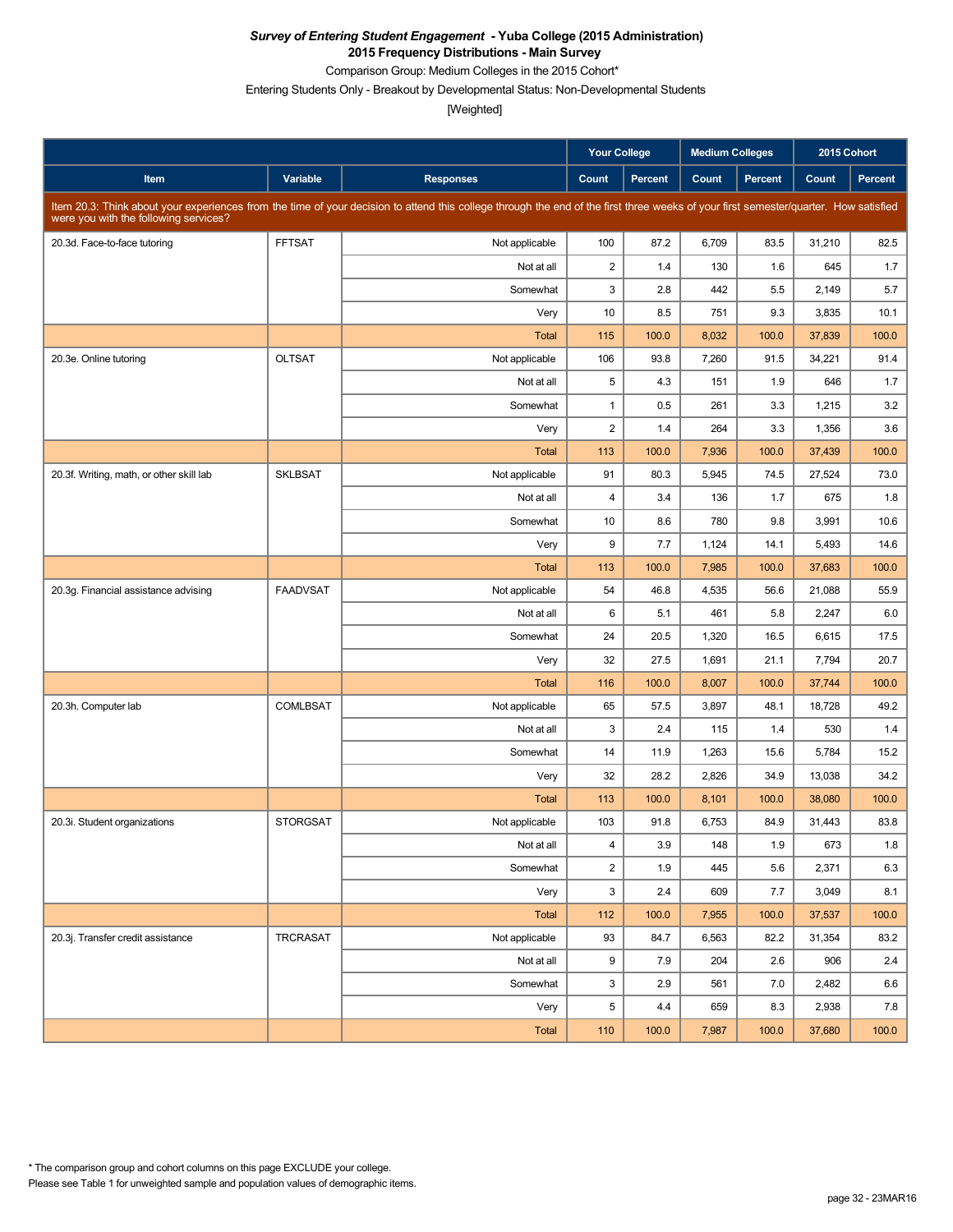***Survey of Entering Student Engagement* - Yuba College (2015 Administration)**
**2015 Frequency Distributions - Main Survey**

Comparison Group: Medium Colleges in the 2015 Cohort*

Entering Students Only - Breakout by Developmental Status: Non-Developmental Students

[Weighted]

| Item | Variable | Responses | Your College | | Medium Colleges | | 2015 Cohort | |
|---|---|---|---|---|---|---|---|---|
| | | | Count | Percent | Count | Percent | Count | Percent |
| Item 20.3: Think about your experiences from the time of your decision to attend this college through the end of the first three weeks of your first semester/quarter. How satisfied were you with the following services? | | | | | | | | |
| 20.3d. Face-to-face tutoring | FFTSAT | Not applicable | 100 | 87.2 | 6,709 | 83.5 | 31,210 | 82.5 |
| | | Not at all | 2 | 1.4 | 130 | 1.6 | 645 | 1.7 |
| | | Somewhat | 3 | 2.8 | 442 | 5.5 | 2,149 | 5.7 |
| | | Very | 10 | 8.5 | 751 | 9.3 | 3,835 | 10.1 |
| | | Total | 115 | 100.0 | 8,032 | 100.0 | 37,839 | 100.0 |
| 20.3e. Online tutoring | OLTSAT | Not applicable | 106 | 93.8 | 7,260 | 91.5 | 34,221 | 91.4 |
| | | Not at all | 5 | 4.3 | 151 | 1.9 | 646 | 1.7 |
| | | Somewhat | 1 | 0.5 | 261 | 3.3 | 1,215 | 3.2 |
| | | Very | 2 | 1.4 | 264 | 3.3 | 1,356 | 3.6 |
| | | Total | 113 | 100.0 | 7,936 | 100.0 | 37,439 | 100.0 |
| 20.3f. Writing, math, or other skill lab | SKLBSAT | Not applicable | 91 | 80.3 | 5,945 | 74.5 | 27,524 | 73.0 |
| | | Not at all | 4 | 3.4 | 136 | 1.7 | 675 | 1.8 |
| | | Somewhat | 10 | 8.6 | 780 | 9.8 | 3,991 | 10.6 |
| | | Very | 9 | 7.7 | 1,124 | 14.1 | 5,493 | 14.6 |
| | | Total | 113 | 100.0 | 7,985 | 100.0 | 37,683 | 100.0 |
| 20.3g. Financial assistance advising | FAADVSAT | Not applicable | 54 | 46.8 | 4,535 | 56.6 | 21,088 | 55.9 |
| | | Not at all | 6 | 5.1 | 461 | 5.8 | 2,247 | 6.0 |
| | | Somewhat | 24 | 20.5 | 1,320 | 16.5 | 6,615 | 17.5 |
| | | Very | 32 | 27.5 | 1,691 | 21.1 | 7,794 | 20.7 |
| | | Total | 116 | 100.0 | 8,007 | 100.0 | 37,744 | 100.0 |
| 20.3h. Computer lab | COMLBSAT | Not applicable | 65 | 57.5 | 3,897 | 48.1 | 18,728 | 49.2 |
| | | Not at all | 3 | 2.4 | 115 | 1.4 | 530 | 1.4 |
| | | Somewhat | 14 | 11.9 | 1,263 | 15.6 | 5,784 | 15.2 |
| | | Very | 32 | 28.2 | 2,826 | 34.9 | 13,038 | 34.2 |
| | | Total | 113 | 100.0 | 8,101 | 100.0 | 38,080 | 100.0 |
| 20.3i. Student organizations | STORGSAT | Not applicable | 103 | 91.8 | 6,753 | 84.9 | 31,443 | 83.8 |
| | | Not at all | 4 | 3.9 | 148 | 1.9 | 673 | 1.8 |
| | | Somewhat | 2 | 1.9 | 445 | 5.6 | 2,371 | 6.3 |
| | | Very | 3 | 2.4 | 609 | 7.7 | 3,049 | 8.1 |
| | | Total | 112 | 100.0 | 7,955 | 100.0 | 37,537 | 100.0 |
| 20.3j. Transfer credit assistance | TRCRASAT | Not applicable | 93 | 84.7 | 6,563 | 82.2 | 31,354 | 83.2 |
| | | Not at all | 9 | 7.9 | 204 | 2.6 | 906 | 2.4 |
| | | Somewhat | 3 | 2.9 | 561 | 7.0 | 2,482 | 6.6 |
| | | Very | 5 | 4.4 | 659 | 8.3 | 2,938 | 7.8 |
| | | Total | 110 | 100.0 | 7,987 | 100.0 | 37,680 | 100.0 |

* The comparison group and cohort columns on this page EXCLUDE your college.

Please see Table 1 for unweighted sample and population values of demographic items.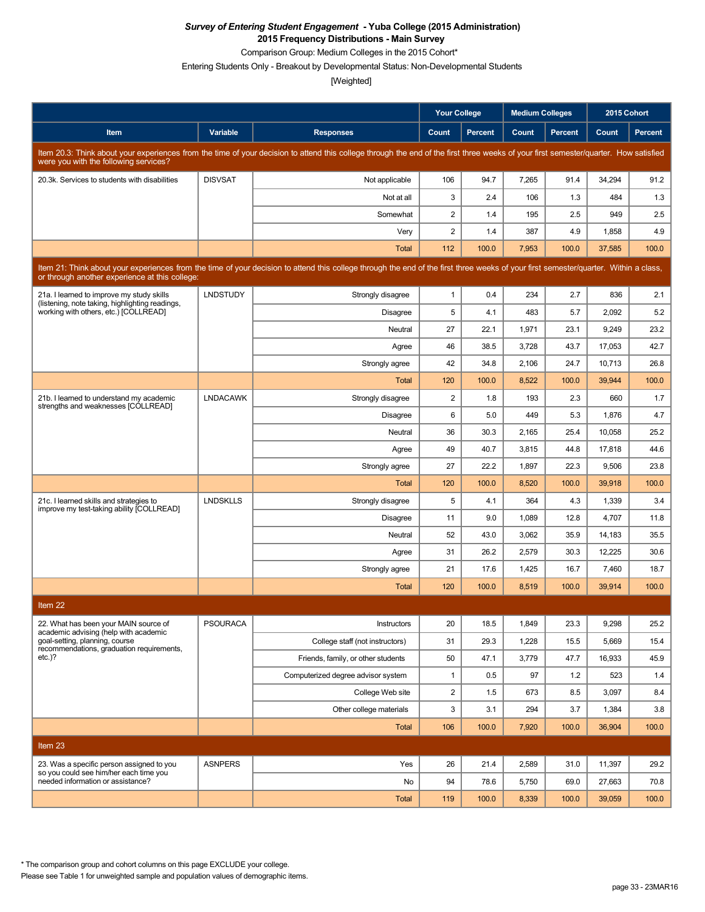***Survey of Entering Student Engagement* - Yuba College (2015 Administration)**

**2015 Frequency Distributions - Main Survey**

Comparison Group: Medium Colleges in the 2015 Cohort*

Entering Students Only - Breakout by Developmental Status: Non-Developmental Students

[Weighted]

| | | | Your College | | Medium Colleges | | 2015 Cohort | |
|---|---|---|---|---|---|---|---|---|
| **Item** | **Variable** | **Responses** | **Count** | **Percent** | **Count** | **Percent** | **Count** | **Percent** |
| Item 20.3: Think about your experiences from the time of your decision to attend this college through the end of the first three weeks of your first semester/quarter. How satisfied were you with the following services? | | | | | | | | |
| 20.3k. Services to students with disabilities | DISVSAT | Not applicable | 106 | 94.7 | 7,265 | 91.4 | 34,294 | 91.2 |
| | | Not at all | 3 | 2.4 | 106 | 1.3 | 484 | 1.3 |
| | | Somewhat | 2 | 1.4 | 195 | 2.5 | 949 | 2.5 |
| | | Very | 2 | 1.4 | 387 | 4.9 | 1,858 | 4.9 |
| | | Total | 112 | 100.0 | 7,953 | 100.0 | 37,585 | 100.0 |
| Item 21: Think about your experiences from the time of your decision to attend this college through the end of the first three weeks of your first semester/quarter. Within a class, or through another experience at this college: | | | | | | | | |
| 21a. I learned to improve my study skills (listening, note taking, highlighting readings, working with others, etc.) [COLLREAD] | LNDSTUDY | Strongly disagree | 1 | 0.4 | 234 | 2.7 | 836 | 2.1 |
| | | Disagree | 5 | 4.1 | 483 | 5.7 | 2,092 | 5.2 |
| | | Neutral | 27 | 22.1 | 1,971 | 23.1 | 9,249 | 23.2 |
| | | Agree | 46 | 38.5 | 3,728 | 43.7 | 17,053 | 42.7 |
| | | Strongly agree | 42 | 34.8 | 2,106 | 24.7 | 10,713 | 26.8 |
| | | Total | 120 | 100.0 | 8,522 | 100.0 | 39,944 | 100.0 |
| 21b. I learned to understand my academic strengths and weaknesses [COLLREAD] | LNDACAWK | Strongly disagree | 2 | 1.8 | 193 | 2.3 | 660 | 1.7 |
| | | Disagree | 6 | 5.0 | 449 | 5.3 | 1,876 | 4.7 |
| | | Neutral | 36 | 30.3 | 2,165 | 25.4 | 10,058 | 25.2 |
| | | Agree | 49 | 40.7 | 3,815 | 44.8 | 17,818 | 44.6 |
| | | Strongly agree | 27 | 22.2 | 1,897 | 22.3 | 9,506 | 23.8 |
| | | Total | 120 | 100.0 | 8,520 | 100.0 | 39,918 | 100.0 |
| 21c. I learned skills and strategies to improve my test-taking ability [COLLREAD] | LNDSKLLS | Strongly disagree | 5 | 4.1 | 364 | 4.3 | 1,339 | 3.4 |
| | | Disagree | 11 | 9.0 | 1,089 | 12.8 | 4,707 | 11.8 |
| | | Neutral | 52 | 43.0 | 3,062 | 35.9 | 14,183 | 35.5 |
| | | Agree | 31 | 26.2 | 2,579 | 30.3 | 12,225 | 30.6 |
| | | Strongly agree | 21 | 17.6 | 1,425 | 16.7 | 7,460 | 18.7 |
| | | Total | 120 | 100.0 | 8,519 | 100.0 | 39,914 | 100.0 |
| Item 22 | | | | | | | | |
| 22. What has been your MAIN source of academic advising (help with academic goal-setting, planning, course recommendations, graduation requirements, etc.)? | PSOURACA | Instructors | 20 | 18.5 | 1,849 | 23.3 | 9,298 | 25.2 |
| | | College staff (not instructors) | 31 | 29.3 | 1,228 | 15.5 | 5,669 | 15.4 |
| | | Friends, family, or other students | 50 | 47.1 | 3,779 | 47.7 | 16,933 | 45.9 |
| | | Computerized degree advisor system | 1 | 0.5 | 97 | 1.2 | 523 | 1.4 |
| | | College Web site | 2 | 1.5 | 673 | 8.5 | 3,097 | 8.4 |
| | | Other college materials | 3 | 3.1 | 294 | 3.7 | 1,384 | 3.8 |
| | | Total | 106 | 100.0 | 7,920 | 100.0 | 36,904 | 100.0 |
| Item 23 | | | | | | | | |
| 23. Was a specific person assigned to you so you could see him/her each time you needed information or assistance? | ASNPERS | Yes | 26 | 21.4 | 2,589 | 31.0 | 11,397 | 29.2 |
| | | No | 94 | 78.6 | 5,750 | 69.0 | 27,663 | 70.8 |
| | | Total | 119 | 100.0 | 8,339 | 100.0 | 39,059 | 100.0 |

* The comparison group and cohort columns on this page EXCLUDE your college.

Please see Table 1 for unweighted sample and population values of demographic items.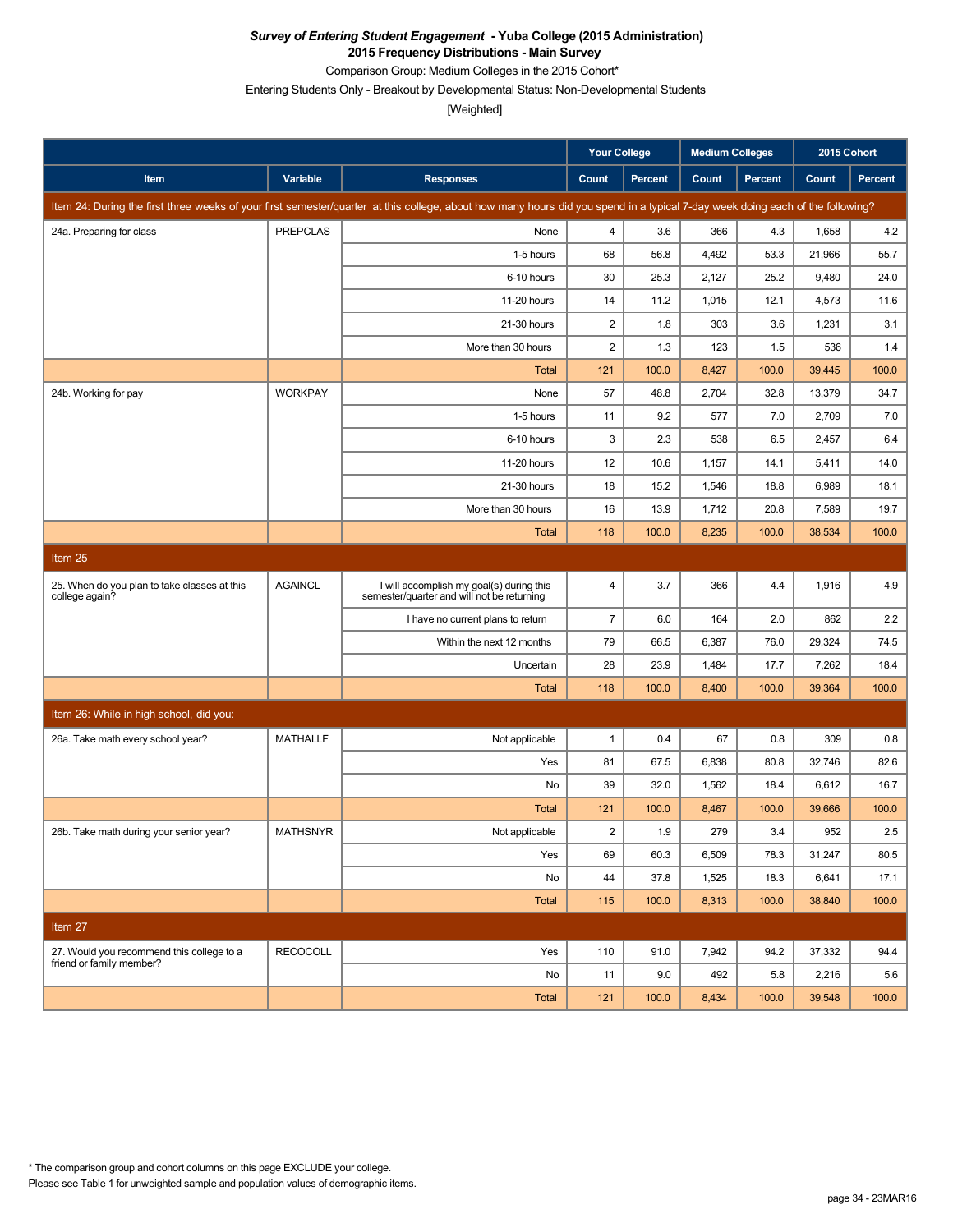***Survey of Entering Student Engagement* - Yuba College (2015 Administration)**
**2015 Frequency Distributions - Main Survey**

Comparison Group: Medium Colleges in the 2015 Cohort*

Entering Students Only - Breakout by Developmental Status: Non-Developmental Students

[Weighted]

| | | | Your College | | Medium Colleges | | 2015 Cohort | |
|---|---|---|---|---|---|---|---|---|
| **Item** | **Variable** | **Responses** | **Count** | **Percent** | **Count** | **Percent** | **Count** | **Percent** |
| Item 24: During the first three weeks of your first semester/quarter at this college, about how many hours did you spend in a typical 7-day week doing each of the following? | | | | | | | | |
| 24a. Preparing for class | PREPCLAS | None | 4 | 3.6 | 366 | 4.3 | 1,658 | 4.2 |
| | | 1-5 hours | 68 | 56.8 | 4,492 | 53.3 | 21,966 | 55.7 |
| | | 6-10 hours | 30 | 25.3 | 2,127 | 25.2 | 9,480 | 24.0 |
| | | 11-20 hours | 14 | 11.2 | 1,015 | 12.1 | 4,573 | 11.6 |
| | | 21-30 hours | 2 | 1.8 | 303 | 3.6 | 1,231 | 3.1 |
| | | More than 30 hours | 2 | 1.3 | 123 | 1.5 | 536 | 1.4 |
| | | Total | 121 | 100.0 | 8,427 | 100.0 | 39,445 | 100.0 |
| 24b. Working for pay | WORKPAY | None | 57 | 48.8 | 2,704 | 32.8 | 13,379 | 34.7 |
| | | 1-5 hours | 11 | 9.2 | 577 | 7.0 | 2,709 | 7.0 |
| | | 6-10 hours | 3 | 2.3 | 538 | 6.5 | 2,457 | 6.4 |
| | | 11-20 hours | 12 | 10.6 | 1,157 | 14.1 | 5,411 | 14.0 |
| | | 21-30 hours | 18 | 15.2 | 1,546 | 18.8 | 6,989 | 18.1 |
| | | More than 30 hours | 16 | 13.9 | 1,712 | 20.8 | 7,589 | 19.7 |
| | | Total | 118 | 100.0 | 8,235 | 100.0 | 38,534 | 100.0 |
| Item 25 | | | | | | | | |
| 25. When do you plan to take classes at this college again? | AGAINCL | I will accomplish my goal(s) during this semester/quarter and will not be returning | 4 | 3.7 | 366 | 4.4 | 1,916 | 4.9 |
| | | I have no current plans to return | 7 | 6.0 | 164 | 2.0 | 862 | 2.2 |
| | | Within the next 12 months | 79 | 66.5 | 6,387 | 76.0 | 29,324 | 74.5 |
| | | Uncertain | 28 | 23.9 | 1,484 | 17.7 | 7,262 | 18.4 |
| | | Total | 118 | 100.0 | 8,400 | 100.0 | 39,364 | 100.0 |
| Item 26: While in high school, did you: | | | | | | | | |
| 26a. Take math every school year? | MATHALLF | Not applicable | 1 | 0.4 | 67 | 0.8 | 309 | 0.8 |
| | | Yes | 81 | 67.5 | 6,838 | 80.8 | 32,746 | 82.6 |
| | | No | 39 | 32.0 | 1,562 | 18.4 | 6,612 | 16.7 |
| | | Total | 121 | 100.0 | 8,467 | 100.0 | 39,666 | 100.0 |
| 26b. Take math during your senior year? | MATHSNYR | Not applicable | 2 | 1.9 | 279 | 3.4 | 952 | 2.5 |
| | | Yes | 69 | 60.3 | 6,509 | 78.3 | 31,247 | 80.5 |
| | | No | 44 | 37.8 | 1,525 | 18.3 | 6,641 | 17.1 |
| | | Total | 115 | 100.0 | 8,313 | 100.0 | 38,840 | 100.0 |
| Item 27 | | | | | | | | |
| 27. Would you recommend this college to a friend or family member? | RECOCOLL | Yes | 110 | 91.0 | 7,942 | 94.2 | 37,332 | 94.4 |
| | | No | 11 | 9.0 | 492 | 5.8 | 2,216 | 5.6 |
| | | Total | 121 | 100.0 | 8,434 | 100.0 | 39,548 | 100.0 |

\* The comparison group and cohort columns on this page EXCLUDE your college.

Please see Table 1 for unweighted sample and population values of demographic items.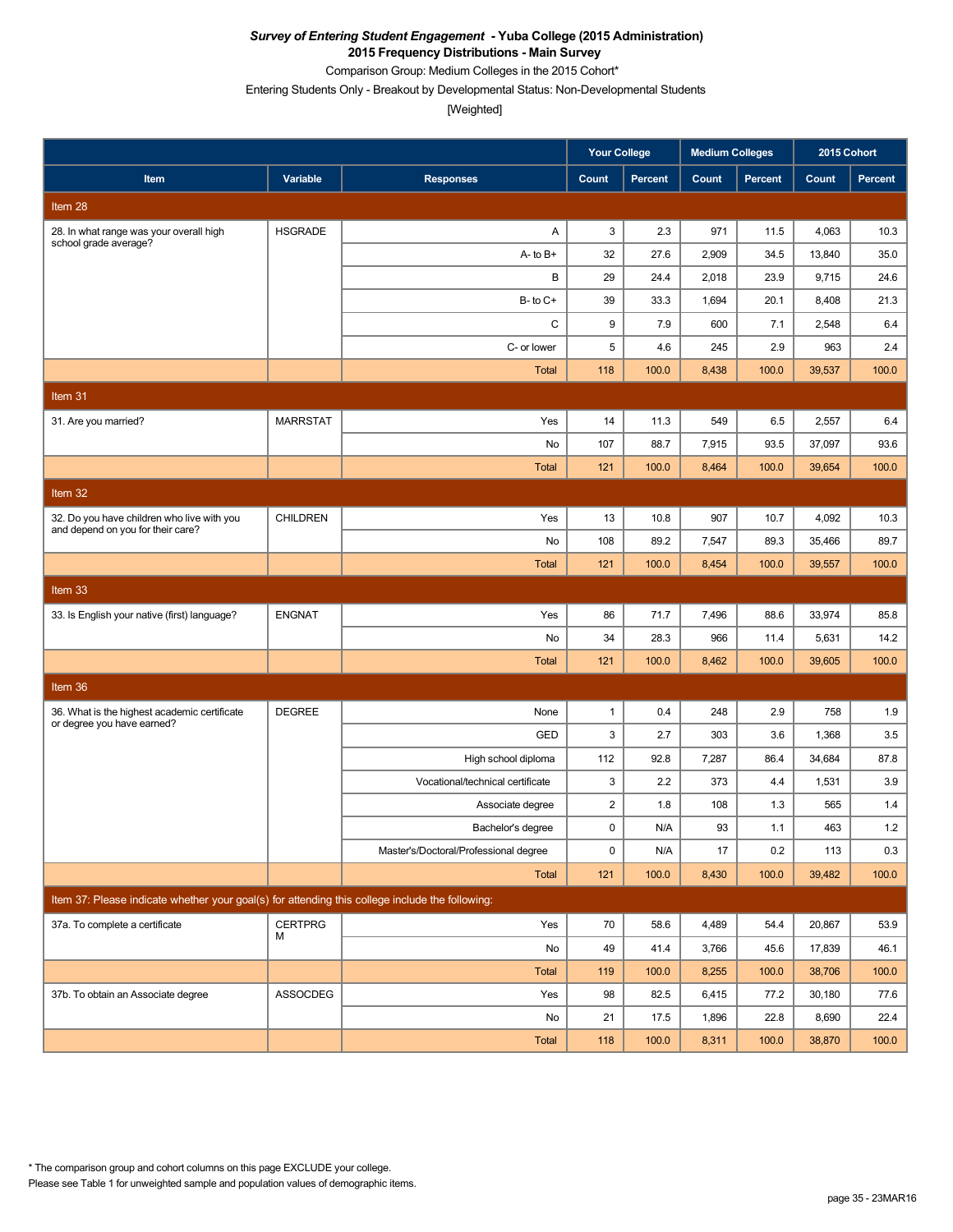***Survey of Entering Student Engagement* - Yuba College (2015 Administration)**
**2015 Frequency Distributions - Main Survey**
Comparison Group: Medium Colleges in the 2015 Cohort*
Entering Students Only - Breakout by Developmental Status: Non-Developmental Students
[Weighted]

| | | | Your College | | Medium Colleges | | 2015 Cohort | |
|---|---|---|---|---|---|---|---|---|
| **Item** | **Variable** | **Responses** | **Count** | **Percent** | **Count** | **Percent** | **Count** | **Percent** |
| Item 28 | | | | | | | | |
| 28. In what range was your overall high school grade average? | HSGRADE | A | 3 | 2.3 | 971 | 11.5 | 4,063 | 10.3 |
| | | A- to B+ | 32 | 27.6 | 2,909 | 34.5 | 13,840 | 35.0 |
| | | B | 29 | 24.4 | 2,018 | 23.9 | 9,715 | 24.6 |
| | | B- to C+ | 39 | 33.3 | 1,694 | 20.1 | 8,408 | 21.3 |
| | | C | 9 | 7.9 | 600 | 7.1 | 2,548 | 6.4 |
| | | C- or lower | 5 | 4.6 | 245 | 2.9 | 963 | 2.4 |
| | | Total | 118 | 100.0 | 8,438 | 100.0 | 39,537 | 100.0 |
| Item 31 | | | | | | | | |
| 31. Are you married? | MARRSTAT | Yes | 14 | 11.3 | 549 | 6.5 | 2,557 | 6.4 |
| | | No | 107 | 88.7 | 7,915 | 93.5 | 37,097 | 93.6 |
| | | Total | 121 | 100.0 | 8,464 | 100.0 | 39,654 | 100.0 |
| Item 32 | | | | | | | | |
| 32. Do you have children who live with you and depend on you for their care? | CHILDREN | Yes | 13 | 10.8 | 907 | 10.7 | 4,092 | 10.3 |
| | | No | 108 | 89.2 | 7,547 | 89.3 | 35,466 | 89.7 |
| | | Total | 121 | 100.0 | 8,454 | 100.0 | 39,557 | 100.0 |
| Item 33 | | | | | | | | |
| 33. Is English your native (first) language? | ENGNAT | Yes | 86 | 71.7 | 7,496 | 88.6 | 33,974 | 85.8 |
| | | No | 34 | 28.3 | 966 | 11.4 | 5,631 | 14.2 |
| | | Total | 121 | 100.0 | 8,462 | 100.0 | 39,605 | 100.0 |
| Item 36 | | | | | | | | |
| 36. What is the highest academic certificate or degree you have earned? | DEGREE | None | 1 | 0.4 | 248 | 2.9 | 758 | 1.9 |
| | | GED | 3 | 2.7 | 303 | 3.6 | 1,368 | 3.5 |
| | | High school diploma | 112 | 92.8 | 7,287 | 86.4 | 34,684 | 87.8 |
| | | Vocational/technical certificate | 3 | 2.2 | 373 | 4.4 | 1,531 | 3.9 |
| | | Associate degree | 2 | 1.8 | 108 | 1.3 | 565 | 1.4 |
| | | Bachelor's degree | 0 | N/A | 93 | 1.1 | 463 | 1.2 |
| | | Master's/Doctoral/Professional degree | 0 | N/A | 17 | 0.2 | 113 | 0.3 |
| | | Total | 121 | 100.0 | 8,430 | 100.0 | 39,482 | 100.0 |
| Item 37: Please indicate whether your goal(s) for attending this college include the following: | | | | | | | | |
| 37a. To complete a certificate | CERTPRGM | Yes | 70 | 58.6 | 4,489 | 54.4 | 20,867 | 53.9 |
| | | No | 49 | 41.4 | 3,766 | 45.6 | 17,839 | 46.1 |
| | | Total | 119 | 100.0 | 8,255 | 100.0 | 38,706 | 100.0 |
| 37b. To obtain an Associate degree | ASSOCDEG | Yes | 98 | 82.5 | 6,415 | 77.2 | 30,180 | 77.6 |
| | | No | 21 | 17.5 | 1,896 | 22.8 | 8,690 | 22.4 |
| | | Total | 118 | 100.0 | 8,311 | 100.0 | 38,870 | 100.0 |

\* The comparison group and cohort columns on this page EXCLUDE your college.
Please see Table 1 for unweighted sample and population values of demographic items.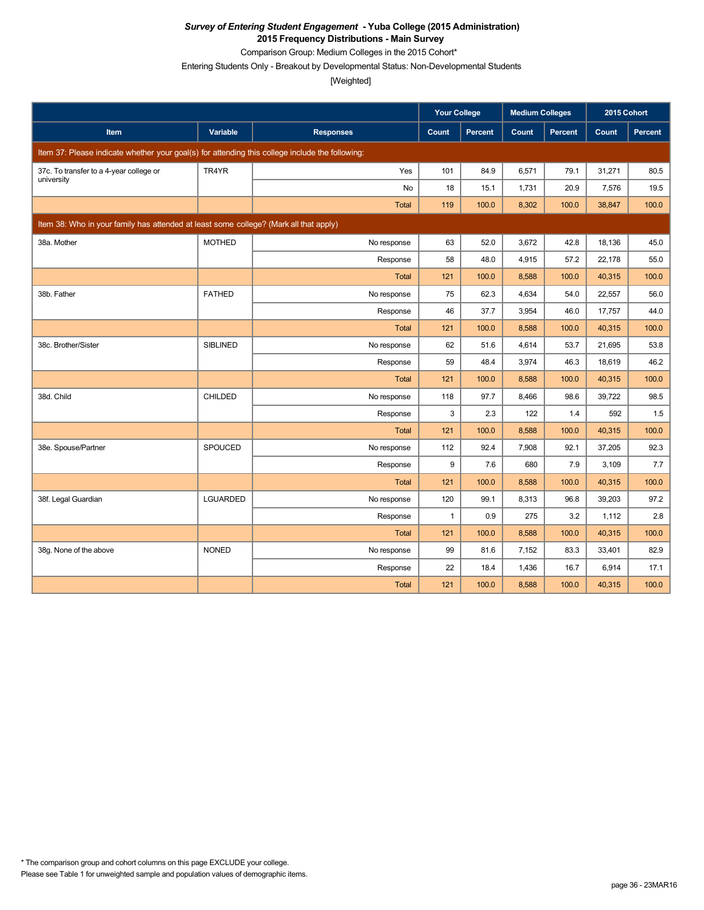***Survey of Entering Student Engagement* - Yuba College (2015 Administration)**
**2015 Frequency Distributions - Main Survey**
Comparison Group: Medium Colleges in the 2015 Cohort*
Entering Students Only - Breakout by Developmental Status: Non-Developmental Students
[Weighted]

| | | | Your College | | Medium Colleges | | 2015 Cohort | |
|---|---|---|---|---|---|---|---|---|
| Item | Variable | Responses | Count | Percent | Count | Percent | Count | Percent |
| Item 37: Please indicate whether your goal(s) for attending this college include the following: | | | | | | | | |
| 37c. To transfer to a 4-year college or university | TR4YR | Yes | 101 | 84.9 | 6,571 | 79.1 | 31,271 | 80.5 |
| | | No | 18 | 15.1 | 1,731 | 20.9 | 7,576 | 19.5 |
| | | Total | 119 | 100.0 | 8,302 | 100.0 | 38,847 | 100.0 |
| Item 38: Who in your family has attended at least some college? (Mark all that apply) | | | | | | | | |
| 38a. Mother | MOTHED | No response | 63 | 52.0 | 3,672 | 42.8 | 18,136 | 45.0 |
| | | Response | 58 | 48.0 | 4,915 | 57.2 | 22,178 | 55.0 |
| | | Total | 121 | 100.0 | 8,588 | 100.0 | 40,315 | 100.0 |
| 38b. Father | FATHED | No response | 75 | 62.3 | 4,634 | 54.0 | 22,557 | 56.0 |
| | | Response | 46 | 37.7 | 3,954 | 46.0 | 17,757 | 44.0 |
| | | Total | 121 | 100.0 | 8,588 | 100.0 | 40,315 | 100.0 |
| 38c. Brother/Sister | SIBLINED | No response | 62 | 51.6 | 4,614 | 53.7 | 21,695 | 53.8 |
| | | Response | 59 | 48.4 | 3,974 | 46.3 | 18,619 | 46.2 |
| | | Total | 121 | 100.0 | 8,588 | 100.0 | 40,315 | 100.0 |
| 38d. Child | CHILDED | No response | 118 | 97.7 | 8,466 | 98.6 | 39,722 | 98.5 |
| | | Response | 3 | 2.3 | 122 | 1.4 | 592 | 1.5 |
| | | Total | 121 | 100.0 | 8,588 | 100.0 | 40,315 | 100.0 |
| 38e. Spouse/Partner | SPOUCED | No response | 112 | 92.4 | 7,908 | 92.1 | 37,205 | 92.3 |
| | | Response | 9 | 7.6 | 680 | 7.9 | 3,109 | 7.7 |
| | | Total | 121 | 100.0 | 8,588 | 100.0 | 40,315 | 100.0 |
| 38f. Legal Guardian | LGUARDED | No response | 120 | 99.1 | 8,313 | 96.8 | 39,203 | 97.2 |
| | | Response | 1 | 0.9 | 275 | 3.2 | 1,112 | 2.8 |
| | | Total | 121 | 100.0 | 8,588 | 100.0 | 40,315 | 100.0 |
| 38g. None of the above | NONED | No response | 99 | 81.6 | 7,152 | 83.3 | 33,401 | 82.9 |
| | | Response | 22 | 18.4 | 1,436 | 16.7 | 6,914 | 17.1 |
| | | Total | 121 | 100.0 | 8,588 | 100.0 | 40,315 | 100.0 |

* The comparison group and cohort columns on this page EXCLUDE your college.
Please see Table 1 for unweighted sample and population values of demographic items.